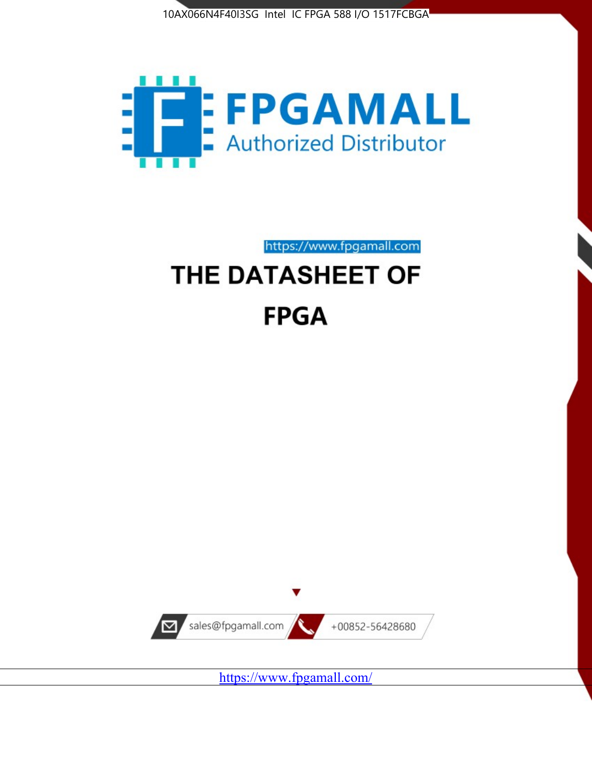10AX066N4F40I3SG Intel IC FPGA 588 I/O 1517FCBGA

**FPGAMALL**

Authorized Distributor

https://www.fpgamall.com

# THE DATASHEET OF

# FPGA

sales@fpgamall.com

+00852-56428680

https://www.fpgamall.com/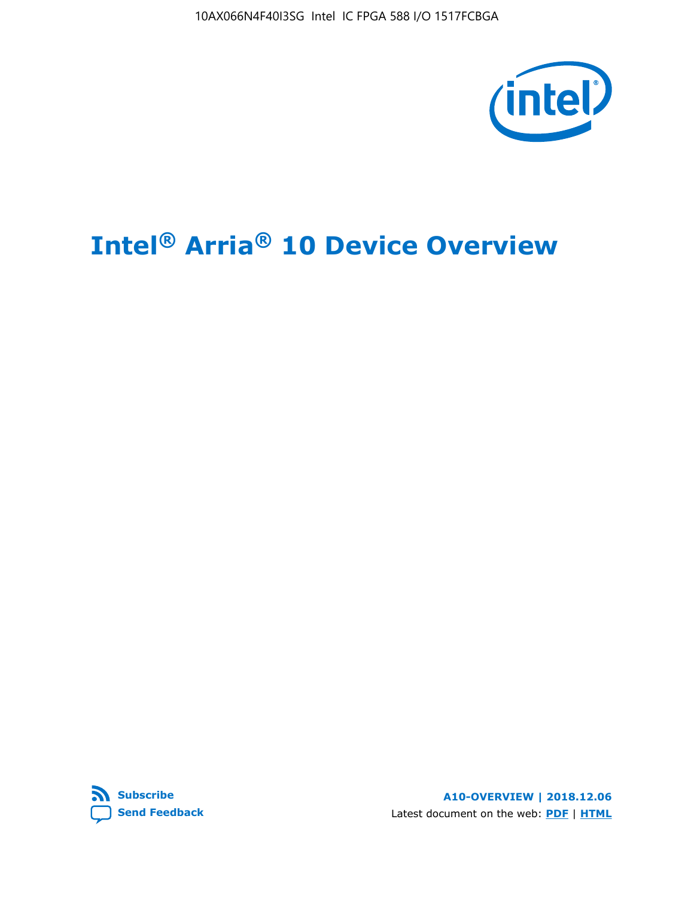# Intel® Arria® 10 Device Overview

Subscribe

Send Feedback

A10-OVERVIEW | 2018.12.06

Latest document on the web: PDF | HTML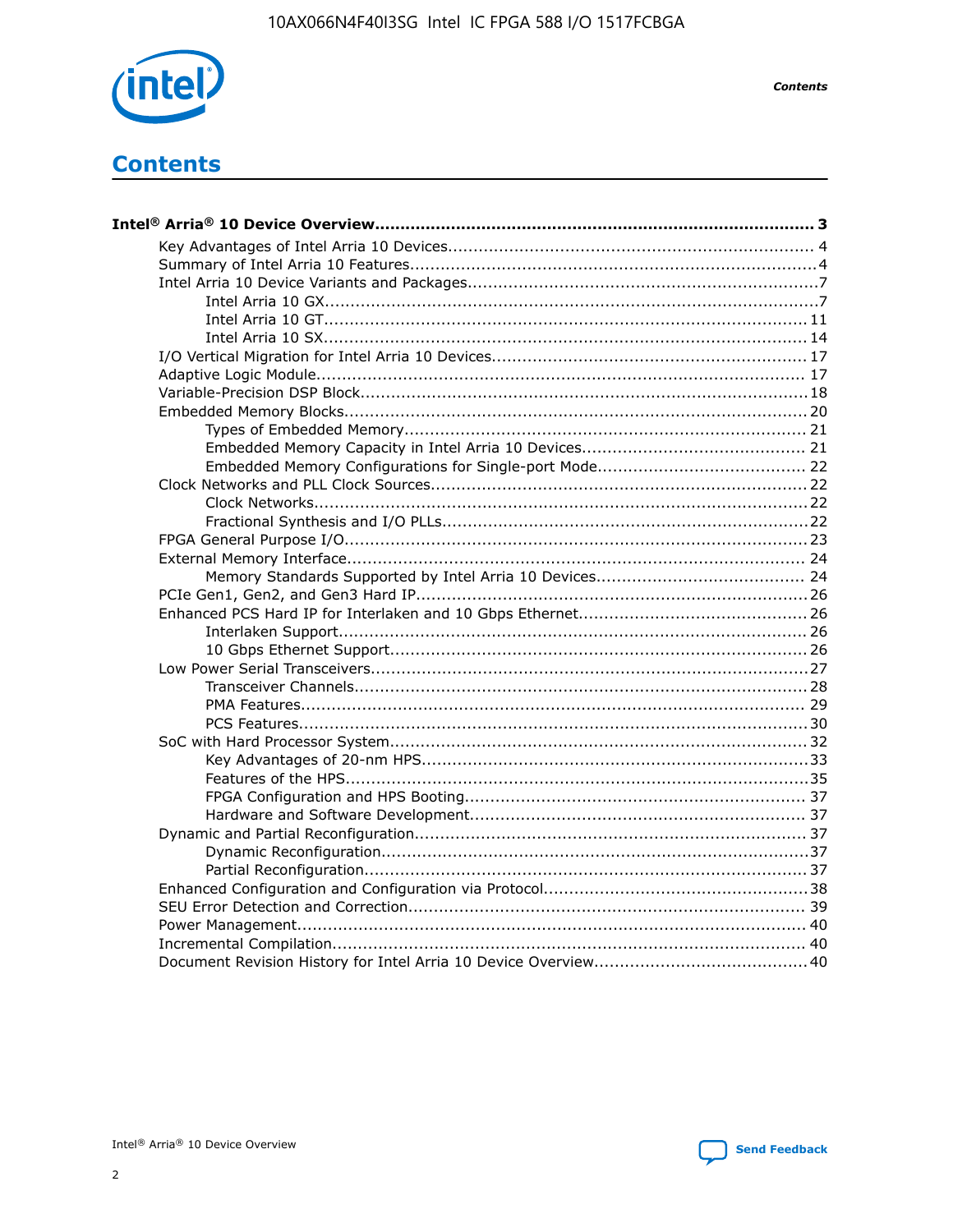# Contents

**Intel® Arria® 10 Device Overview...................................................................................... 3**

- Key Advantages of Intel Arria 10 Devices........................................................................ 4
- Summary of Intel Arria 10 Features................................................................................4
- Intel Arria 10 Device Variants and Packages....................................................................7
  - Intel Arria 10 GX.................................................................................................7
  - Intel Arria 10 GT............................................................................................... 11
  - Intel Arria 10 SX............................................................................................... 14
- I/O Vertical Migration for Intel Arria 10 Devices.............................................................. 17
- Adaptive Logic Module................................................................................................ 17
- Variable-Precision DSP Block.......................................................................................18
- Embedded Memory Blocks........................................................................................... 20
  - Types of Embedded Memory............................................................................... 21
  - Embedded Memory Capacity in Intel Arria 10 Devices............................................ 21
  - Embedded Memory Configurations for Single-port Mode......................................... 22
- Clock Networks and PLL Clock Sources.........................................................................22
  - Clock Networks.................................................................................................22
  - Fractional Synthesis and I/O PLLs.......................................................................22
- FPGA General Purpose I/O.......................................................................................... 23
- External Memory Interface.......................................................................................... 24
  - Memory Standards Supported by Intel Arria 10 Devices......................................... 24
- PCIe Gen1, Gen2, and Gen3 Hard IP............................................................................26
- Enhanced PCS Hard IP for Interlaken and 10 Gbps Ethernet.............................................26
  - Interlaken Support............................................................................................ 26
  - 10 Gbps Ethernet Support.................................................................................. 26
- Low Power Serial Transceivers.....................................................................................27
  - Transceiver Channels.........................................................................................28
  - PMA Features................................................................................................... 29
  - PCS Features....................................................................................................30
- SoC with Hard Processor System.................................................................................. 32
  - Key Advantages of 20-nm HPS............................................................................33
  - Features of the HPS...........................................................................................35
  - FPGA Configuration and HPS Booting................................................................... 37
  - Hardware and Software Development.................................................................. 37
- Dynamic and Partial Reconfiguration............................................................................ 37
  - Dynamic Reconfiguration...................................................................................37
  - Partial Reconfiguration......................................................................................37
- Enhanced Configuration and Configuration via Protocol....................................................38
- SEU Error Detection and Correction.............................................................................. 39
- Power Management.................................................................................................... 40
- Incremental Compilation............................................................................................. 40
- Document Revision History for Intel Arria 10 Device Overview.......................................... 40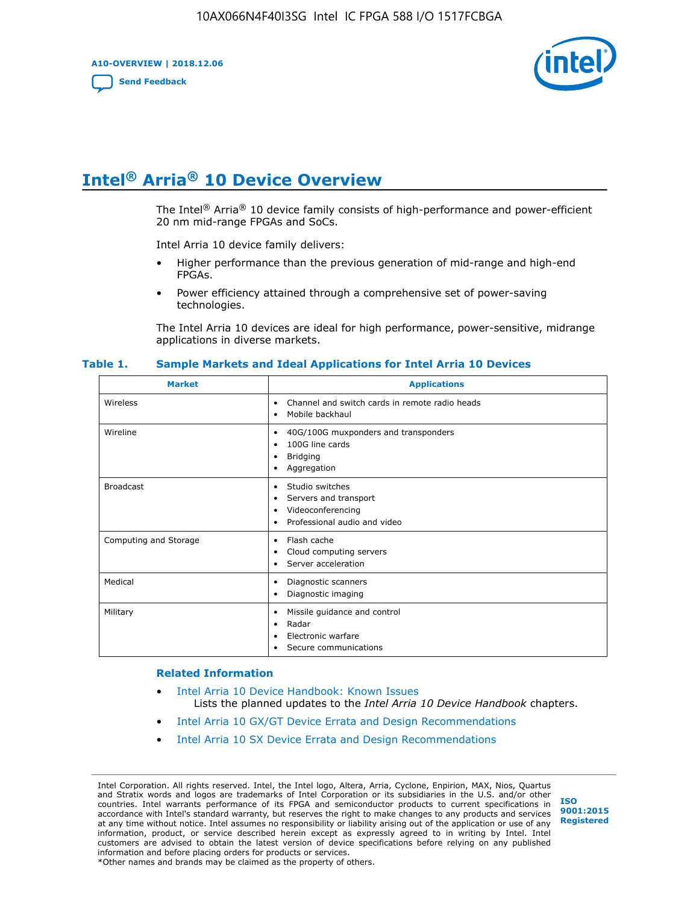# Intel® Arria® 10 Device Overview

The Intel® Arria® 10 device family consists of high-performance and power-efficient 20 nm mid-range FPGAs and SoCs.

Intel Arria 10 device family delivers:

- Higher performance than the previous generation of mid-range and high-end FPGAs.
- Power efficiency attained through a comprehensive set of power-saving technologies.

The Intel Arria 10 devices are ideal for high performance, power-sensitive, midrange applications in diverse markets.

**Table 1. Sample Markets and Ideal Applications for Intel Arria 10 Devices**

| Market | Applications |
| --- | --- |
| Wireless | • Channel and switch cards in remote radio heads<br>• Mobile backhaul |
| Wireline | • 40G/100G muxponders and transponders<br>• 100G line cards<br>• Bridging<br>• Aggregation |
| Broadcast | • Studio switches<br>• Servers and transport<br>• Videoconferencing<br>• Professional audio and video |
| Computing and Storage | • Flash cache<br>• Cloud computing servers<br>• Server acceleration |
| Medical | • Diagnostic scanners<br>• Diagnostic imaging |
| Military | • Missile guidance and control<br>• Radar<br>• Electronic warfare<br>• Secure communications |

### Related Information

- Intel Arria 10 Device Handbook: Known Issues
  Lists the planned updates to the *Intel Arria 10 Device Handbook* chapters.
- Intel Arria 10 GX/GT Device Errata and Design Recommendations
- Intel Arria 10 SX Device Errata and Design Recommendations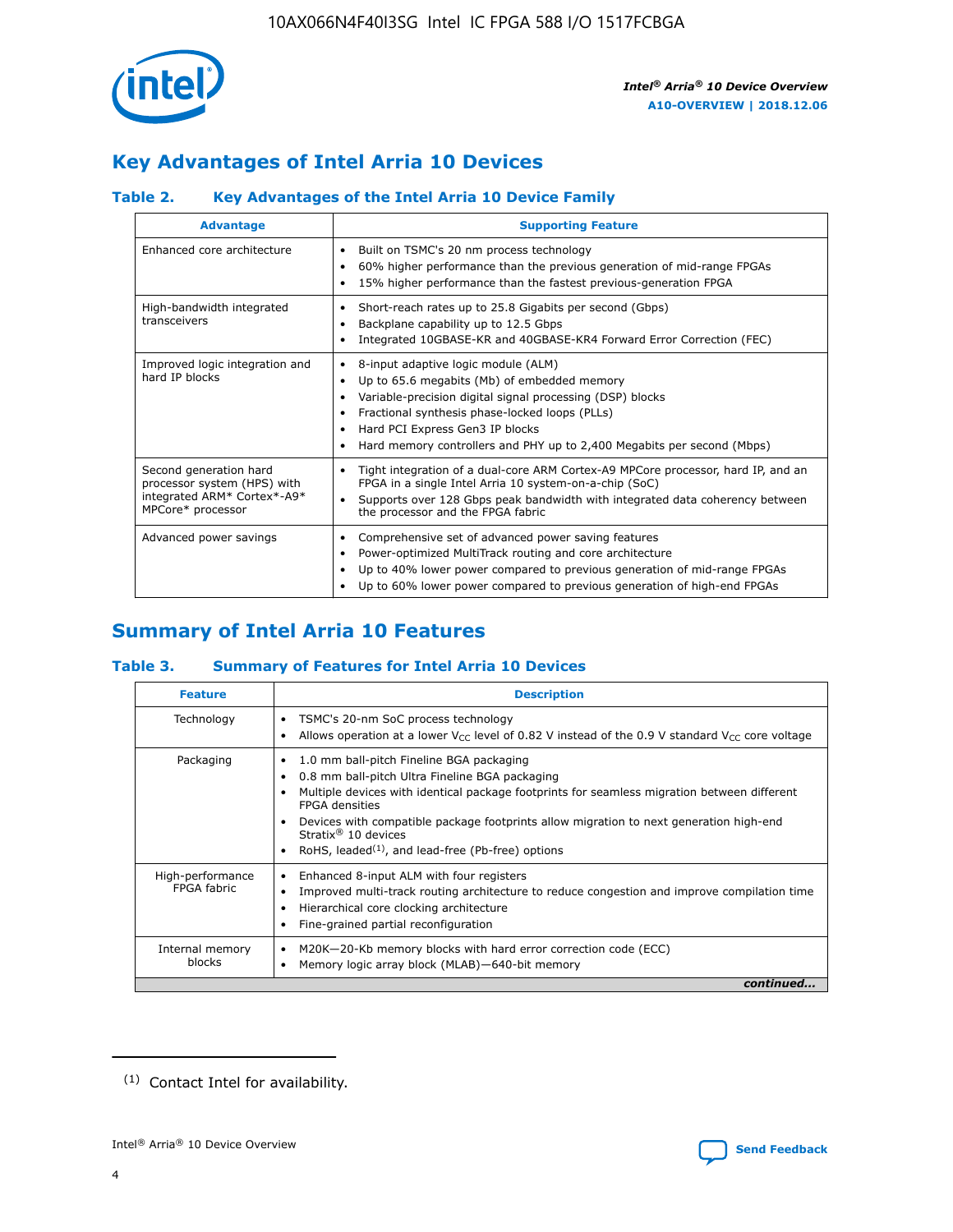## Key Advantages of Intel Arria 10 Devices

### Table 2. Key Advantages of the Intel Arria 10 Device Family

| Advantage | Supporting Feature |
|---|---|
| Enhanced core architecture | • Built on TSMC's 20 nm process technology<br>• 60% higher performance than the previous generation of mid-range FPGAs<br>• 15% higher performance than the fastest previous-generation FPGA |
| High-bandwidth integrated transceivers | • Short-reach rates up to 25.8 Gigabits per second (Gbps)<br>• Backplane capability up to 12.5 Gbps<br>• Integrated 10GBASE-KR and 40GBASE-KR4 Forward Error Correction (FEC) |
| Improved logic integration and hard IP blocks | • 8-input adaptive logic module (ALM)<br>• Up to 65.6 megabits (Mb) of embedded memory<br>• Variable-precision digital signal processing (DSP) blocks<br>• Fractional synthesis phase-locked loops (PLLs)<br>• Hard PCI Express Gen3 IP blocks<br>• Hard memory controllers and PHY up to 2,400 Megabits per second (Mbps) |
| Second generation hard processor system (HPS) with integrated ARM* Cortex*-A9* MPCore* processor | • Tight integration of a dual-core ARM Cortex-A9 MPCore processor, hard IP, and an FPGA in a single Intel Arria 10 system-on-a-chip (SoC)<br>• Supports over 128 Gbps peak bandwidth with integrated data coherency between the processor and the FPGA fabric |
| Advanced power savings | • Comprehensive set of advanced power saving features<br>• Power-optimized MultiTrack routing and core architecture<br>• Up to 40% lower power compared to previous generation of mid-range FPGAs<br>• Up to 60% lower power compared to previous generation of high-end FPGAs |

## Summary of Intel Arria 10 Features

### Table 3. Summary of Features for Intel Arria 10 Devices

| Feature | Description |
|---|---|
| Technology | • TSMC's 20-nm SoC process technology<br>• Allows operation at a lower $V_{CC}$ level of 0.82 V instead of the 0.9 V standard $V_{CC}$ core voltage |
| Packaging | • 1.0 mm ball-pitch Fineline BGA packaging<br>• 0.8 mm ball-pitch Ultra Fineline BGA packaging<br>• Multiple devices with identical package footprints for seamless migration between different FPGA densities<br>• Devices with compatible package footprints allow migration to next generation high-end Stratix® 10 devices<br>• RoHS, leaded[(1)], and lead-free (Pb-free) options |
| High-performance FPGA fabric | • Enhanced 8-input ALM with four registers<br>• Improved multi-track routing architecture to reduce congestion and improve compilation time<br>• Hierarchical core clocking architecture<br>• Fine-grained partial reconfiguration |
| Internal memory blocks | • M20K—20-Kb memory blocks with hard error correction code (ECC)<br>• Memory logic array block (MLAB)—640-bit memory |

*continued...*

(1) Contact Intel for availability.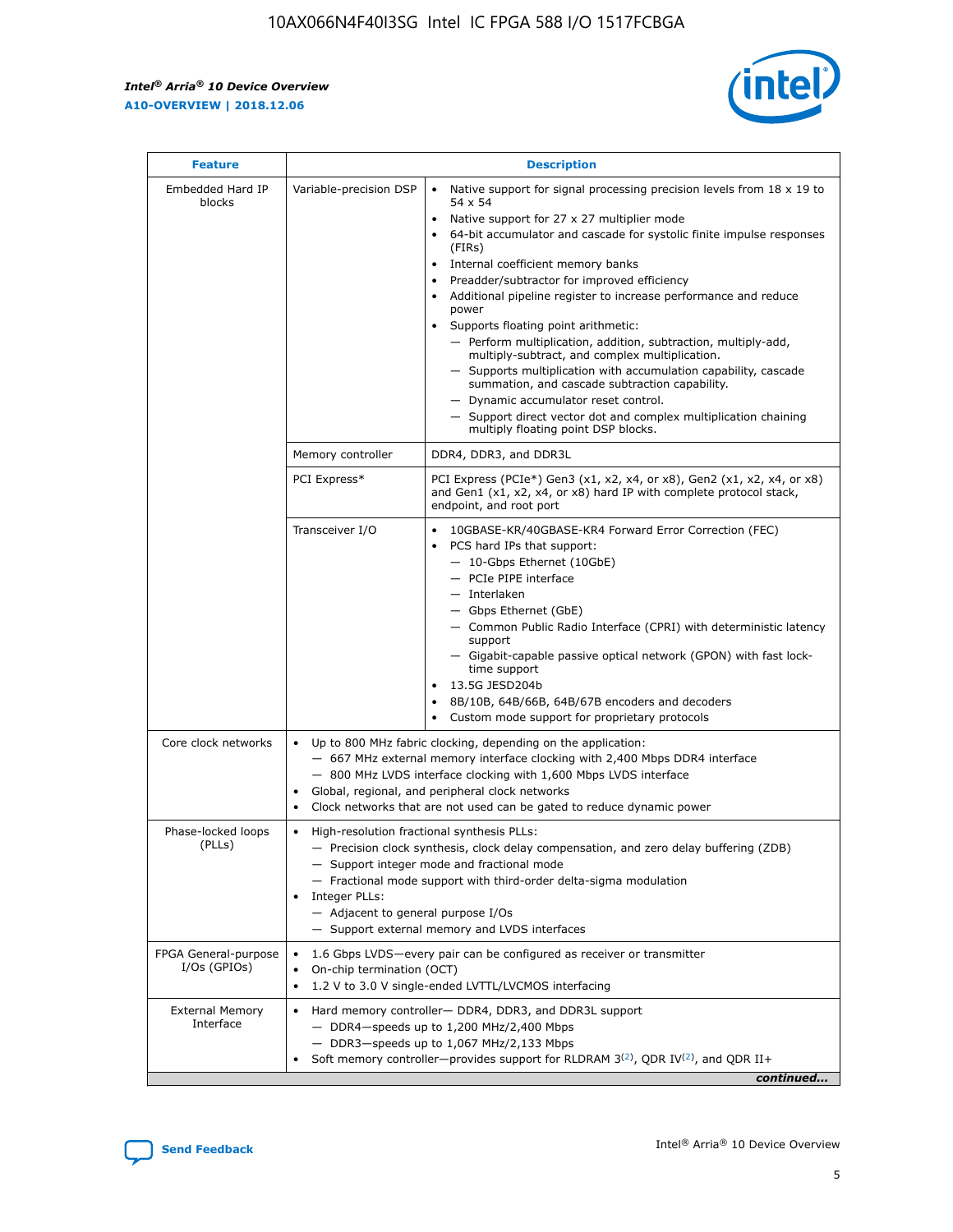| Feature | Description | |
|---|---|---|
| Embedded Hard IP blocks | Variable-precision DSP | • Native support for signal processing precision levels from 18 x 19 to 54 x 54<br>• Native support for 27 x 27 multiplier mode<br>• 64-bit accumulator and cascade for systolic finite impulse responses (FIRs)<br>• Internal coefficient memory banks<br>• Preadder/subtractor for improved efficiency<br>• Additional pipeline register to increase performance and reduce power<br>• Supports floating point arithmetic:<br>— Perform multiplication, addition, subtraction, multiply-add, multiply-subtract, and complex multiplication.<br>— Supports multiplication with accumulation capability, cascade summation, and cascade subtraction capability.<br>— Dynamic accumulator reset control.<br>— Support direct vector dot and complex multiplication chaining multiply floating point DSP blocks. |
| | Memory controller | DDR4, DDR3, and DDR3L |
| | PCI Express* | PCI Express (PCIe*) Gen3 (x1, x2, x4, or x8), Gen2 (x1, x2, x4, or x8) and Gen1 (x1, x2, x4, or x8) hard IP with complete protocol stack, endpoint, and root port |
| | Transceiver I/O | • 10GBASE-KR/40GBASE-KR4 Forward Error Correction (FEC)<br>• PCS hard IPs that support:<br>— 10-Gbps Ethernet (10GbE)<br>— PCIe PIPE interface<br>— Interlaken<br>— Gbps Ethernet (GbE)<br>— Common Public Radio Interface (CPRI) with deterministic latency support<br>— Gigabit-capable passive optical network (GPON) with fast lock-time support<br>• 13.5G JESD204b<br>• 8B/10B, 64B/66B, 64B/67B encoders and decoders<br>• Custom mode support for proprietary protocols |
| Core clock networks | • Up to 800 MHz fabric clocking, depending on the application:<br>— 667 MHz external memory interface clocking with 2,400 Mbps DDR4 interface<br>— 800 MHz LVDS interface clocking with 1,600 Mbps LVDS interface<br>• Global, regional, and peripheral clock networks<br>• Clock networks that are not used can be gated to reduce dynamic power | |
| Phase-locked loops (PLLs) | • High-resolution fractional synthesis PLLs:<br>— Precision clock synthesis, clock delay compensation, and zero delay buffering (ZDB)<br>— Support integer mode and fractional mode<br>— Fractional mode support with third-order delta-sigma modulation<br>• Integer PLLs:<br>— Adjacent to general purpose I/Os<br>— Support external memory and LVDS interfaces | |
| FPGA General-purpose I/Os (GPIOs) | • 1.6 Gbps LVDS—every pair can be configured as receiver or transmitter<br>• On-chip termination (OCT)<br>• 1.2 V to 3.0 V single-ended LVTTL/LVCMOS interfacing | |
| External Memory Interface | • Hard memory controller— DDR4, DDR3, and DDR3L support<br>— DDR4—speeds up to 1,200 MHz/2,400 Mbps<br>— DDR3—speeds up to 1,067 MHz/2,133 Mbps<br>• Soft memory controller—provides support for RLDRAM 3[(2)], QDR IV[(2)], and QDR II+ | |

*continued...*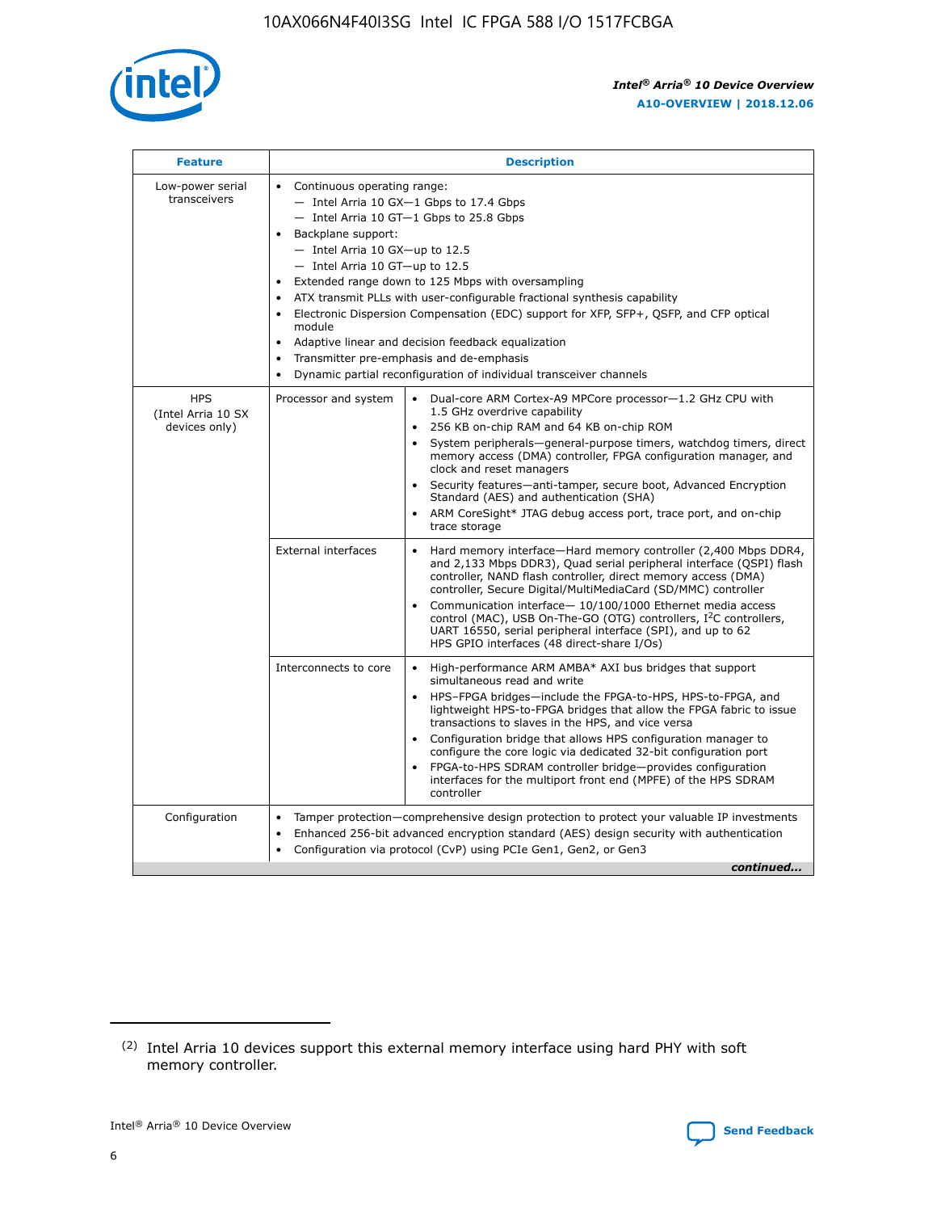| Feature | Description | |
|---|---|---|
| Low-power serial transceivers | • Continuous operating range:<br>— Intel Arria 10 GX—1 Gbps to 17.4 Gbps<br>— Intel Arria 10 GT—1 Gbps to 25.8 Gbps<br>• Backplane support:<br>— Intel Arria 10 GX—up to 12.5<br>— Intel Arria 10 GT—up to 12.5<br>• Extended range down to 125 Mbps with oversampling<br>• ATX transmit PLLs with user-configurable fractional synthesis capability<br>• Electronic Dispersion Compensation (EDC) support for XFP, SFP+, QSFP, and CFP optical module<br>• Adaptive linear and decision feedback equalization<br>• Transmitter pre-emphasis and de-emphasis<br>• Dynamic partial reconfiguration of individual transceiver channels | |
| HPS (Intel Arria 10 SX devices only) | Processor and system | • Dual-core ARM Cortex-A9 MPCore processor—1.2 GHz CPU with 1.5 GHz overdrive capability<br>• 256 KB on-chip RAM and 64 KB on-chip ROM<br>• System peripherals—general-purpose timers, watchdog timers, direct memory access (DMA) controller, FPGA configuration manager, and clock and reset managers<br>• Security features—anti-tamper, secure boot, Advanced Encryption Standard (AES) and authentication (SHA)<br>• ARM CoreSight* JTAG debug access port, trace port, and on-chip trace storage |
| | External interfaces | • Hard memory interface—Hard memory controller (2,400 Mbps DDR4, and 2,133 Mbps DDR3), Quad serial peripheral interface (QSPI) flash controller, NAND flash controller, direct memory access (DMA) controller, Secure Digital/MultiMediaCard (SD/MMC) controller<br>• Communication interface— 10/100/1000 Ethernet media access control (MAC), USB On-The-GO (OTG) controllers, I$^2$C controllers, UART 16550, serial peripheral interface (SPI), and up to 62 HPS GPIO interfaces (48 direct-share I/Os) |
| | Interconnects to core | • High-performance ARM AMBA* AXI bus bridges that support simultaneous read and write<br>• HPS–FPGA bridges—include the FPGA-to-HPS, HPS-to-FPGA, and lightweight HPS-to-FPGA bridges that allow the FPGA fabric to issue transactions to slaves in the HPS, and vice versa<br>• Configuration bridge that allows HPS configuration manager to configure the core logic via dedicated 32-bit configuration port<br>• FPGA-to-HPS SDRAM controller bridge—provides configuration interfaces for the multiport front end (MPFE) of the HPS SDRAM controller |
| Configuration | • Tamper protection—comprehensive design protection to protect your valuable IP investments<br>• Enhanced 256-bit advanced encryption standard (AES) design security with authentication<br>• Configuration via protocol (CvP) using PCIe Gen1, Gen2, or Gen3 | |

*continued...*

(2) Intel Arria 10 devices support this external memory interface using hard PHY with soft memory controller.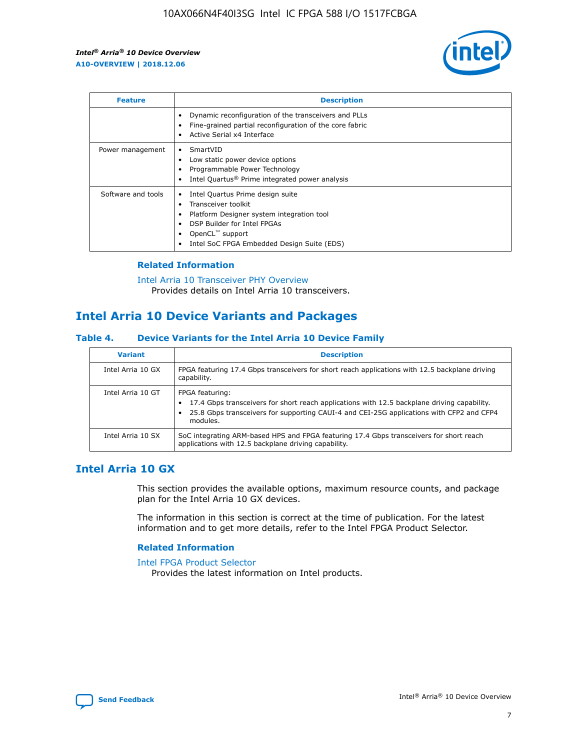| Feature | Description |
| --- | --- |
| | • Dynamic reconfiguration of the transceivers and PLLs<br>• Fine-grained partial reconfiguration of the core fabric<br>• Active Serial x4 Interface |
| Power management | • SmartVID<br>• Low static power device options<br>• Programmable Power Technology<br>• Intel Quartus® Prime integrated power analysis |
| Software and tools | • Intel Quartus Prime design suite<br>• Transceiver toolkit<br>• Platform Designer system integration tool<br>• DSP Builder for Intel FPGAs<br>• OpenCL™ support<br>• Intel SoC FPGA Embedded Design Suite (EDS) |

### Related Information

Intel Arria 10 Transceiver PHY Overview
Provides details on Intel Arria 10 transceivers.

## Intel Arria 10 Device Variants and Packages

### Table 4. Device Variants for the Intel Arria 10 Device Family

| Variant | Description |
| --- | --- |
| Intel Arria 10 GX | FPGA featuring 17.4 Gbps transceivers for short reach applications with 12.5 backplane driving capability. |
| Intel Arria 10 GT | FPGA featuring:<br>• 17.4 Gbps transceivers for short reach applications with 12.5 backplane driving capability.<br>• 25.8 Gbps transceivers for supporting CAUI-4 and CEI-25G applications with CFP2 and CFP4 modules. |
| Intel Arria 10 SX | SoC integrating ARM-based HPS and FPGA featuring 17.4 Gbps transceivers for short reach applications with 12.5 backplane driving capability. |

## Intel Arria 10 GX

This section provides the available options, maximum resource counts, and package plan for the Intel Arria 10 GX devices.

The information in this section is correct at the time of publication. For the latest information and to get more details, refer to the Intel FPGA Product Selector.

### Related Information

Intel FPGA Product Selector
Provides the latest information on Intel products.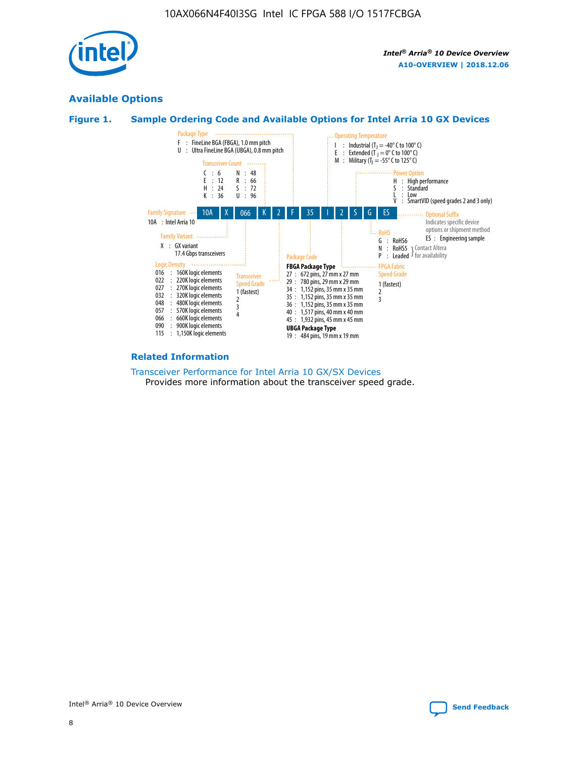## Available Options

### Figure 1. Sample Ordering Code and Available Options for Intel Arria 10 GX Devices

**Sample ordering code:** 10A X 066 K 2 F 35 I 2 S G ES

**Family Signature**
- 10A : Intel Arria 10

**Family Variant**
- X : GX variant 17.4 Gbps transceivers

**Logic Density**
- 016 : 160K logic elements
- 022 : 220K logic elements
- 027 : 270K logic elements
- 032 : 320K logic elements
- 048 : 480K logic elements
- 057 : 570K logic elements
- 066 : 660K logic elements
- 090 : 900K logic elements
- 115 : 1,150K logic elements

**Transceiver Count**
- C : 6
- E : 12
- H : 24
- K : 36
- N : 48
- R : 66
- S : 72
- U : 96

**Transceiver Speed Grade**
- 1 (fastest)
- 2
- 3
- 4

**Package Type**
- F : FineLine BGA (FBGA), 1.0 mm pitch
- U : Ultra FineLine BGA (UBGA), 0.8 mm pitch

**Package Code**

FBGA Package Type
- 27 : 672 pins, 27 mm x 27 mm
- 29 : 780 pins, 29 mm x 29 mm
- 34 : 1,152 pins, 35 mm x 35 mm
- 35 : 1,152 pins, 35 mm x 35 mm
- 36 : 1,152 pins, 35 mm x 35 mm
- 40 : 1,517 pins, 40 mm x 40 mm
- 45 : 1,932 pins, 45 mm x 45 mm

UBGA Package Type
- 19 : 484 pins, 19 mm x 19 mm

**Operating Temperature**
- I : Industrial ($T_J$ = -40° C to 100° C)
- E : Extended ($T_J$ = 0° C to 100° C)
- M : Military ($T_J$ = -55° C to 125° C)

**FPGA Fabric Speed Grade**
- 1 (fastest)
- 2
- 3

**Power Option**
- H : High performance
- S : Standard
- L : Low
- V : SmartVID (speed grades 2 and 3 only)

**RoHS**
- G : RoHS6
- N : RoHS5 (Contact Altera for availability)
- P : Leaded (Contact Altera for availability)

**Optional Suffix**

Indicates specific device options or shipment method
- ES : Engineering sample

### Related Information

Transceiver Performance for Intel Arria 10 GX/SX Devices

Provides more information about the transceiver speed grade.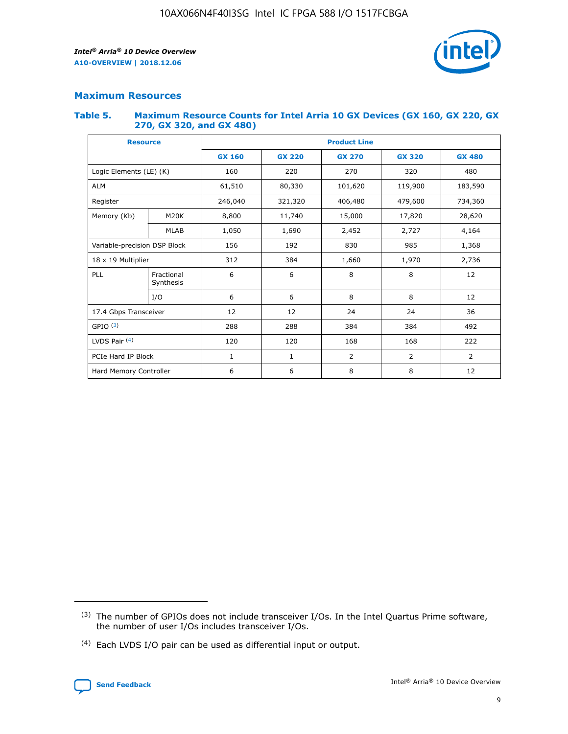## Maximum Resources

### Table 5. Maximum Resource Counts for Intel Arria 10 GX Devices (GX 160, GX 220, GX 270, GX 320, and GX 480)

| Resource | | Product Line | | | | |
|---|---|---|---|---|---|---|
| | | GX 160 | GX 220 | GX 270 | GX 320 | GX 480 |
| Logic Elements (LE) (K) | | 160 | 220 | 270 | 320 | 480 |
| ALM | | 61,510 | 80,330 | 101,620 | 119,900 | 183,590 |
| Register | | 246,040 | 321,320 | 406,480 | 479,600 | 734,360 |
| Memory (Kb) | M20K | 8,800 | 11,740 | 15,000 | 17,820 | 28,620 |
| | MLAB | 1,050 | 1,690 | 2,452 | 2,727 | 4,164 |
| Variable-precision DSP Block | | 156 | 192 | 830 | 985 | 1,368 |
| 18 x 19 Multiplier | | 312 | 384 | 1,660 | 1,970 | 2,736 |
| PLL | Fractional Synthesis | 6 | 6 | 8 | 8 | 12 |
| | I/O | 6 | 6 | 8 | 8 | 12 |
| 17.4 Gbps Transceiver | | 12 | 12 | 24 | 24 | 36 |
| GPIO [(3)] | | 288 | 288 | 384 | 384 | 492 |
| LVDS Pair [(4)] | | 120 | 120 | 168 | 168 | 222 |
| PCIe Hard IP Block | | 1 | 1 | 2 | 2 | 2 |
| Hard Memory Controller | | 6 | 6 | 8 | 8 | 12 |

(3) The number of GPIOs does not include transceiver I/Os. In the Intel Quartus Prime software, the number of user I/Os includes transceiver I/Os.

(4) Each LVDS I/O pair can be used as differential input or output.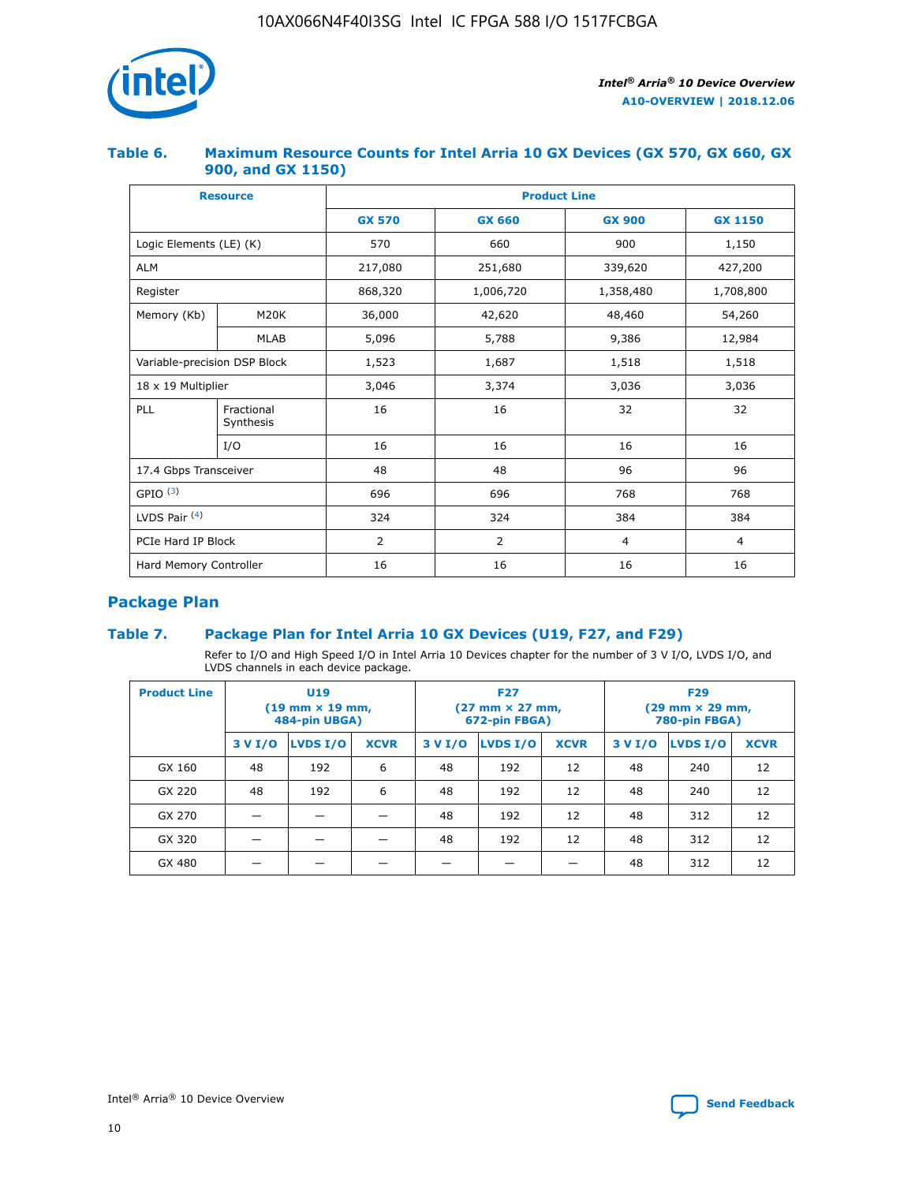### Table 6. Maximum Resource Counts for Intel Arria 10 GX Devices (GX 570, GX 660, GX 900, and GX 1150)

| Resource | | Product Line | | | |
|---|---|---|---|---|---|
| | | GX 570 | GX 660 | GX 900 | GX 1150 |
| Logic Elements (LE) (K) | | 570 | 660 | 900 | 1,150 |
| ALM | | 217,080 | 251,680 | 339,620 | 427,200 |
| Register | | 868,320 | 1,006,720 | 1,358,480 | 1,708,800 |
| Memory (Kb) | M20K | 36,000 | 42,620 | 48,460 | 54,260 |
| | MLAB | 5,096 | 5,788 | 9,386 | 12,984 |
| Variable-precision DSP Block | | 1,523 | 1,687 | 1,518 | 1,518 |
| 18 x 19 Multiplier | | 3,046 | 3,374 | 3,036 | 3,036 |
| PLL | Fractional Synthesis | 16 | 16 | 32 | 32 |
| | I/O | 16 | 16 | 16 | 16 |
| 17.4 Gbps Transceiver | | 48 | 48 | 96 | 96 |
| GPIO [(3)] | | 696 | 696 | 768 | 768 |
| LVDS Pair [(4)] | | 324 | 324 | 384 | 384 |
| PCIe Hard IP Block | | 2 | 2 | 4 | 4 |
| Hard Memory Controller | | 16 | 16 | 16 | 16 |

## Package Plan

### Table 7. Package Plan for Intel Arria 10 GX Devices (U19, F27, and F29)

Refer to I/O and High Speed I/O in Intel Arria 10 Devices chapter for the number of 3 V I/O, LVDS I/O, and LVDS channels in each device package.

| Product Line | U19 (19 mm × 19 mm, 484-pin UBGA) | | | F27 (27 mm × 27 mm, 672-pin FBGA) | | | F29 (29 mm × 29 mm, 780-pin FBGA) | | |
|---|---|---|---|---|---|---|---|---|---|
| | 3 V I/O | LVDS I/O | XCVR | 3 V I/O | LVDS I/O | XCVR | 3 V I/O | LVDS I/O | XCVR |
| GX 160 | 48 | 192 | 6 | 48 | 192 | 12 | 48 | 240 | 12 |
| GX 220 | 48 | 192 | 6 | 48 | 192 | 12 | 48 | 240 | 12 |
| GX 270 | — | — | — | 48 | 192 | 12 | 48 | 312 | 12 |
| GX 320 | — | — | — | 48 | 192 | 12 | 48 | 312 | 12 |
| GX 480 | — | — | — | — | — | — | 48 | 312 | 12 |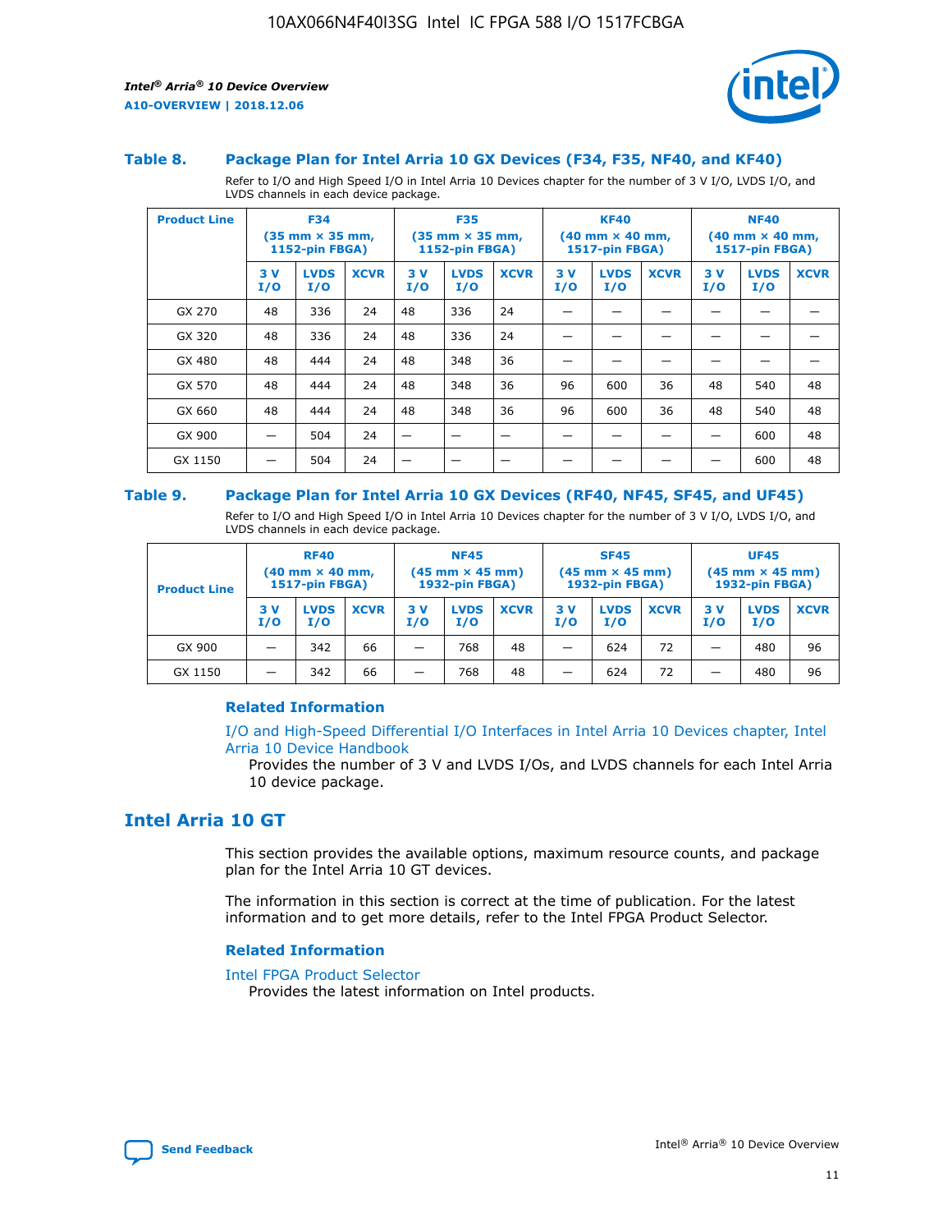### Table 8. Package Plan for Intel Arria 10 GX Devices (F34, F35, NF40, and KF40)

Refer to I/O and High Speed I/O in Intel Arria 10 Devices chapter for the number of 3 V I/O, LVDS I/O, and LVDS channels in each device package.

| Product Line | F34 (35 mm × 35 mm, 1152-pin FBGA) | | | F35 (35 mm × 35 mm, 1152-pin FBGA) | | | KF40 (40 mm × 40 mm, 1517-pin FBGA) | | | NF40 (40 mm × 40 mm, 1517-pin FBGA) | | |
|---|---|---|---|---|---|---|---|---|---|---|---|---|
| | 3 V I/O | LVDS I/O | XCVR | 3 V I/O | LVDS I/O | XCVR | 3 V I/O | LVDS I/O | XCVR | 3 V I/O | LVDS I/O | XCVR |
| GX 270 | 48 | 336 | 24 | 48 | 336 | 24 | — | — | — | — | — | — |
| GX 320 | 48 | 336 | 24 | 48 | 336 | 24 | — | — | — | — | — | — |
| GX 480 | 48 | 444 | 24 | 48 | 348 | 36 | — | — | — | — | — | — |
| GX 570 | 48 | 444 | 24 | 48 | 348 | 36 | 96 | 600 | 36 | 48 | 540 | 48 |
| GX 660 | 48 | 444 | 24 | 48 | 348 | 36 | 96 | 600 | 36 | 48 | 540 | 48 |
| GX 900 | — | 504 | 24 | — | — | — | — | — | — | — | 600 | 48 |
| GX 1150 | — | 504 | 24 | — | — | — | — | — | — | — | 600 | 48 |

### Table 9. Package Plan for Intel Arria 10 GX Devices (RF40, NF45, SF45, and UF45)

Refer to I/O and High Speed I/O in Intel Arria 10 Devices chapter for the number of 3 V I/O, LVDS I/O, and LVDS channels in each device package.

| Product Line | RF40 (40 mm × 40 mm, 1517-pin FBGA) | | | NF45 (45 mm × 45 mm) 1932-pin FBGA) | | | SF45 (45 mm × 45 mm) 1932-pin FBGA) | | | UF45 (45 mm × 45 mm) 1932-pin FBGA) | | |
|---|---|---|---|---|---|---|---|---|---|---|---|---|
| | 3 V I/O | LVDS I/O | XCVR | 3 V I/O | LVDS I/O | XCVR | 3 V I/O | LVDS I/O | XCVR | 3 V I/O | LVDS I/O | XCVR |
| GX 900 | — | 342 | 66 | — | 768 | 48 | — | 624 | 72 | — | 480 | 96 |
| GX 1150 | — | 342 | 66 | — | 768 | 48 | — | 624 | 72 | — | 480 | 96 |

#### Related Information

I/O and High-Speed Differential I/O Interfaces in Intel Arria 10 Devices chapter, Intel Arria 10 Device Handbook

Provides the number of 3 V and LVDS I/Os, and LVDS channels for each Intel Arria 10 device package.

## Intel Arria 10 GT

This section provides the available options, maximum resource counts, and package plan for the Intel Arria 10 GT devices.

The information in this section is correct at the time of publication. For the latest information and to get more details, refer to the Intel FPGA Product Selector.

#### Related Information

Intel FPGA Product Selector

Provides the latest information on Intel products.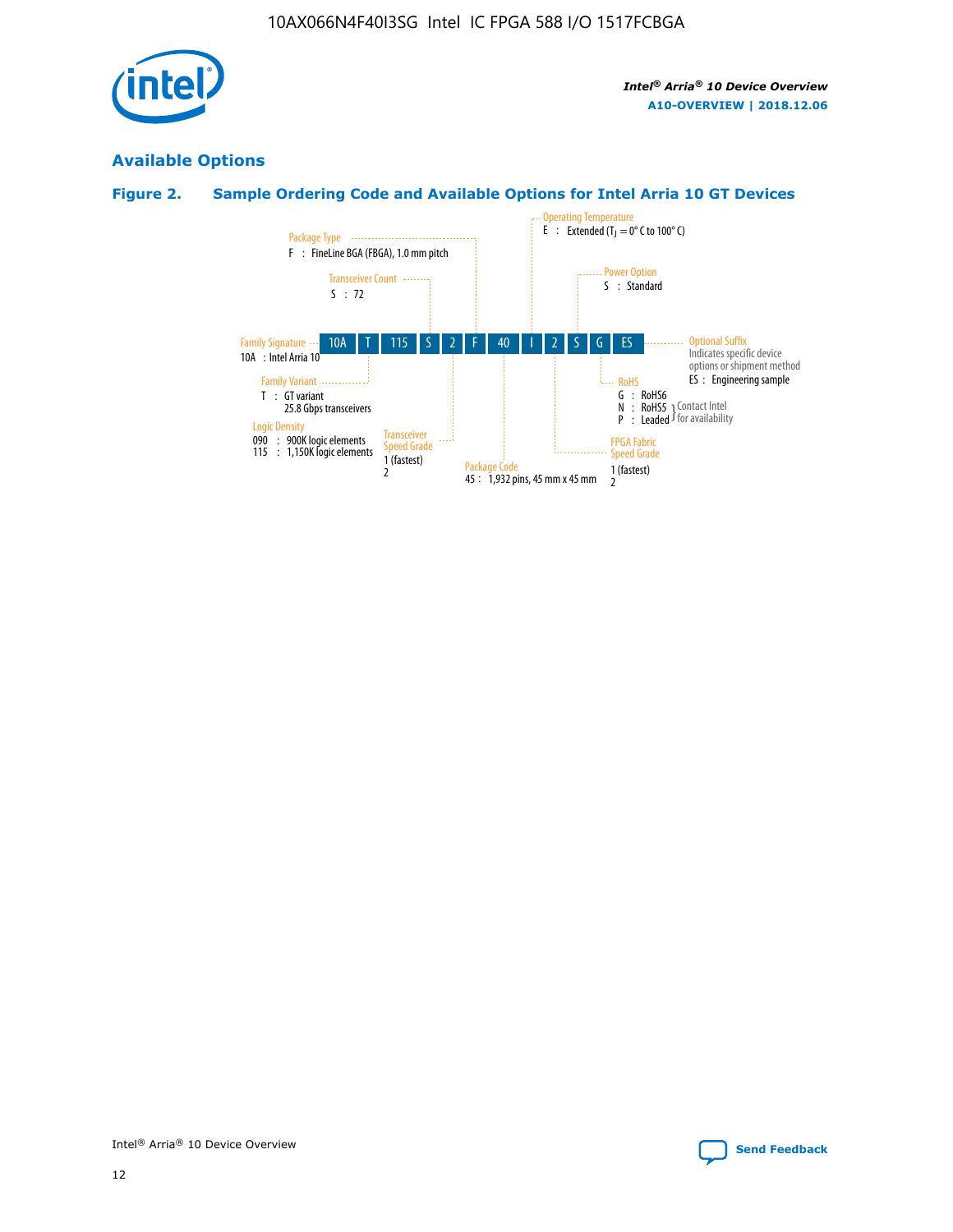## Available Options

### Figure 2. Sample Ordering Code and Available Options for Intel Arria 10 GT Devices

| 10A | T | 115 | S | 2 | F | 40 | I | 2 | S | G | ES |
|---|---|---|---|---|---|---|---|---|---|---|---|

**Family Signature**
10A : Intel Arria 10

**Family Variant**
T : GT variant
25.8 Gbps transceivers

**Logic Density**
090 : 900K logic elements
115 : 1,150K logic elements

**Transceiver Count**
S : 72

**Transceiver Speed Grade**
1 (fastest)
2

**Package Type**
F : FineLine BGA (FBGA), 1.0 mm pitch

**Package Code**
45 : 1,932 pins, 45 mm x 45 mm

**Operating Temperature**
E : Extended ($T_J$ = 0° C to 100° C)

**FPGA Fabric Speed Grade**
1 (fastest)
2

**Power Option**
S : Standard

**RoHS**
G : RoHS6
N : RoHS5 (Contact Intel for availability)
P : Leaded (Contact Intel for availability)

**Optional Suffix**
Indicates specific device options or shipment method
ES : Engineering sample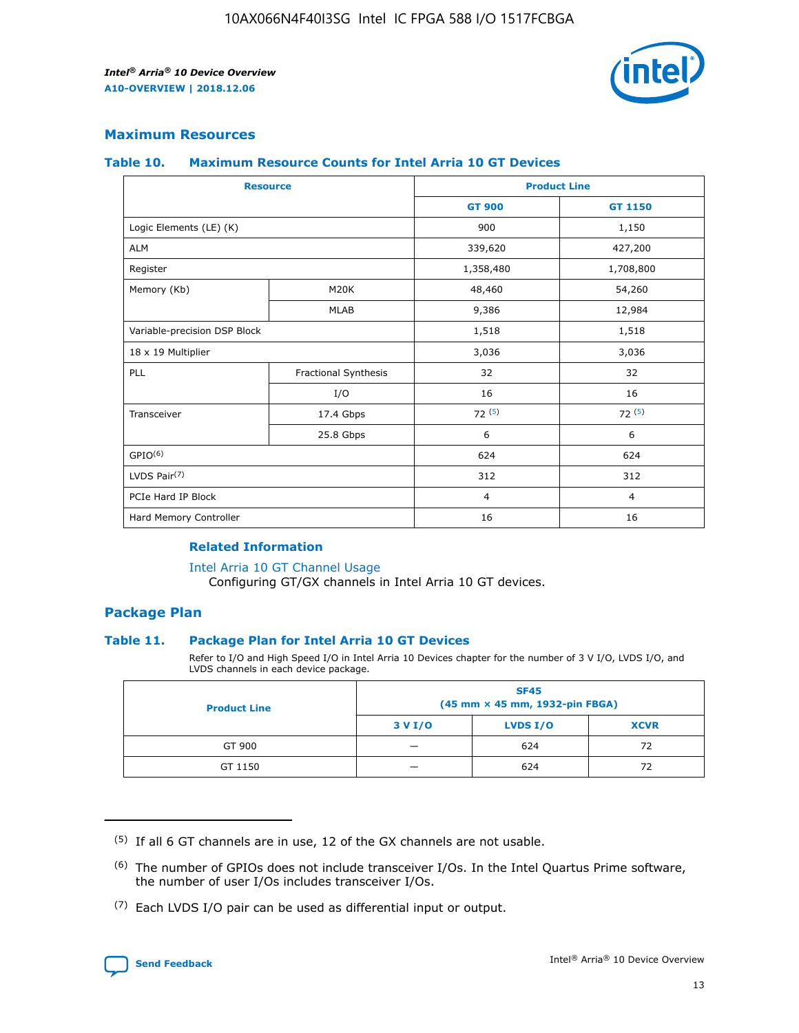## Maximum Resources

### Table 10. Maximum Resource Counts for Intel Arria 10 GT Devices

| Resource | | Product Line | |
|---|---|---|---|
| | | GT 900 | GT 1150 |
| Logic Elements (LE) (K) | | 900 | 1,150 |
| ALM | | 339,620 | 427,200 |
| Register | | 1,358,480 | 1,708,800 |
| Memory (Kb) | M20K | 48,460 | 54,260 |
| | MLAB | 9,386 | 12,984 |
| Variable-precision DSP Block | | 1,518 | 1,518 |
| 18 x 19 Multiplier | | 3,036 | 3,036 |
| PLL | Fractional Synthesis | 32 | 32 |
| | I/O | 16 | 16 |
| Transceiver | 17.4 Gbps | 72 (5) | 72 (5) |
| | 25.8 Gbps | 6 | 6 |
| GPIO(6) | | 624 | 624 |
| LVDS Pair(7) | | 312 | 312 |
| PCIe Hard IP Block | | 4 | 4 |
| Hard Memory Controller | | 16 | 16 |

### Related Information

Intel Arria 10 GT Channel Usage
Configuring GT/GX channels in Intel Arria 10 GT devices.

## Package Plan

### Table 11. Package Plan for Intel Arria 10 GT Devices

Refer to I/O and High Speed I/O in Intel Arria 10 Devices chapter for the number of 3 V I/O, LVDS I/O, and LVDS channels in each device package.

| Product Line | SF45 (45 mm × 45 mm, 1932-pin FBGA) | | |
|---|---|---|---|
| | 3 V I/O | LVDS I/O | XCVR |
| GT 900 | — | 624 | 72 |
| GT 1150 | — | 624 | 72 |

(5) If all 6 GT channels are in use, 12 of the GX channels are not usable.

(6) The number of GPIOs does not include transceiver I/Os. In the Intel Quartus Prime software, the number of user I/Os includes transceiver I/Os.

(7) Each LVDS I/O pair can be used as differential input or output.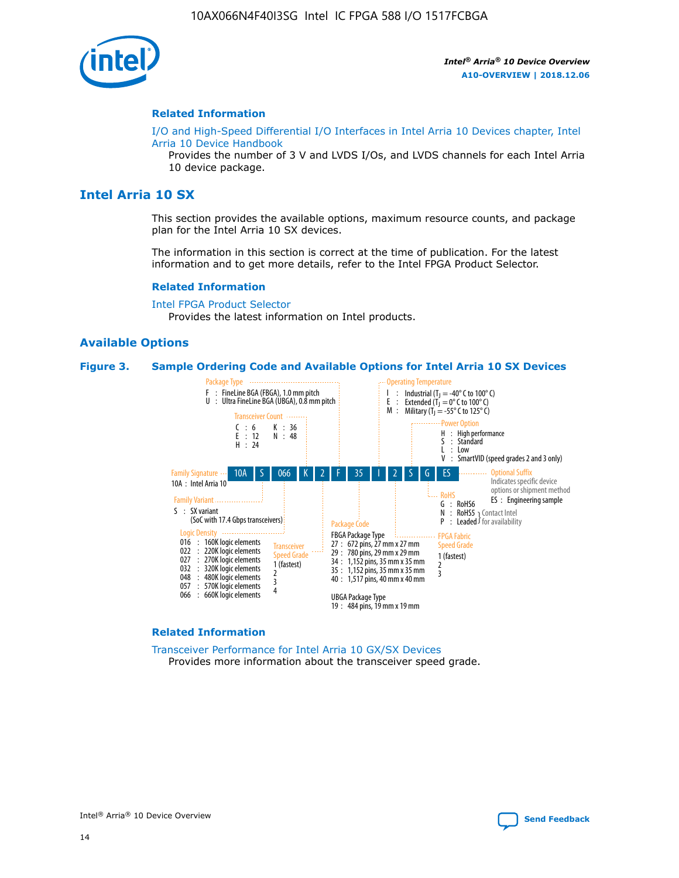### Related Information

I/O and High-Speed Differential I/O Interfaces in Intel Arria 10 Devices chapter, Intel Arria 10 Device Handbook

Provides the number of 3 V and LVDS I/Os, and LVDS channels for each Intel Arria 10 device package.

## Intel Arria 10 SX

This section provides the available options, maximum resource counts, and package plan for the Intel Arria 10 SX devices.

The information in this section is correct at the time of publication. For the latest information and to get more details, refer to the Intel FPGA Product Selector.

### Related Information

Intel FPGA Product Selector

Provides the latest information on Intel products.

## Available Options

**Figure 3. Sample Ordering Code and Available Options for Intel Arria 10 SX Devices**

Sample ordering code: 10A S 066 K 2 F 35 I 2 S G ES

**Family Signature**
- 10A : Intel Arria 10

**Family Variant**
- S : SX variant (SoC with 17.4 Gbps transceivers)

**Logic Density**
- 016 : 160K logic elements
- 022 : 220K logic elements
- 027 : 270K logic elements
- 032 : 320K logic elements
- 048 : 480K logic elements
- 057 : 570K logic elements
- 066 : 660K logic elements

**Transceiver Count**
- C : 6
- E : 12
- H : 24
- K : 36
- N : 48

**Transceiver Speed Grade**
- 1 (fastest)
- 2
- 3
- 4

**Package Type**
- F : FineLine BGA (FBGA), 1.0 mm pitch
- U : Ultra FineLine BGA (UBGA), 0.8 mm pitch

**Package Code**

FBGA Package Type
- 27 : 672 pins, 27 mm x 27 mm
- 29 : 780 pins, 29 mm x 29 mm
- 34 : 1,152 pins, 35 mm x 35 mm
- 35 : 1,152 pins, 35 mm x 35 mm
- 40 : 1,517 pins, 40 mm x 40 mm

UBGA Package Type
- 19 : 484 pins, 19 mm x 19 mm

**Operating Temperature**
- I : Industrial ($T_J$ = -40° C to 100° C)
- E : Extended ($T_J$ = 0° C to 100° C)
- M : Military ($T_J$ = -55° C to 125° C)

**FPGA Fabric Speed Grade**
- 1 (fastest)
- 2
- 3

**Power Option**
- H : High performance
- S : Standard
- L : Low
- V : SmartVID (speed grades 2 and 3 only)

**RoHS**
- G : RoHS6
- N : RoHS5 (Contact Intel for availability)
- P : Leaded (Contact Intel for availability)

**Optional Suffix**

Indicates specific device options or shipment method
- ES : Engineering sample

### Related Information

Transceiver Performance for Intel Arria 10 GX/SX Devices

Provides more information about the transceiver speed grade.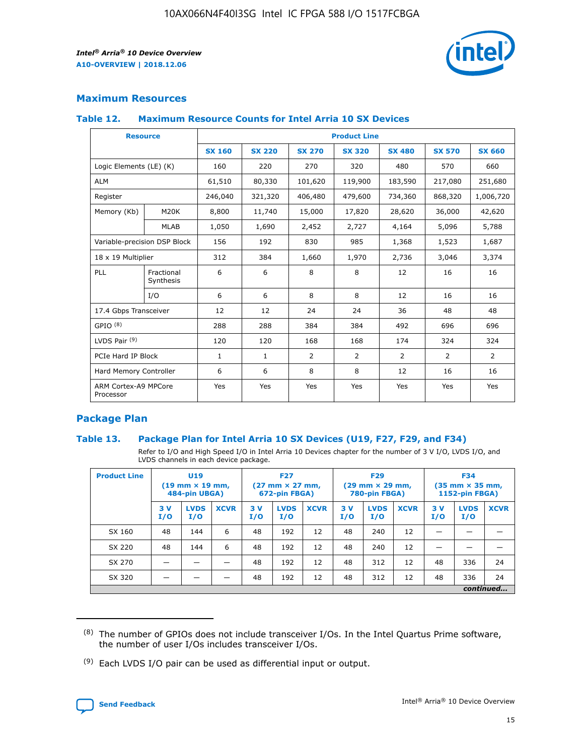## Maximum Resources

### Table 12. Maximum Resource Counts for Intel Arria 10 SX Devices

| Resource | | Product Line | | | | | | |
|---|---|---|---|---|---|---|---|---|
| | | SX 160 | SX 220 | SX 270 | SX 320 | SX 480 | SX 570 | SX 660 |
| Logic Elements (LE) (K) | | 160 | 220 | 270 | 320 | 480 | 570 | 660 |
| ALM | | 61,510 | 80,330 | 101,620 | 119,900 | 183,590 | 217,080 | 251,680 |
| Register | | 246,040 | 321,320 | 406,480 | 479,600 | 734,360 | 868,320 | 1,006,720 |
| Memory (Kb) | M20K | 8,800 | 11,740 | 15,000 | 17,820 | 28,620 | 36,000 | 42,620 |
| | MLAB | 1,050 | 1,690 | 2,452 | 2,727 | 4,164 | 5,096 | 5,788 |
| Variable-precision DSP Block | | 156 | 192 | 830 | 985 | 1,368 | 1,523 | 1,687 |
| 18 x 19 Multiplier | | 312 | 384 | 1,660 | 1,970 | 2,736 | 3,046 | 3,374 |
| PLL | Fractional Synthesis | 6 | 6 | 8 | 8 | 12 | 16 | 16 |
| | I/O | 6 | 6 | 8 | 8 | 12 | 16 | 16 |
| 17.4 Gbps Transceiver | | 12 | 12 | 24 | 24 | 36 | 48 | 48 |
| GPIO [8] | | 288 | 288 | 384 | 384 | 492 | 696 | 696 |
| LVDS Pair [9] | | 120 | 120 | 168 | 168 | 174 | 324 | 324 |
| PCIe Hard IP Block | | 1 | 1 | 2 | 2 | 2 | 2 | 2 |
| Hard Memory Controller | | 6 | 6 | 8 | 8 | 12 | 16 | 16 |
| ARM Cortex-A9 MPCore Processor | | Yes | Yes | Yes | Yes | Yes | Yes | Yes |

## Package Plan

### Table 13. Package Plan for Intel Arria 10 SX Devices (U19, F27, F29, and F34)

Refer to I/O and High Speed I/O in Intel Arria 10 Devices chapter for the number of 3 V I/O, LVDS I/O, and LVDS channels in each device package.

| Product Line | U19 (19 mm × 19 mm, 484-pin UBGA) | | | F27 (27 mm × 27 mm, 672-pin FBGA) | | | F29 (29 mm × 29 mm, 780-pin FBGA) | | | F34 (35 mm × 35 mm, 1152-pin FBGA) | | |
|---|---|---|---|---|---|---|---|---|---|---|---|---|
| | 3 V I/O | LVDS I/O | XCVR | 3 V I/O | LVDS I/O | XCVR | 3 V I/O | LVDS I/O | XCVR | 3 V I/O | LVDS I/O | XCVR |
| SX 160 | 48 | 144 | 6 | 48 | 192 | 12 | 48 | 240 | 12 | — | — | — |
| SX 220 | 48 | 144 | 6 | 48 | 192 | 12 | 48 | 240 | 12 | — | — | — |
| SX 270 | — | — | — | 48 | 192 | 12 | 48 | 312 | 12 | 48 | 336 | 24 |
| SX 320 | — | — | — | 48 | 192 | 12 | 48 | 312 | 12 | 48 | 336 | 24 |

*continued...*

(8) The number of GPIOs does not include transceiver I/Os. In the Intel Quartus Prime software, the number of user I/Os includes transceiver I/Os.

(9) Each LVDS I/O pair can be used as differential input or output.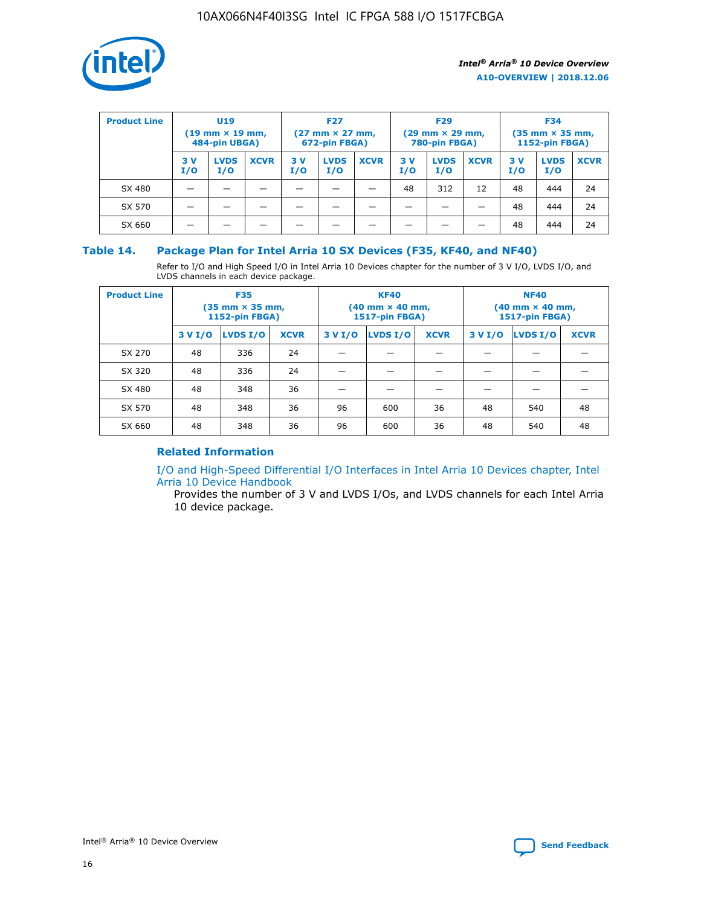| Product Line | U19 (19 mm × 19 mm, 484-pin UBGA) | | | F27 (27 mm × 27 mm, 672-pin FBGA) | | | F29 (29 mm × 29 mm, 780-pin FBGA) | | | F34 (35 mm × 35 mm, 1152-pin FBGA) | | |
|---|---|---|---|---|---|---|---|---|---|---|---|---|
| | 3 V I/O | LVDS I/O | XCVR | 3 V I/O | LVDS I/O | XCVR | 3 V I/O | LVDS I/O | XCVR | 3 V I/O | LVDS I/O | XCVR |
| SX 480 | — | — | — | — | — | — | 48 | 312 | 12 | 48 | 444 | 24 |
| SX 570 | — | — | — | — | — | — | — | — | — | 48 | 444 | 24 |
| SX 660 | — | — | — | — | — | — | — | — | — | 48 | 444 | 24 |

### Table 14. Package Plan for Intel Arria 10 SX Devices (F35, KF40, and NF40)

Refer to I/O and High Speed I/O in Intel Arria 10 Devices chapter for the number of 3 V I/O, LVDS I/O, and LVDS channels in each device package.

| Product Line | F35 (35 mm × 35 mm, 1152-pin FBGA) | | | KF40 (40 mm × 40 mm, 1517-pin FBGA) | | | NF40 (40 mm × 40 mm, 1517-pin FBGA) | | |
|---|---|---|---|---|---|---|---|---|---|
| | 3 V I/O | LVDS I/O | XCVR | 3 V I/O | LVDS I/O | XCVR | 3 V I/O | LVDS I/O | XCVR |
| SX 270 | 48 | 336 | 24 | — | — | — | — | — | — |
| SX 320 | 48 | 336 | 24 | — | — | — | — | — | — |
| SX 480 | 48 | 348 | 36 | — | — | — | — | — | — |
| SX 570 | 48 | 348 | 36 | 96 | 600 | 36 | 48 | 540 | 48 |
| SX 660 | 48 | 348 | 36 | 96 | 600 | 36 | 48 | 540 | 48 |

### Related Information

I/O and High-Speed Differential I/O Interfaces in Intel Arria 10 Devices chapter, Intel Arria 10 Device Handbook

Provides the number of 3 V and LVDS I/Os, and LVDS channels for each Intel Arria 10 device package.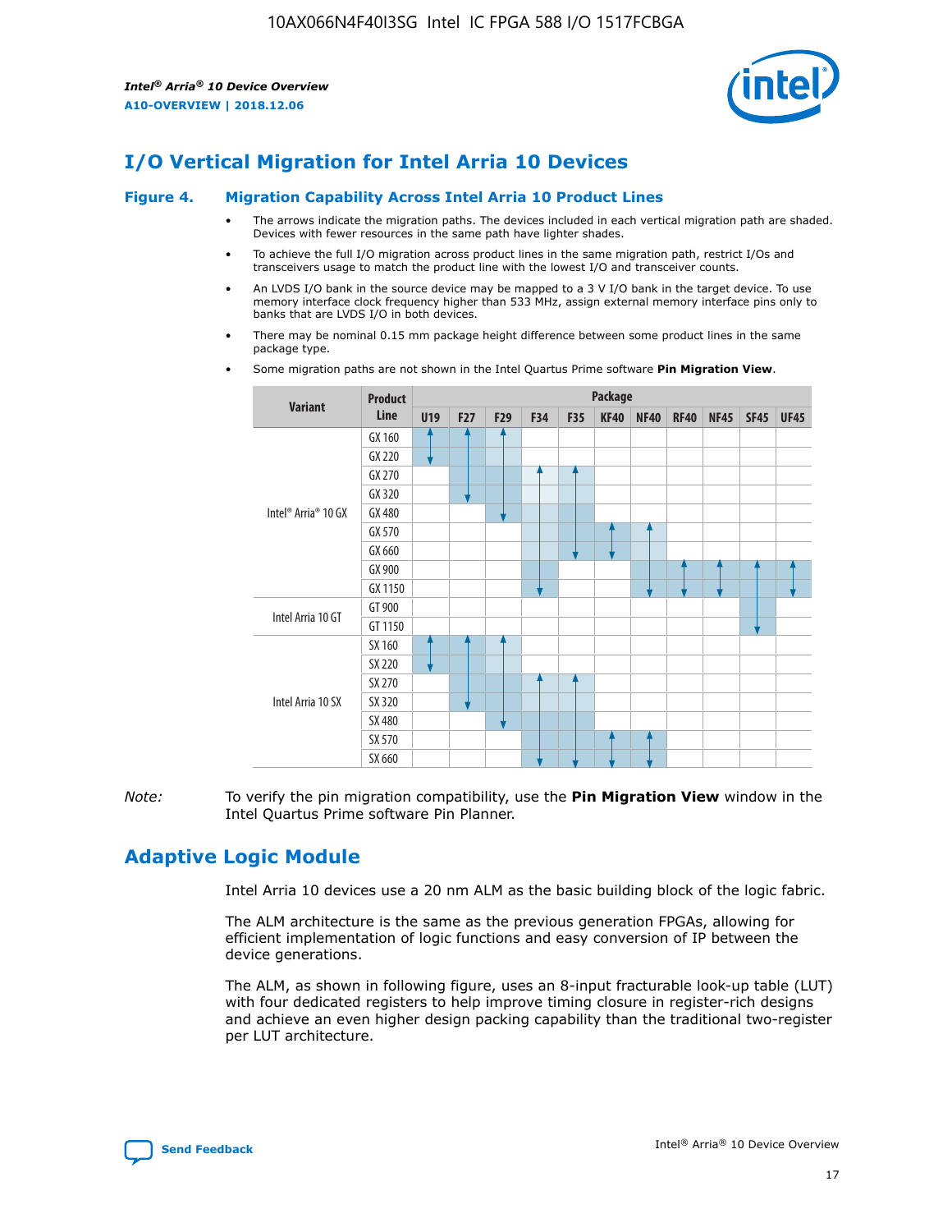# I/O Vertical Migration for Intel Arria 10 Devices

### Figure 4. Migration Capability Across Intel Arria 10 Product Lines

- The arrows indicate the migration paths. The devices included in each vertical migration path are shaded. Devices with fewer resources in the same path have lighter shades.
- To achieve the full I/O migration across product lines in the same migration path, restrict I/Os and transceivers usage to match the product line with the lowest I/O and transceiver counts.
- An LVDS I/O bank in the source device may be mapped to a 3 V I/O bank in the target device. To use memory interface clock frequency higher than 533 MHz, assign external memory interface pins only to banks that are LVDS I/O in both devices.
- There may be nominal 0.15 mm package height difference between some product lines in the same package type.
- Some migration paths are not shown in the Intel Quartus Prime software **Pin Migration View**.

| Variant | Product Line | U19 | F27 | F29 | F34 | F35 | KF40 | NF40 | RF40 | NF45 | SF45 | UF45 |
|---|---|---|---|---|---|---|---|---|---|---|---|---|
| Intel® Arria® 10 GX | GX 160 | | | | | | | | | | | |
| | GX 220 | | | | | | | | | | | |
| | GX 270 | | | | | | | | | | | |
| | GX 320 | | | | | | | | | | | |
| | GX 480 | | | | | | | | | | | |
| | GX 570 | | | | | | | | | | | |
| | GX 660 | | | | | | | | | | | |
| | GX 900 | | | | | | | | | | | |
| | GX 1150 | | | | | | | | | | | |
| Intel Arria 10 GT | GT 900 | | | | | | | | | | | |
| | GT 1150 | | | | | | | | | | | |
| Intel Arria 10 SX | SX 160 | | | | | | | | | | | |
| | SX 220 | | | | | | | | | | | |
| | SX 270 | | | | | | | | | | | |
| | SX 320 | | | | | | | | | | | |
| | SX 480 | | | | | | | | | | | |
| | SX 570 | | | | | | | | | | | |
| | SX 660 | | | | | | | | | | | |

*Note:* To verify the pin migration compatibility, use the **Pin Migration View** window in the Intel Quartus Prime software Pin Planner.

# Adaptive Logic Module

Intel Arria 10 devices use a 20 nm ALM as the basic building block of the logic fabric.

The ALM architecture is the same as the previous generation FPGAs, allowing for efficient implementation of logic functions and easy conversion of IP between the device generations.

The ALM, as shown in following figure, uses an 8-input fracturable look-up table (LUT) with four dedicated registers to help improve timing closure in register-rich designs and achieve an even higher design packing capability than the traditional two-register per LUT architecture.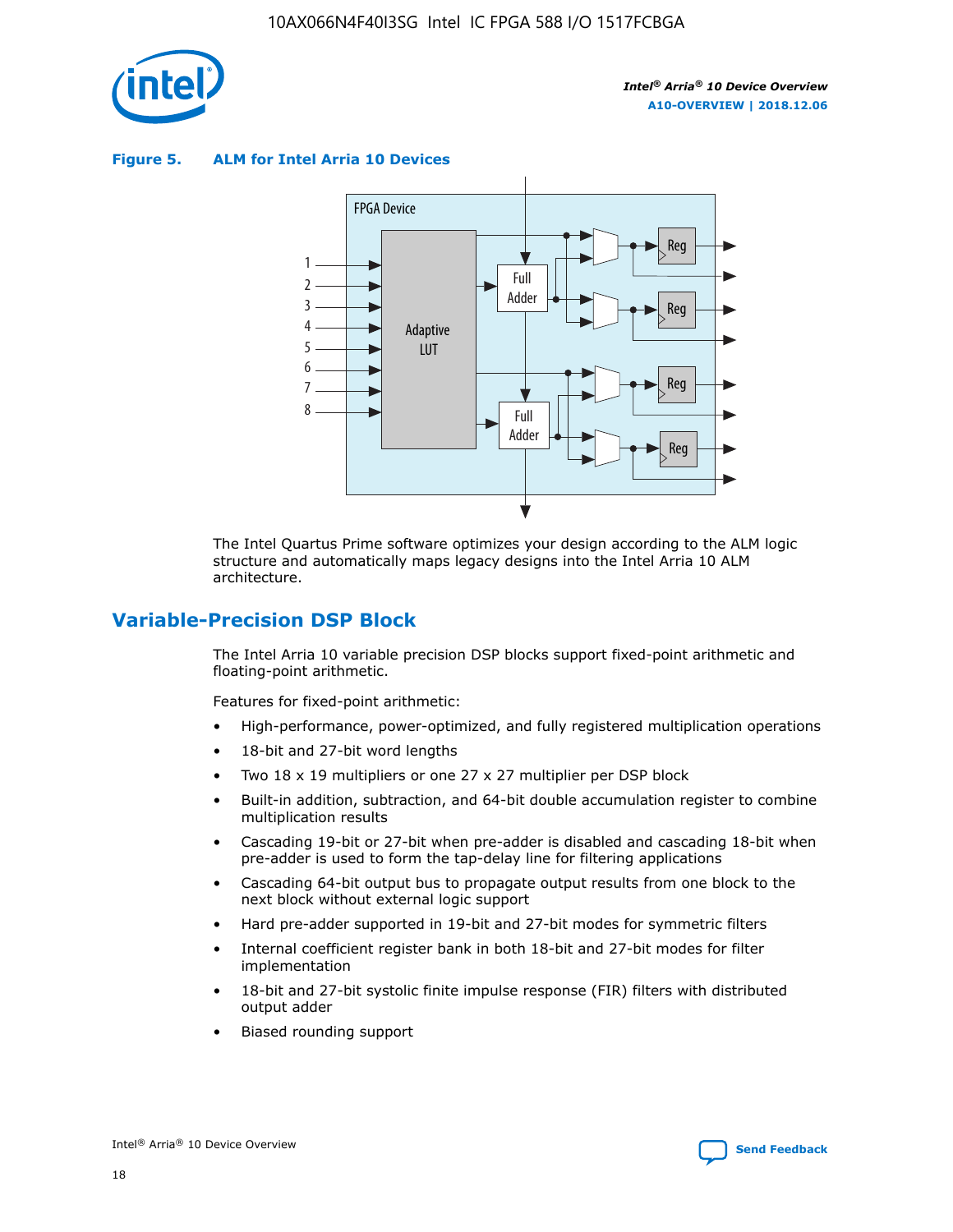**Figure 5. ALM for Intel Arria 10 Devices**

The Intel Quartus Prime software optimizes your design according to the ALM logic structure and automatically maps legacy designs into the Intel Arria 10 ALM architecture.

## Variable-Precision DSP Block

The Intel Arria 10 variable precision DSP blocks support fixed-point arithmetic and floating-point arithmetic.

Features for fixed-point arithmetic:

- High-performance, power-optimized, and fully registered multiplication operations
- 18-bit and 27-bit word lengths
- Two 18 x 19 multipliers or one 27 x 27 multiplier per DSP block
- Built-in addition, subtraction, and 64-bit double accumulation register to combine multiplication results
- Cascading 19-bit or 27-bit when pre-adder is disabled and cascading 18-bit when pre-adder is used to form the tap-delay line for filtering applications
- Cascading 64-bit output bus to propagate output results from one block to the next block without external logic support
- Hard pre-adder supported in 19-bit and 27-bit modes for symmetric filters
- Internal coefficient register bank in both 18-bit and 27-bit modes for filter implementation
- 18-bit and 27-bit systolic finite impulse response (FIR) filters with distributed output adder
- Biased rounding support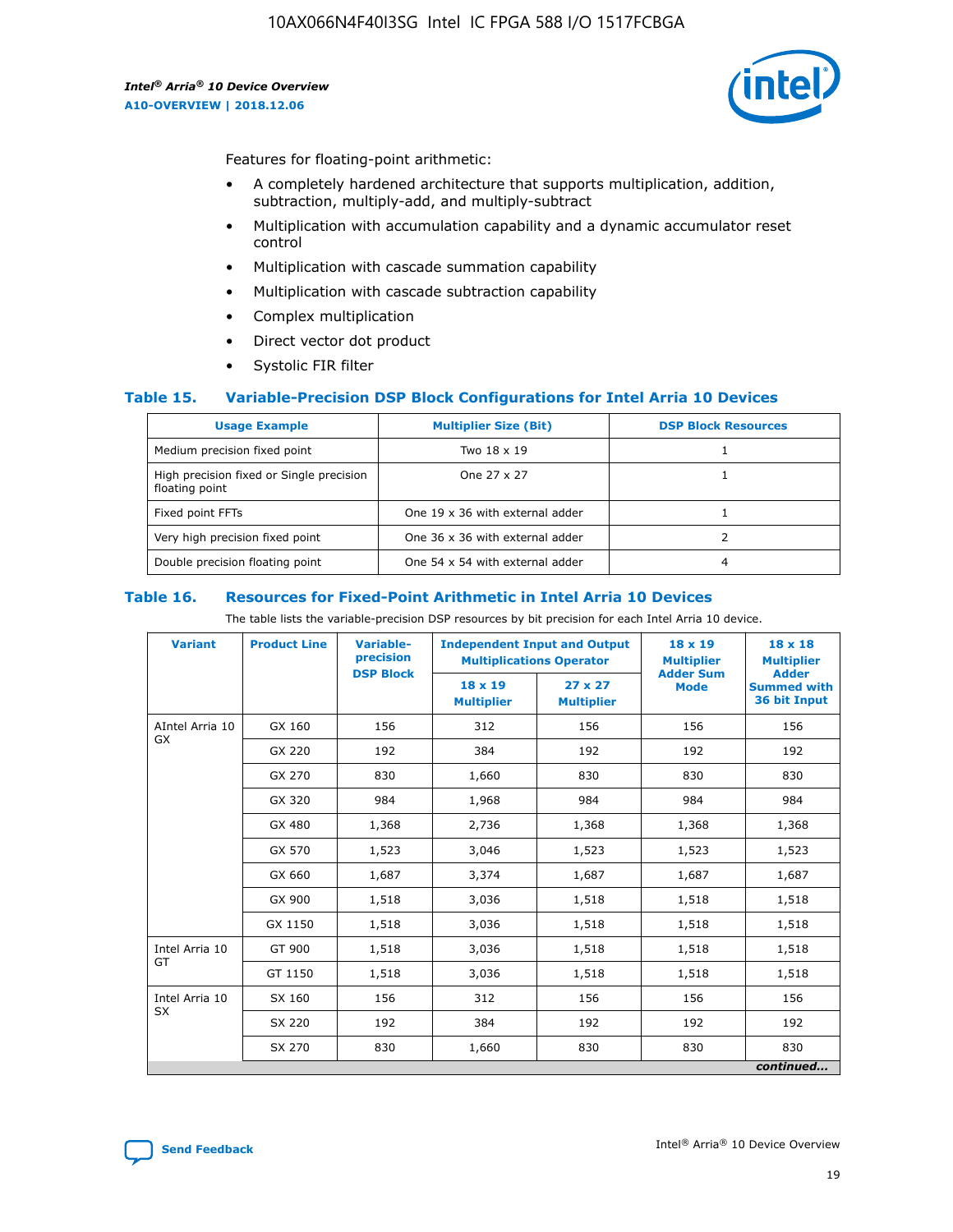Features for floating-point arithmetic:

- A completely hardened architecture that supports multiplication, addition, subtraction, multiply-add, and multiply-subtract
- Multiplication with accumulation capability and a dynamic accumulator reset control
- Multiplication with cascade summation capability
- Multiplication with cascade subtraction capability
- Complex multiplication
- Direct vector dot product
- Systolic FIR filter

### Table 15. Variable-Precision DSP Block Configurations for Intel Arria 10 Devices

| Usage Example | Multiplier Size (Bit) | DSP Block Resources |
|---|---|---|
| Medium precision fixed point | Two 18 x 19 | 1 |
| High precision fixed or Single precision floating point | One 27 x 27 | 1 |
| Fixed point FFTs | One 19 x 36 with external adder | 1 |
| Very high precision fixed point | One 36 x 36 with external adder | 2 |
| Double precision floating point | One 54 x 54 with external adder | 4 |

### Table 16. Resources for Fixed-Point Arithmetic in Intel Arria 10 Devices

The table lists the variable-precision DSP resources by bit precision for each Intel Arria 10 device.

| Variant | Product Line | Variable-precision DSP Block | Independent Input and Output Multiplications Operator | | 18 x 19 Multiplier Adder Sum Mode | 18 x 18 Multiplier Adder Summed with 36 bit Input |
|---|---|---|---|---|---|---|
| | | | 18 x 19 Multiplier | 27 x 27 Multiplier | | |
| AIntel Arria 10 GX | GX 160 | 156 | 312 | 156 | 156 | 156 |
| | GX 220 | 192 | 384 | 192 | 192 | 192 |
| | GX 270 | 830 | 1,660 | 830 | 830 | 830 |
| | GX 320 | 984 | 1,968 | 984 | 984 | 984 |
| | GX 480 | 1,368 | 2,736 | 1,368 | 1,368 | 1,368 |
| | GX 570 | 1,523 | 3,046 | 1,523 | 1,523 | 1,523 |
| | GX 660 | 1,687 | 3,374 | 1,687 | 1,687 | 1,687 |
| | GX 900 | 1,518 | 3,036 | 1,518 | 1,518 | 1,518 |
| | GX 1150 | 1,518 | 3,036 | 1,518 | 1,518 | 1,518 |
| Intel Arria 10 GT | GT 900 | 1,518 | 3,036 | 1,518 | 1,518 | 1,518 |
| | GT 1150 | 1,518 | 3,036 | 1,518 | 1,518 | 1,518 |
| Intel Arria 10 SX | SX 160 | 156 | 312 | 156 | 156 | 156 |
| | SX 220 | 192 | 384 | 192 | 192 | 192 |
| | SX 270 | 830 | 1,660 | 830 | 830 | 830 |

*continued...*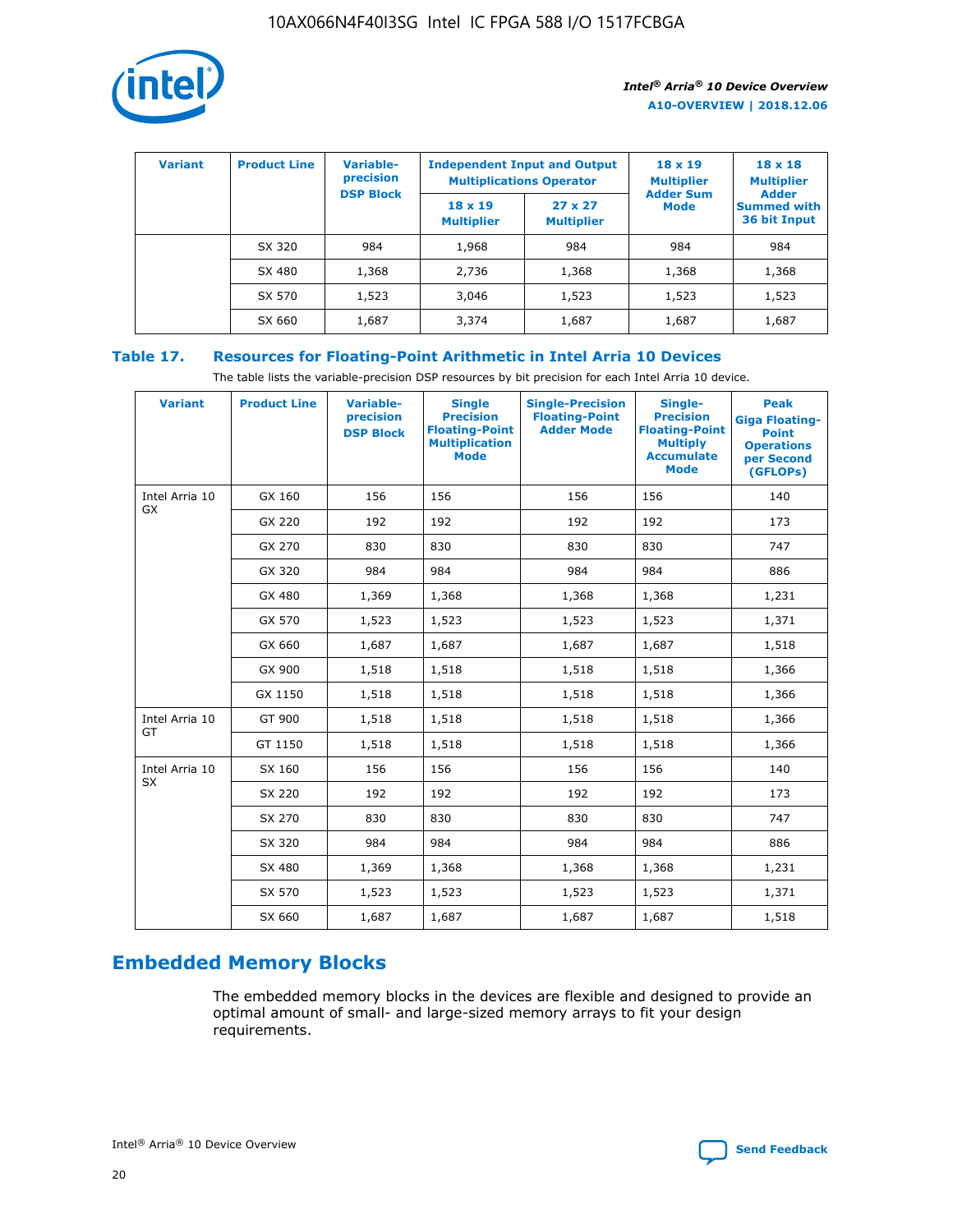| Variant | Product Line | Variable-precision DSP Block | Independent Input and Output Multiplications Operator | | 18 x 19 Multiplier Adder Sum Mode | 18 x 18 Multiplier Adder Summed with 36 bit Input |
|---|---|---|---|---|---|---|
| | | | 18 x 19 Multiplier | 27 x 27 Multiplier | | |
| | SX 320 | 984 | 1,968 | 984 | 984 | 984 |
| | SX 480 | 1,368 | 2,736 | 1,368 | 1,368 | 1,368 |
| | SX 570 | 1,523 | 3,046 | 1,523 | 1,523 | 1,523 |
| | SX 660 | 1,687 | 3,374 | 1,687 | 1,687 | 1,687 |

**Table 17. Resources for Floating-Point Arithmetic in Intel Arria 10 Devices**

The table lists the variable-precision DSP resources by bit precision for each Intel Arria 10 device.

| Variant | Product Line | Variable-precision DSP Block | Single Precision Floating-Point Multiplication Mode | Single-Precision Floating-Point Adder Mode | Single-Precision Floating-Point Multiply Accumulate Mode | Peak Giga Floating-Point Operations per Second (GFLOPs) |
|---|---|---|---|---|---|---|
| Intel Arria 10 GX | GX 160 | 156 | 156 | 156 | 156 | 140 |
| | GX 220 | 192 | 192 | 192 | 192 | 173 |
| | GX 270 | 830 | 830 | 830 | 830 | 747 |
| | GX 320 | 984 | 984 | 984 | 984 | 886 |
| | GX 480 | 1,369 | 1,368 | 1,368 | 1,368 | 1,231 |
| | GX 570 | 1,523 | 1,523 | 1,523 | 1,523 | 1,371 |
| | GX 660 | 1,687 | 1,687 | 1,687 | 1,687 | 1,518 |
| | GX 900 | 1,518 | 1,518 | 1,518 | 1,518 | 1,366 |
| | GX 1150 | 1,518 | 1,518 | 1,518 | 1,518 | 1,366 |
| Intel Arria 10 GT | GT 900 | 1,518 | 1,518 | 1,518 | 1,518 | 1,366 |
| | GT 1150 | 1,518 | 1,518 | 1,518 | 1,518 | 1,366 |
| Intel Arria 10 SX | SX 160 | 156 | 156 | 156 | 156 | 140 |
| | SX 220 | 192 | 192 | 192 | 192 | 173 |
| | SX 270 | 830 | 830 | 830 | 830 | 747 |
| | SX 320 | 984 | 984 | 984 | 984 | 886 |
| | SX 480 | 1,369 | 1,368 | 1,368 | 1,368 | 1,231 |
| | SX 570 | 1,523 | 1,523 | 1,523 | 1,523 | 1,371 |
| | SX 660 | 1,687 | 1,687 | 1,687 | 1,687 | 1,518 |

## Embedded Memory Blocks

The embedded memory blocks in the devices are flexible and designed to provide an optimal amount of small- and large-sized memory arrays to fit your design requirements.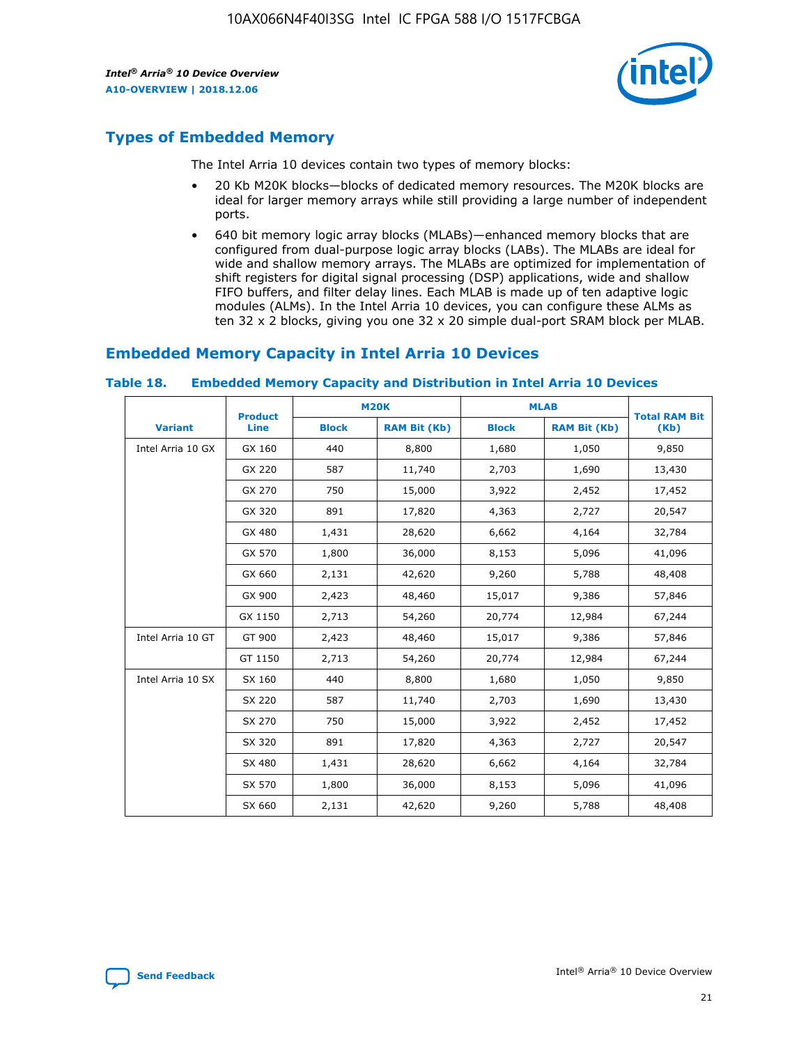## Types of Embedded Memory

The Intel Arria 10 devices contain two types of memory blocks:

- 20 Kb M20K blocks—blocks of dedicated memory resources. The M20K blocks are ideal for larger memory arrays while still providing a large number of independent ports.
- 640 bit memory logic array blocks (MLABs)—enhanced memory blocks that are configured from dual-purpose logic array blocks (LABs). The MLABs are ideal for wide and shallow memory arrays. The MLABs are optimized for implementation of shift registers for digital signal processing (DSP) applications, wide and shallow FIFO buffers, and filter delay lines. Each MLAB is made up of ten adaptive logic modules (ALMs). In the Intel Arria 10 devices, you can configure these ALMs as ten 32 x 2 blocks, giving you one 32 x 20 simple dual-port SRAM block per MLAB.

## Embedded Memory Capacity in Intel Arria 10 Devices

### Table 18. Embedded Memory Capacity and Distribution in Intel Arria 10 Devices

| Variant | Product Line | M20K | | MLAB | | Total RAM Bit (Kb) |
|---|---|---|---|---|---|---|
| | | Block | RAM Bit (Kb) | Block | RAM Bit (Kb) | |
| Intel Arria 10 GX | GX 160 | 440 | 8,800 | 1,680 | 1,050 | 9,850 |
| | GX 220 | 587 | 11,740 | 2,703 | 1,690 | 13,430 |
| | GX 270 | 750 | 15,000 | 3,922 | 2,452 | 17,452 |
| | GX 320 | 891 | 17,820 | 4,363 | 2,727 | 20,547 |
| | GX 480 | 1,431 | 28,620 | 6,662 | 4,164 | 32,784 |
| | GX 570 | 1,800 | 36,000 | 8,153 | 5,096 | 41,096 |
| | GX 660 | 2,131 | 42,620 | 9,260 | 5,788 | 48,408 |
| | GX 900 | 2,423 | 48,460 | 15,017 | 9,386 | 57,846 |
| | GX 1150 | 2,713 | 54,260 | 20,774 | 12,984 | 67,244 |
| Intel Arria 10 GT | GT 900 | 2,423 | 48,460 | 15,017 | 9,386 | 57,846 |
| | GT 1150 | 2,713 | 54,260 | 20,774 | 12,984 | 67,244 |
| Intel Arria 10 SX | SX 160 | 440 | 8,800 | 1,680 | 1,050 | 9,850 |
| | SX 220 | 587 | 11,740 | 2,703 | 1,690 | 13,430 |
| | SX 270 | 750 | 15,000 | 3,922 | 2,452 | 17,452 |
| | SX 320 | 891 | 17,820 | 4,363 | 2,727 | 20,547 |
| | SX 480 | 1,431 | 28,620 | 6,662 | 4,164 | 32,784 |
| | SX 570 | 1,800 | 36,000 | 8,153 | 5,096 | 41,096 |
| | SX 660 | 2,131 | 42,620 | 9,260 | 5,788 | 48,408 |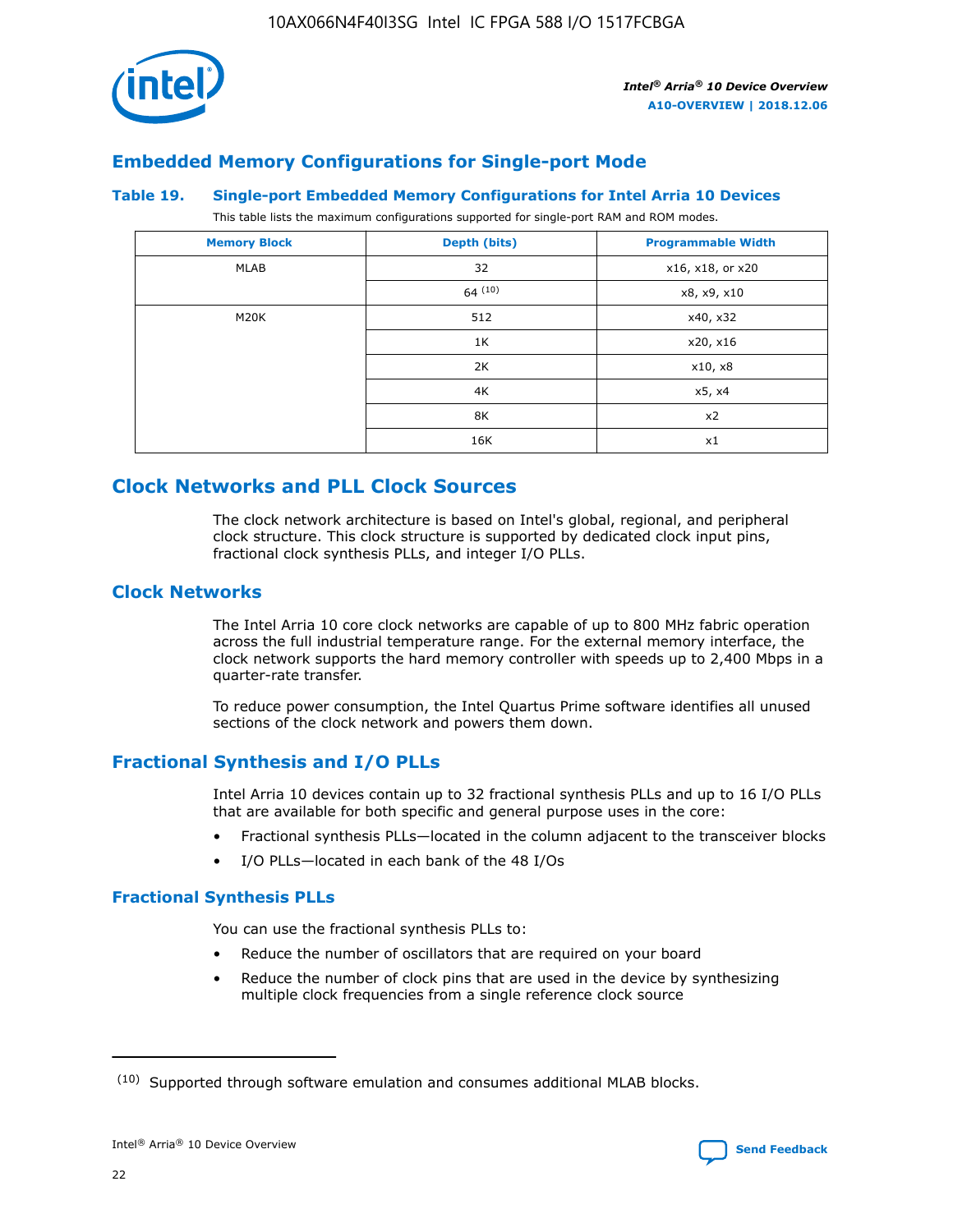## Embedded Memory Configurations for Single-port Mode

### Table 19. Single-port Embedded Memory Configurations for Intel Arria 10 Devices

This table lists the maximum configurations supported for single-port RAM and ROM modes.

| Memory Block | Depth (bits) | Programmable Width |
|---|---|---|
| MLAB | 32 | x16, x18, or x20 |
| | 64 [10] | x8, x9, x10 |
| M20K | 512 | x40, x32 |
| | 1K | x20, x16 |
| | 2K | x10, x8 |
| | 4K | x5, x4 |
| | 8K | x2 |
| | 16K | x1 |

## Clock Networks and PLL Clock Sources

The clock network architecture is based on Intel's global, regional, and peripheral clock structure. This clock structure is supported by dedicated clock input pins, fractional clock synthesis PLLs, and integer I/O PLLs.

## Clock Networks

The Intel Arria 10 core clock networks are capable of up to 800 MHz fabric operation across the full industrial temperature range. For the external memory interface, the clock network supports the hard memory controller with speeds up to 2,400 Mbps in a quarter-rate transfer.

To reduce power consumption, the Intel Quartus Prime software identifies all unused sections of the clock network and powers them down.

## Fractional Synthesis and I/O PLLs

Intel Arria 10 devices contain up to 32 fractional synthesis PLLs and up to 16 I/O PLLs that are available for both specific and general purpose uses in the core:

- Fractional synthesis PLLs—located in the column adjacent to the transceiver blocks
- I/O PLLs—located in each bank of the 48 I/Os

### Fractional Synthesis PLLs

You can use the fractional synthesis PLLs to:

- Reduce the number of oscillators that are required on your board
- Reduce the number of clock pins that are used in the device by synthesizing multiple clock frequencies from a single reference clock source

(10) Supported through software emulation and consumes additional MLAB blocks.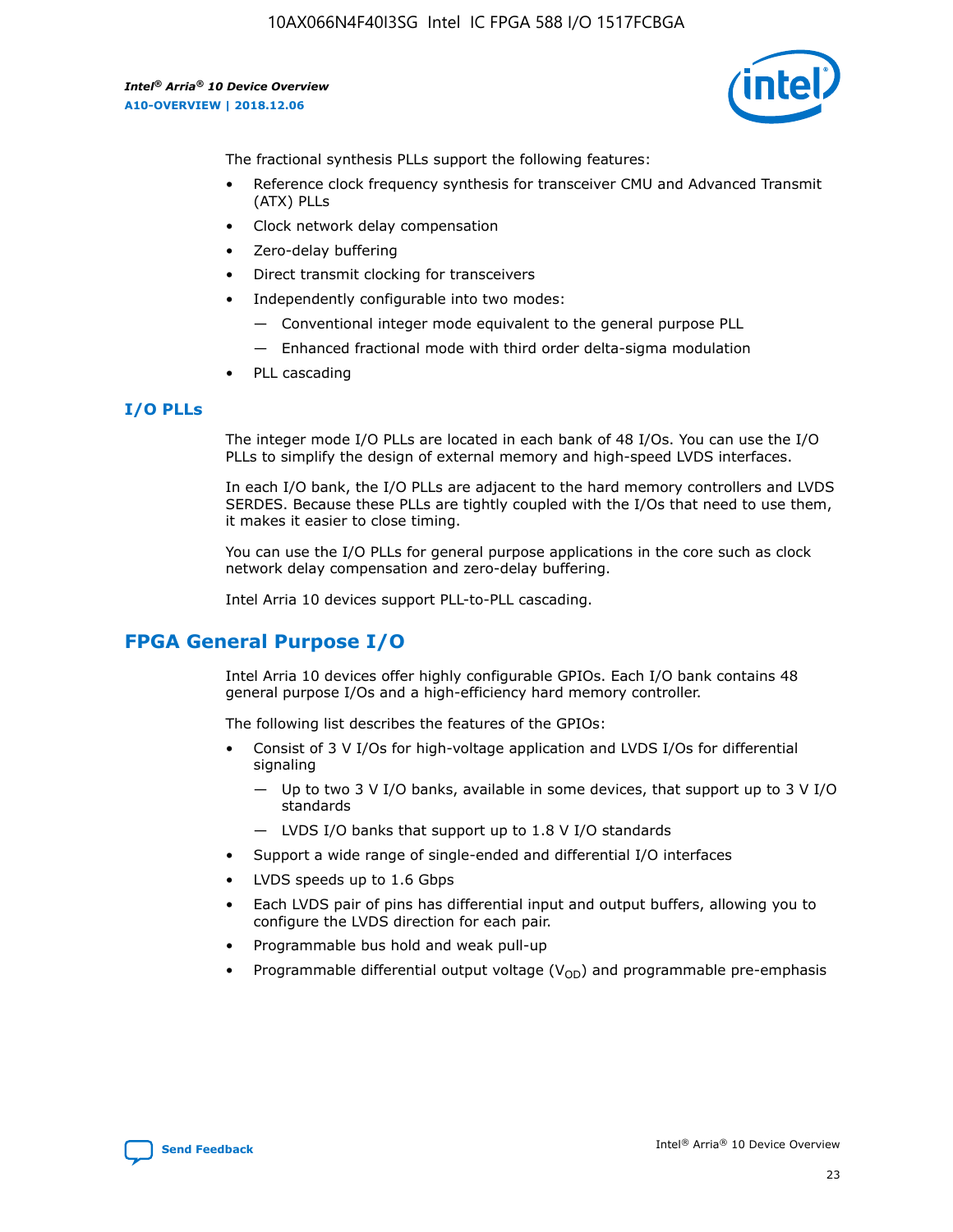The fractional synthesis PLLs support the following features:

- Reference clock frequency synthesis for transceiver CMU and Advanced Transmit (ATX) PLLs
- Clock network delay compensation
- Zero-delay buffering
- Direct transmit clocking for transceivers
- Independently configurable into two modes:
  - Conventional integer mode equivalent to the general purpose PLL
  - Enhanced fractional mode with third order delta-sigma modulation
- PLL cascading

### I/O PLLs

The integer mode I/O PLLs are located in each bank of 48 I/Os. You can use the I/O PLLs to simplify the design of external memory and high-speed LVDS interfaces.

In each I/O bank, the I/O PLLs are adjacent to the hard memory controllers and LVDS SERDES. Because these PLLs are tightly coupled with the I/Os that need to use them, it makes it easier to close timing.

You can use the I/O PLLs for general purpose applications in the core such as clock network delay compensation and zero-delay buffering.

Intel Arria 10 devices support PLL-to-PLL cascading.

## FPGA General Purpose I/O

Intel Arria 10 devices offer highly configurable GPIOs. Each I/O bank contains 48 general purpose I/Os and a high-efficiency hard memory controller.

The following list describes the features of the GPIOs:

- Consist of 3 V I/Os for high-voltage application and LVDS I/Os for differential signaling
  - Up to two 3 V I/O banks, available in some devices, that support up to 3 V I/O standards
  - LVDS I/O banks that support up to 1.8 V I/O standards
- Support a wide range of single-ended and differential I/O interfaces
- LVDS speeds up to 1.6 Gbps
- Each LVDS pair of pins has differential input and output buffers, allowing you to configure the LVDS direction for each pair.
- Programmable bus hold and weak pull-up
- Programmable differential output voltage ($V_{OD}$) and programmable pre-emphasis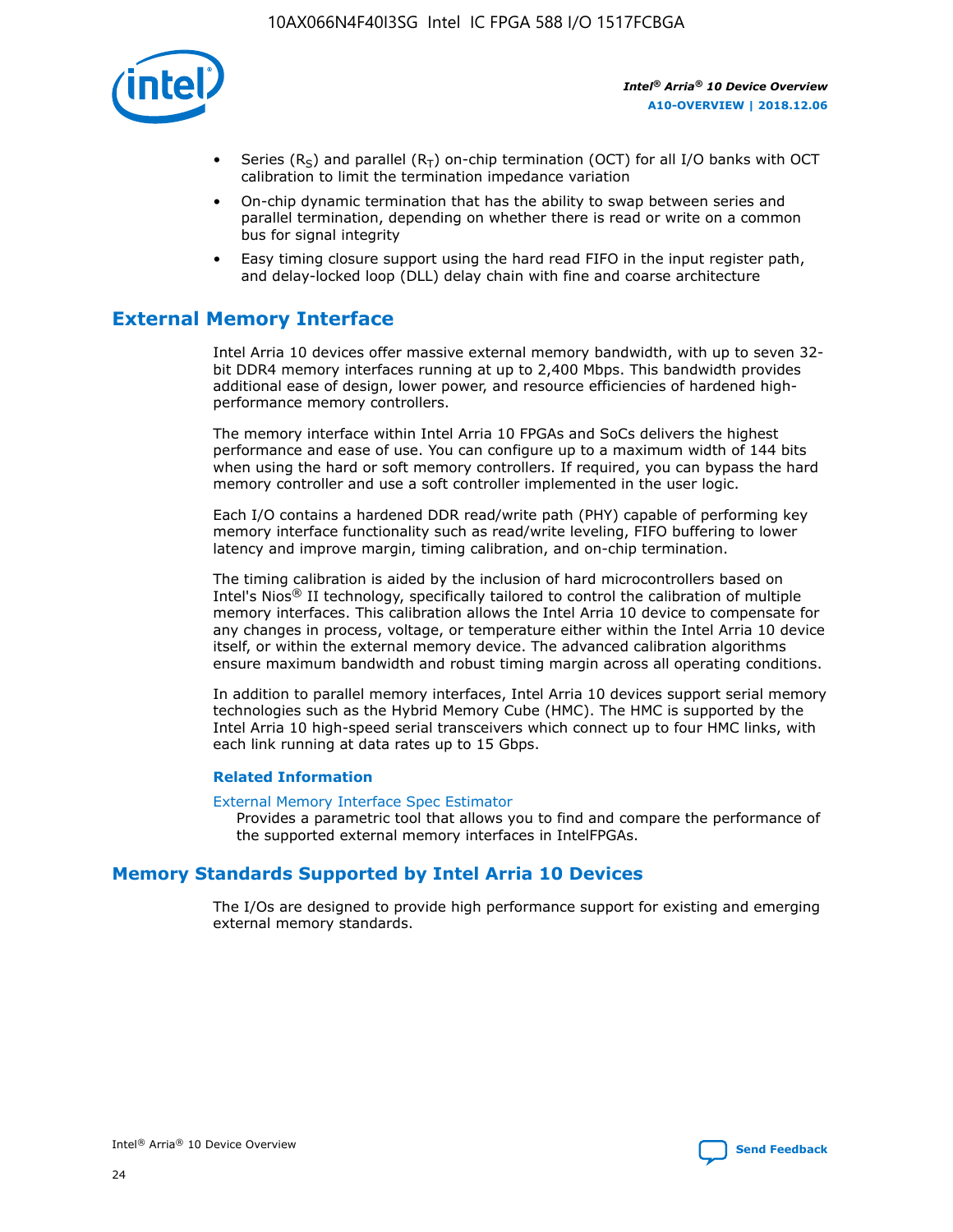- Series ($R_S$) and parallel ($R_T$) on-chip termination (OCT) for all I/O banks with OCT calibration to limit the termination impedance variation
- On-chip dynamic termination that has the ability to swap between series and parallel termination, depending on whether there is read or write on a common bus for signal integrity
- Easy timing closure support using the hard read FIFO in the input register path, and delay-locked loop (DLL) delay chain with fine and coarse architecture

## External Memory Interface

Intel Arria 10 devices offer massive external memory bandwidth, with up to seven 32-bit DDR4 memory interfaces running at up to 2,400 Mbps. This bandwidth provides additional ease of design, lower power, and resource efficiencies of hardened high-performance memory controllers.

The memory interface within Intel Arria 10 FPGAs and SoCs delivers the highest performance and ease of use. You can configure up to a maximum width of 144 bits when using the hard or soft memory controllers. If required, you can bypass the hard memory controller and use a soft controller implemented in the user logic.

Each I/O contains a hardened DDR read/write path (PHY) capable of performing key memory interface functionality such as read/write leveling, FIFO buffering to lower latency and improve margin, timing calibration, and on-chip termination.

The timing calibration is aided by the inclusion of hard microcontrollers based on Intel's Nios® II technology, specifically tailored to control the calibration of multiple memory interfaces. This calibration allows the Intel Arria 10 device to compensate for any changes in process, voltage, or temperature either within the Intel Arria 10 device itself, or within the external memory device. The advanced calibration algorithms ensure maximum bandwidth and robust timing margin across all operating conditions.

In addition to parallel memory interfaces, Intel Arria 10 devices support serial memory technologies such as the Hybrid Memory Cube (HMC). The HMC is supported by the Intel Arria 10 high-speed serial transceivers which connect up to four HMC links, with each link running at data rates up to 15 Gbps.

### Related Information

External Memory Interface Spec Estimator
Provides a parametric tool that allows you to find and compare the performance of the supported external memory interfaces in IntelFPGAs.

## Memory Standards Supported by Intel Arria 10 Devices

The I/Os are designed to provide high performance support for existing and emerging external memory standards.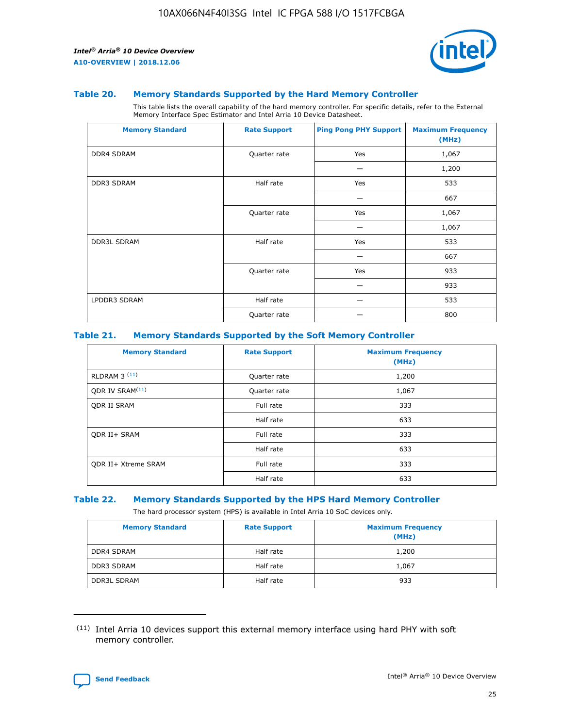### Table 20. Memory Standards Supported by the Hard Memory Controller

This table lists the overall capability of the hard memory controller. For specific details, refer to the External Memory Interface Spec Estimator and Intel Arria 10 Device Datasheet.

| Memory Standard | Rate Support | Ping Pong PHY Support | Maximum Frequency (MHz) |
| --- | --- | --- | --- |
| DDR4 SDRAM | Quarter rate | Yes | 1,067 |
| | | — | 1,200 |
| DDR3 SDRAM | Half rate | Yes | 533 |
| | | — | 667 |
| | Quarter rate | Yes | 1,067 |
| | | — | 1,067 |
| DDR3L SDRAM | Half rate | Yes | 533 |
| | | — | 667 |
| | Quarter rate | Yes | 933 |
| | | — | 933 |
| LPDDR3 SDRAM | Half rate | — | 533 |
| | Quarter rate | — | 800 |

### Table 21. Memory Standards Supported by the Soft Memory Controller

| Memory Standard | Rate Support | Maximum Frequency (MHz) |
| --- | --- | --- |
| RLDRAM 3 (11) | Quarter rate | 1,200 |
| QDR IV SRAM(11) | Quarter rate | 1,067 |
| QDR II SRAM | Full rate | 333 |
| | Half rate | 633 |
| QDR II+ SRAM | Full rate | 333 |
| | Half rate | 633 |
| QDR II+ Xtreme SRAM | Full rate | 333 |
| | Half rate | 633 |

### Table 22. Memory Standards Supported by the HPS Hard Memory Controller

The hard processor system (HPS) is available in Intel Arria 10 SoC devices only.

| Memory Standard | Rate Support | Maximum Frequency (MHz) |
| --- | --- | --- |
| DDR4 SDRAM | Half rate | 1,200 |
| DDR3 SDRAM | Half rate | 1,067 |
| DDR3L SDRAM | Half rate | 933 |

(11) Intel Arria 10 devices support this external memory interface using hard PHY with soft memory controller.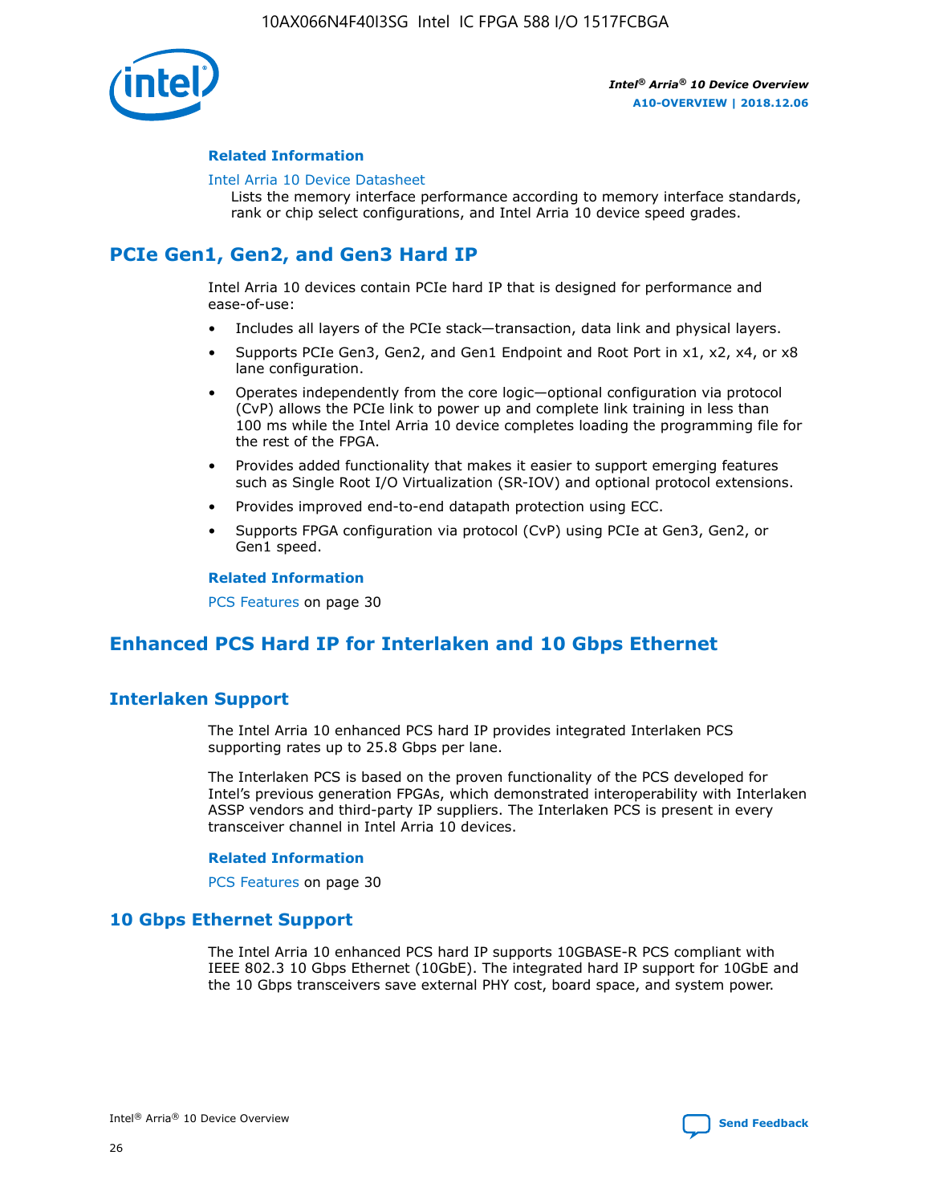#### Related Information

Intel Arria 10 Device Datasheet
Lists the memory interface performance according to memory interface standards, rank or chip select configurations, and Intel Arria 10 device speed grades.

## PCIe Gen1, Gen2, and Gen3 Hard IP

Intel Arria 10 devices contain PCIe hard IP that is designed for performance and ease-of-use:

- Includes all layers of the PCIe stack—transaction, data link and physical layers.
- Supports PCIe Gen3, Gen2, and Gen1 Endpoint and Root Port in x1, x2, x4, or x8 lane configuration.
- Operates independently from the core logic—optional configuration via protocol (CvP) allows the PCIe link to power up and complete link training in less than 100 ms while the Intel Arria 10 device completes loading the programming file for the rest of the FPGA.
- Provides added functionality that makes it easier to support emerging features such as Single Root I/O Virtualization (SR-IOV) and optional protocol extensions.
- Provides improved end-to-end datapath protection using ECC.
- Supports FPGA configuration via protocol (CvP) using PCIe at Gen3, Gen2, or Gen1 speed.

#### Related Information

PCS Features on page 30

## Enhanced PCS Hard IP for Interlaken and 10 Gbps Ethernet

### Interlaken Support

The Intel Arria 10 enhanced PCS hard IP provides integrated Interlaken PCS supporting rates up to 25.8 Gbps per lane.

The Interlaken PCS is based on the proven functionality of the PCS developed for Intel's previous generation FPGAs, which demonstrated interoperability with Interlaken ASSP vendors and third-party IP suppliers. The Interlaken PCS is present in every transceiver channel in Intel Arria 10 devices.

#### Related Information

PCS Features on page 30

### 10 Gbps Ethernet Support

The Intel Arria 10 enhanced PCS hard IP supports 10GBASE-R PCS compliant with IEEE 802.3 10 Gbps Ethernet (10GbE). The integrated hard IP support for 10GbE and the 10 Gbps transceivers save external PHY cost, board space, and system power.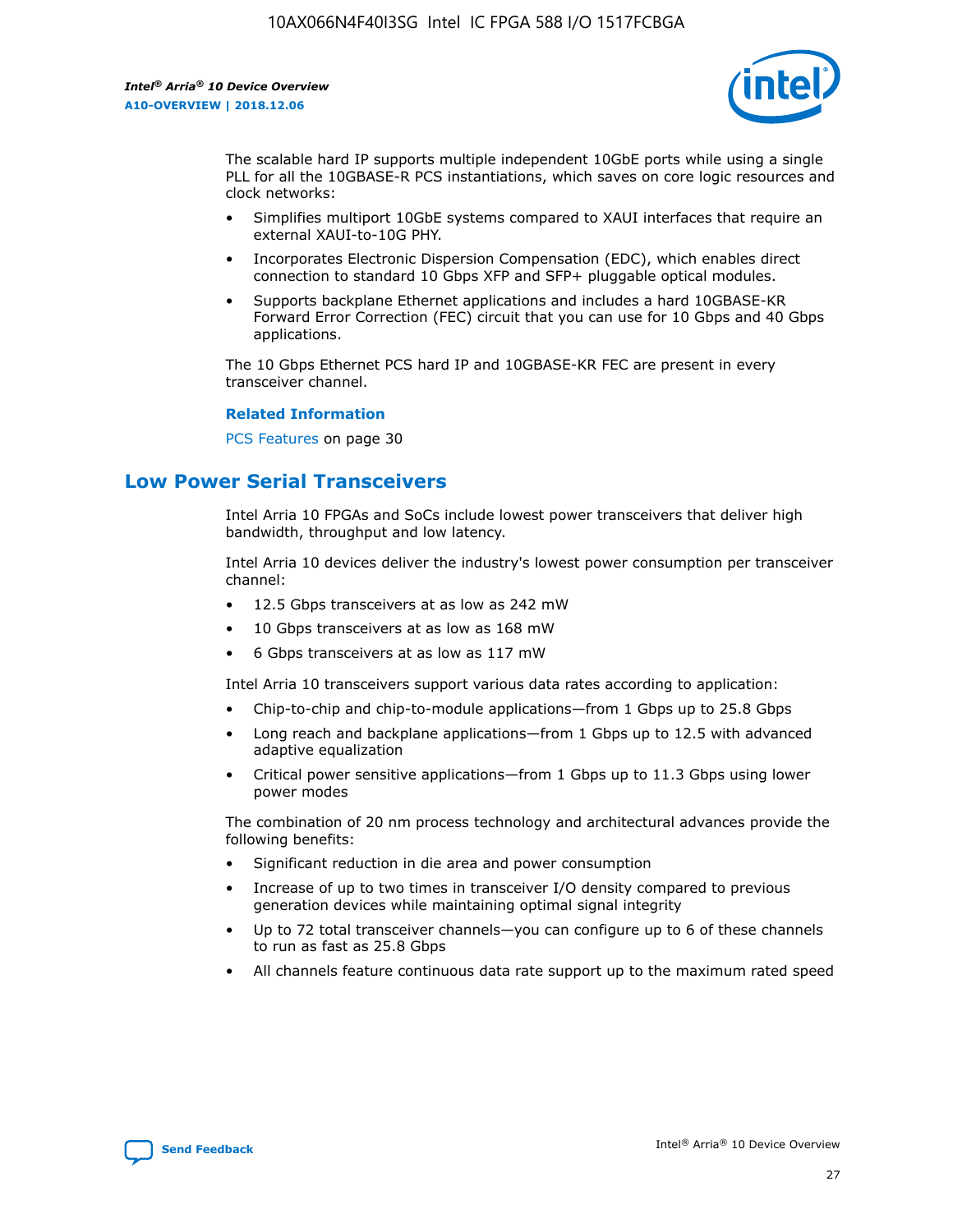The scalable hard IP supports multiple independent 10GbE ports while using a single PLL for all the 10GBASE-R PCS instantiations, which saves on core logic resources and clock networks:

- Simplifies multiport 10GbE systems compared to XAUI interfaces that require an external XAUI-to-10G PHY.
- Incorporates Electronic Dispersion Compensation (EDC), which enables direct connection to standard 10 Gbps XFP and SFP+ pluggable optical modules.
- Supports backplane Ethernet applications and includes a hard 10GBASE-KR Forward Error Correction (FEC) circuit that you can use for 10 Gbps and 40 Gbps applications.

The 10 Gbps Ethernet PCS hard IP and 10GBASE-KR FEC are present in every transceiver channel.

**Related Information**

PCS Features on page 30

## Low Power Serial Transceivers

Intel Arria 10 FPGAs and SoCs include lowest power transceivers that deliver high bandwidth, throughput and low latency.

Intel Arria 10 devices deliver the industry's lowest power consumption per transceiver channel:

- 12.5 Gbps transceivers at as low as 242 mW
- 10 Gbps transceivers at as low as 168 mW
- 6 Gbps transceivers at as low as 117 mW

Intel Arria 10 transceivers support various data rates according to application:

- Chip-to-chip and chip-to-module applications—from 1 Gbps up to 25.8 Gbps
- Long reach and backplane applications—from 1 Gbps up to 12.5 with advanced adaptive equalization
- Critical power sensitive applications—from 1 Gbps up to 11.3 Gbps using lower power modes

The combination of 20 nm process technology and architectural advances provide the following benefits:

- Significant reduction in die area and power consumption
- Increase of up to two times in transceiver I/O density compared to previous generation devices while maintaining optimal signal integrity
- Up to 72 total transceiver channels—you can configure up to 6 of these channels to run as fast as 25.8 Gbps
- All channels feature continuous data rate support up to the maximum rated speed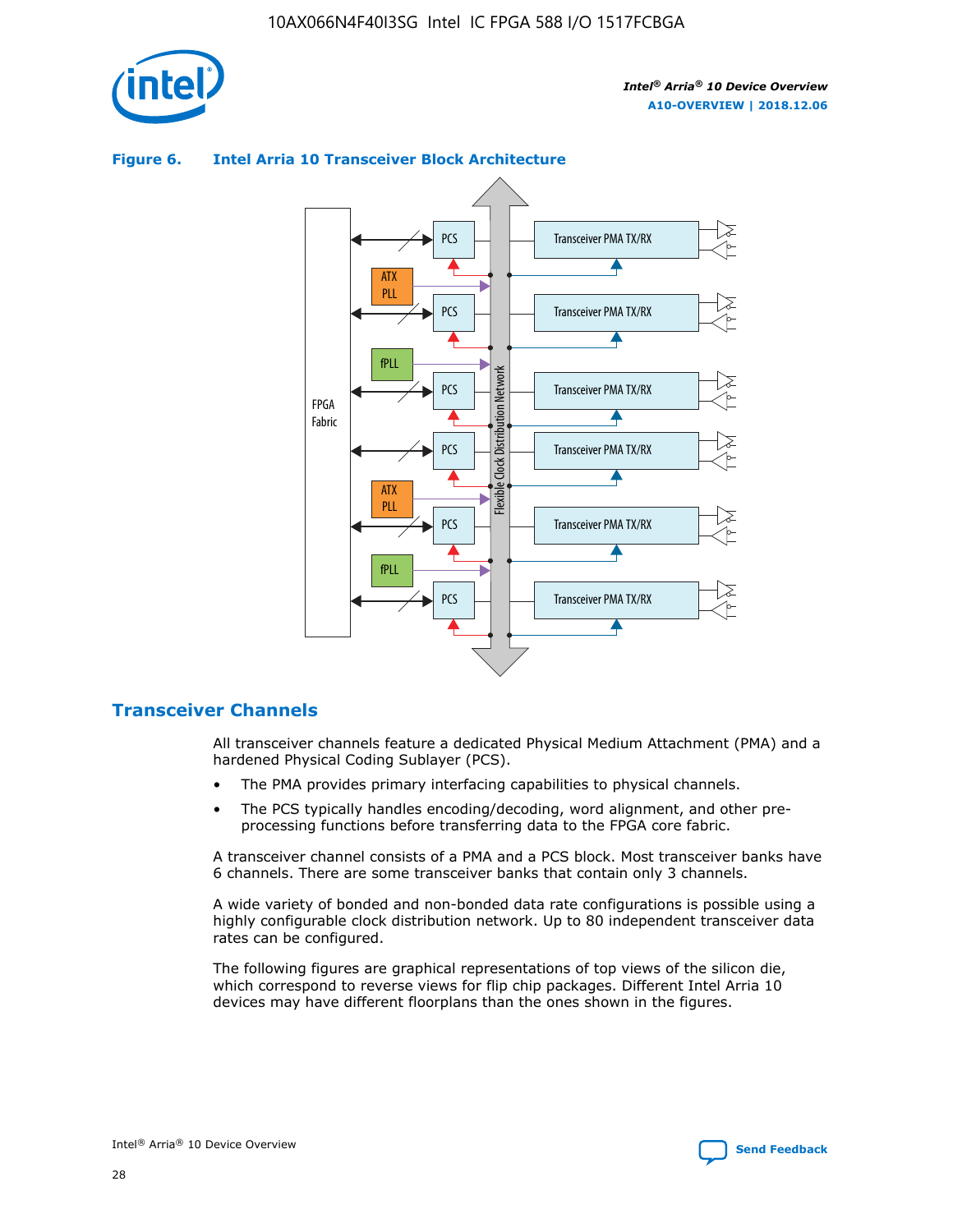**Figure 6. Intel Arria 10 Transceiver Block Architecture**

## Transceiver Channels

All transceiver channels feature a dedicated Physical Medium Attachment (PMA) and a hardened Physical Coding Sublayer (PCS).

- The PMA provides primary interfacing capabilities to physical channels.
- The PCS typically handles encoding/decoding, word alignment, and other pre-processing functions before transferring data to the FPGA core fabric.

A transceiver channel consists of a PMA and a PCS block. Most transceiver banks have 6 channels. There are some transceiver banks that contain only 3 channels.

A wide variety of bonded and non-bonded data rate configurations is possible using a highly configurable clock distribution network. Up to 80 independent transceiver data rates can be configured.

The following figures are graphical representations of top views of the silicon die, which correspond to reverse views for flip chip packages. Different Intel Arria 10 devices may have different floorplans than the ones shown in the figures.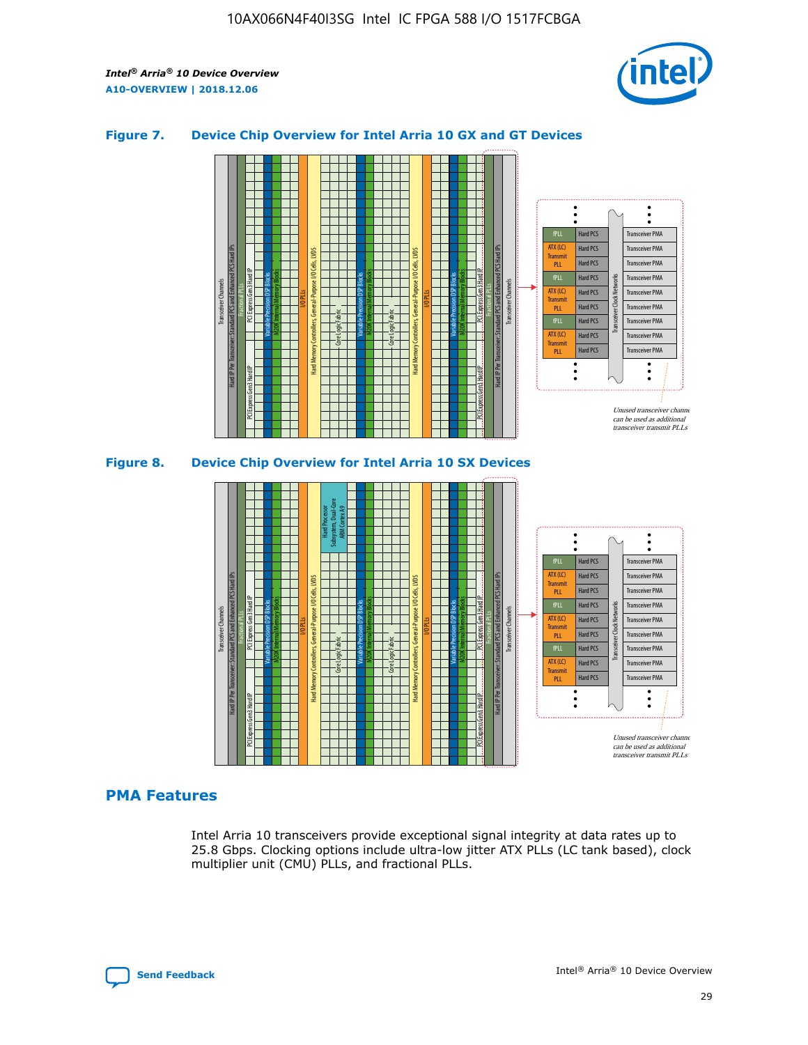### Figure 7. Device Chip Overview for Intel Arria 10 GX and GT Devices

### Figure 8. Device Chip Overview for Intel Arria 10 SX Devices

## PMA Features

Intel Arria 10 transceivers provide exceptional signal integrity at data rates up to 25.8 Gbps. Clocking options include ultra-low jitter ATX PLLs (LC tank based), clock multiplier unit (CMU) PLLs, and fractional PLLs.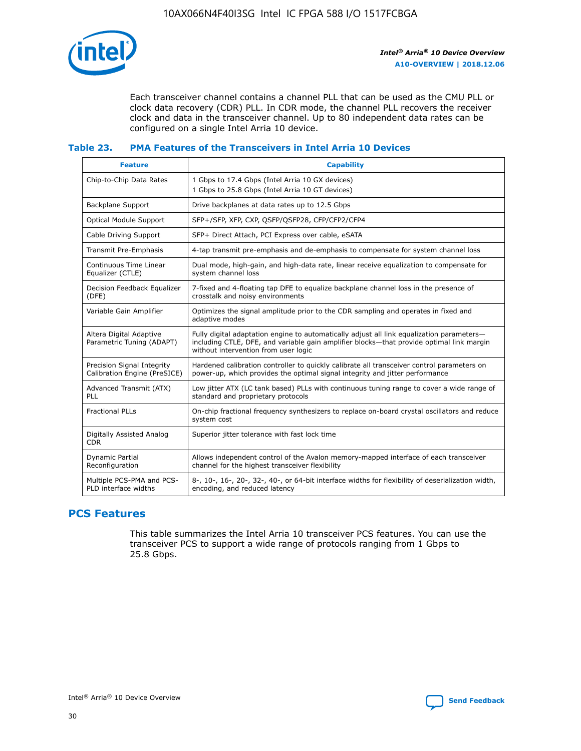Each transceiver channel contains a channel PLL that can be used as the CMU PLL or clock data recovery (CDR) PLL. In CDR mode, the channel PLL recovers the receiver clock and data in the transceiver channel. Up to 80 independent data rates can be configured on a single Intel Arria 10 device.

### Table 23. PMA Features of the Transceivers in Intel Arria 10 Devices

| Feature | Capability |
|---|---|
| Chip-to-Chip Data Rates | 1 Gbps to 17.4 Gbps (Intel Arria 10 GX devices)<br>1 Gbps to 25.8 Gbps (Intel Arria 10 GT devices) |
| Backplane Support | Drive backplanes at data rates up to 12.5 Gbps |
| Optical Module Support | SFP+/SFP, XFP, CXP, QSFP/QSFP28, CFP/CFP2/CFP4 |
| Cable Driving Support | SFP+ Direct Attach, PCI Express over cable, eSATA |
| Transmit Pre-Emphasis | 4-tap transmit pre-emphasis and de-emphasis to compensate for system channel loss |
| Continuous Time Linear Equalizer (CTLE) | Dual mode, high-gain, and high-data rate, linear receive equalization to compensate for system channel loss |
| Decision Feedback Equalizer (DFE) | 7-fixed and 4-floating tap DFE to equalize backplane channel loss in the presence of crosstalk and noisy environments |
| Variable Gain Amplifier | Optimizes the signal amplitude prior to the CDR sampling and operates in fixed and adaptive modes |
| Altera Digital Adaptive Parametric Tuning (ADAPT) | Fully digital adaptation engine to automatically adjust all link equalization parameters—including CTLE, DFE, and variable gain amplifier blocks—that provide optimal link margin without intervention from user logic |
| Precision Signal Integrity Calibration Engine (PreSICE) | Hardened calibration controller to quickly calibrate all transceiver control parameters on power-up, which provides the optimal signal integrity and jitter performance |
| Advanced Transmit (ATX) PLL | Low jitter ATX (LC tank based) PLLs with continuous tuning range to cover a wide range of standard and proprietary protocols |
| Fractional PLLs | On-chip fractional frequency synthesizers to replace on-board crystal oscillators and reduce system cost |
| Digitally Assisted Analog CDR | Superior jitter tolerance with fast lock time |
| Dynamic Partial Reconfiguration | Allows independent control of the Avalon memory-mapped interface of each transceiver channel for the highest transceiver flexibility |
| Multiple PCS-PMA and PCS-PLD interface widths | 8-, 10-, 16-, 20-, 32-, 40-, or 64-bit interface widths for flexibility of deserialization width, encoding, and reduced latency |

## PCS Features

This table summarizes the Intel Arria 10 transceiver PCS features. You can use the transceiver PCS to support a wide range of protocols ranging from 1 Gbps to 25.8 Gbps.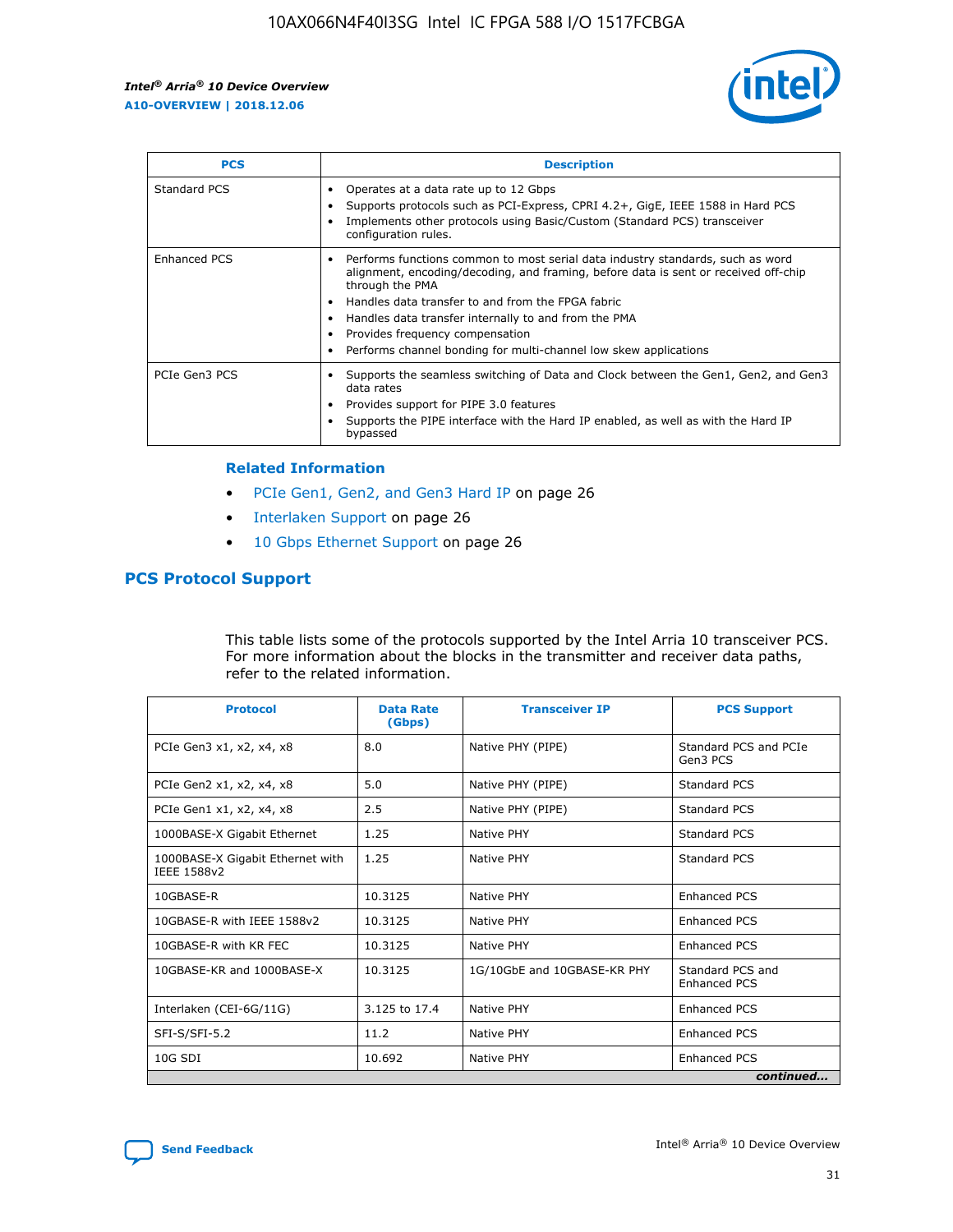| PCS | Description |
| --- | --- |
| Standard PCS | • Operates at a data rate up to 12 Gbps<br>• Supports protocols such as PCI-Express, CPRI 4.2+, GigE, IEEE 1588 in Hard PCS<br>• Implements other protocols using Basic/Custom (Standard PCS) transceiver configuration rules. |
| Enhanced PCS | • Performs functions common to most serial data industry standards, such as word alignment, encoding/decoding, and framing, before data is sent or received off-chip through the PMA<br>• Handles data transfer to and from the FPGA fabric<br>• Handles data transfer internally to and from the PMA<br>• Provides frequency compensation<br>• Performs channel bonding for multi-channel low skew applications |
| PCIe Gen3 PCS | • Supports the seamless switching of Data and Clock between the Gen1, Gen2, and Gen3 data rates<br>• Provides support for PIPE 3.0 features<br>• Supports the PIPE interface with the Hard IP enabled, as well as with the Hard IP bypassed |

**Related Information**

- PCIe Gen1, Gen2, and Gen3 Hard IP on page 26
- Interlaken Support on page 26
- 10 Gbps Ethernet Support on page 26

## PCS Protocol Support

This table lists some of the protocols supported by the Intel Arria 10 transceiver PCS. For more information about the blocks in the transmitter and receiver data paths, refer to the related information.

| Protocol | Data Rate (Gbps) | Transceiver IP | PCS Support |
| --- | --- | --- | --- |
| PCIe Gen3 x1, x2, x4, x8 | 8.0 | Native PHY (PIPE) | Standard PCS and PCIe Gen3 PCS |
| PCIe Gen2 x1, x2, x4, x8 | 5.0 | Native PHY (PIPE) | Standard PCS |
| PCIe Gen1 x1, x2, x4, x8 | 2.5 | Native PHY (PIPE) | Standard PCS |
| 1000BASE-X Gigabit Ethernet | 1.25 | Native PHY | Standard PCS |
| 1000BASE-X Gigabit Ethernet with IEEE 1588v2 | 1.25 | Native PHY | Standard PCS |
| 10GBASE-R | 10.3125 | Native PHY | Enhanced PCS |
| 10GBASE-R with IEEE 1588v2 | 10.3125 | Native PHY | Enhanced PCS |
| 10GBASE-R with KR FEC | 10.3125 | Native PHY | Enhanced PCS |
| 10GBASE-KR and 1000BASE-X | 10.3125 | 1G/10GbE and 10GBASE-KR PHY | Standard PCS and Enhanced PCS |
| Interlaken (CEI-6G/11G) | 3.125 to 17.4 | Native PHY | Enhanced PCS |
| SFI-S/SFI-5.2 | 11.2 | Native PHY | Enhanced PCS |
| 10G SDI | 10.692 | Native PHY | Enhanced PCS |

*continued...*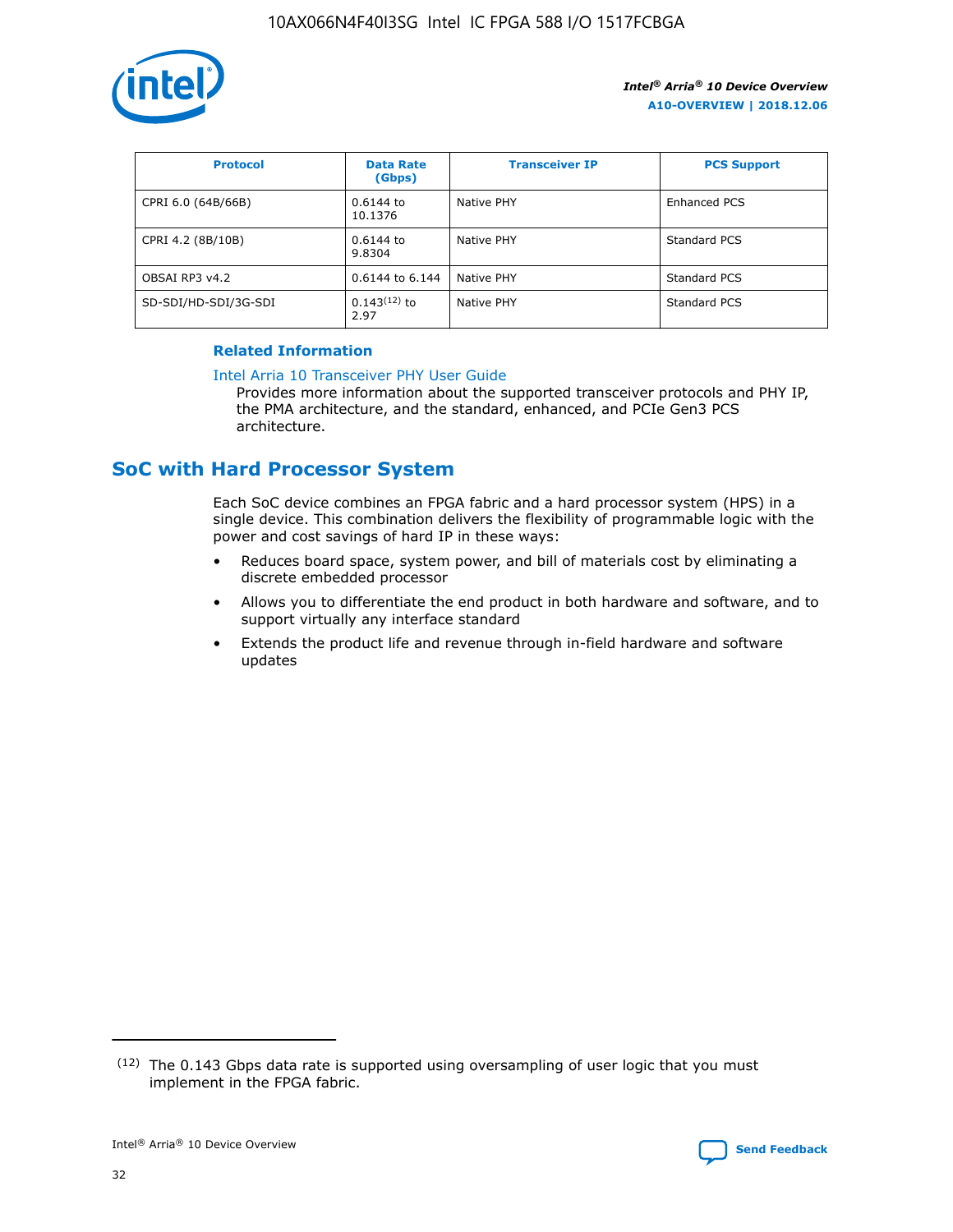| Protocol | Data Rate (Gbps) | Transceiver IP | PCS Support |
|---|---|---|---|
| CPRI 6.0 (64B/66B) | 0.6144 to 10.1376 | Native PHY | Enhanced PCS |
| CPRI 4.2 (8B/10B) | 0.6144 to 9.8304 | Native PHY | Standard PCS |
| OBSAI RP3 v4.2 | 0.6144 to 6.144 | Native PHY | Standard PCS |
| SD-SDI/HD-SDI/3G-SDI | 0.143[12] to 2.97 | Native PHY | Standard PCS |

**Related Information**

Intel Arria 10 Transceiver PHY User Guide

Provides more information about the supported transceiver protocols and PHY IP, the PMA architecture, and the standard, enhanced, and PCIe Gen3 PCS architecture.

## SoC with Hard Processor System

Each SoC device combines an FPGA fabric and a hard processor system (HPS) in a single device. This combination delivers the flexibility of programmable logic with the power and cost savings of hard IP in these ways:

- Reduces board space, system power, and bill of materials cost by eliminating a discrete embedded processor
- Allows you to differentiate the end product in both hardware and software, and to support virtually any interface standard
- Extends the product life and revenue through in-field hardware and software updates

[12] The 0.143 Gbps data rate is supported using oversampling of user logic that you must implement in the FPGA fabric.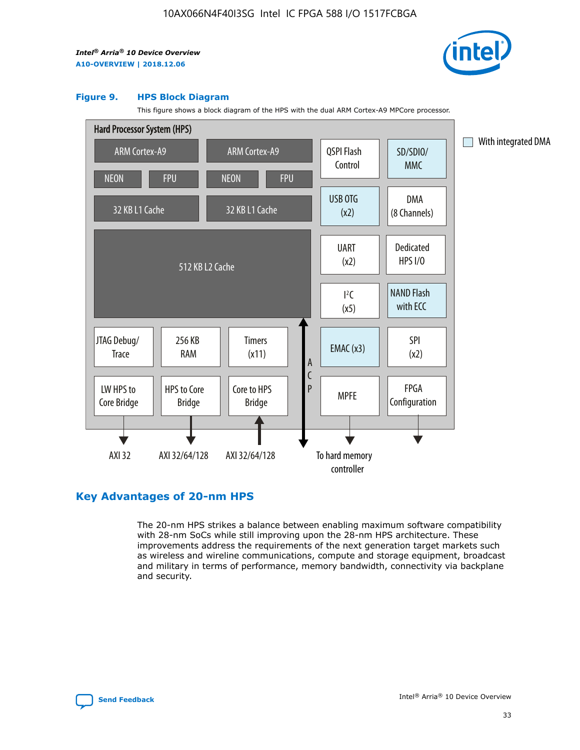**Figure 9. HPS Block Diagram**

This figure shows a block diagram of the HPS with the dual ARM Cortex-A9 MPCore processor.

Hard Processor System (HPS)

ARM Cortex-A9 | ARM Cortex-A9
NEON | FPU | NEON | FPU
32 KB L1 Cache | 32 KB L1 Cache
512 KB L2 Cache

QSPI Flash Control | SD/SDIO/ MMC | USB OTG (x2) | DMA (8 Channels) | UART (x2) | Dedicated HPS I/O | I$^2$C (x5) | NAND Flash with ECC | EMAC (x3) | SPI (x2) | MPFE | FPGA Configuration

JTAG Debug/ Trace | 256 KB RAM | Timers (x11) | LW HPS to Core Bridge | HPS to Core Bridge | Core to HPS Bridge | ACP

AXI 32 | AXI 32/64/128 | AXI 32/64/128 | To hard memory controller

With integrated DMA

## Key Advantages of 20-nm HPS

The 20-nm HPS strikes a balance between enabling maximum software compatibility with 28-nm SoCs while still improving upon the 28-nm HPS architecture. These improvements address the requirements of the next generation target markets such as wireless and wireline communications, compute and storage equipment, broadcast and military in terms of performance, memory bandwidth, connectivity via backplane and security.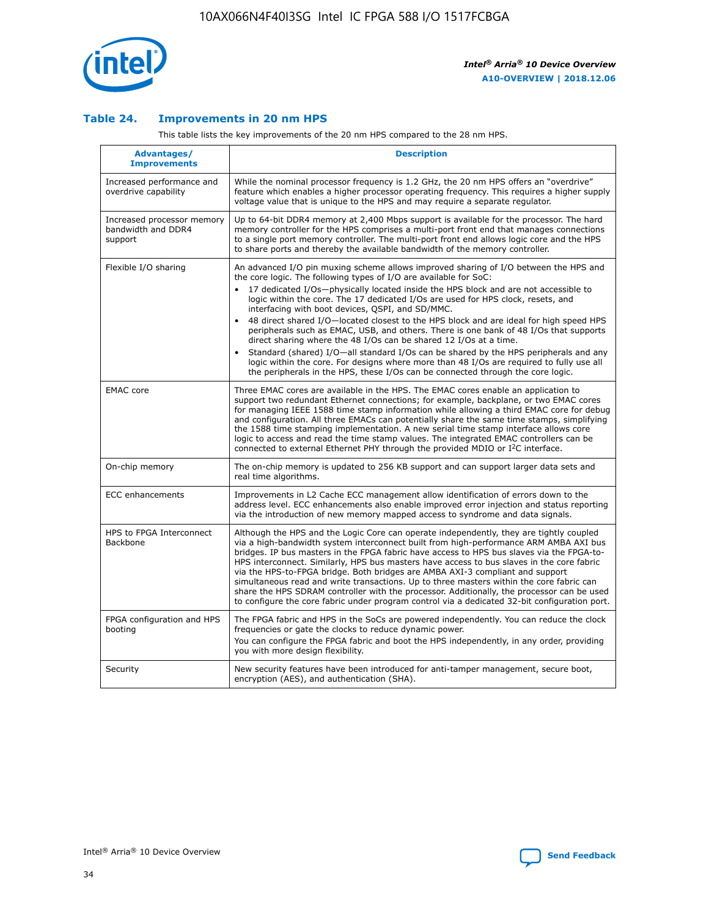### Table 24. Improvements in 20 nm HPS

This table lists the key improvements of the 20 nm HPS compared to the 28 nm HPS.

| Advantages/ Improvements | Description |
|---|---|
| Increased performance and overdrive capability | While the nominal processor frequency is 1.2 GHz, the 20 nm HPS offers an "overdrive" feature which enables a higher processor operating frequency. This requires a higher supply voltage value that is unique to the HPS and may require a separate regulator. |
| Increased processor memory bandwidth and DDR4 support | Up to 64-bit DDR4 memory at 2,400 Mbps support is available for the processor. The hard memory controller for the HPS comprises a multi-port front end that manages connections to a single port memory controller. The multi-port front end allows logic core and the HPS to share ports and thereby the available bandwidth of the memory controller. |
| Flexible I/O sharing | An advanced I/O pin muxing scheme allows improved sharing of I/O between the HPS and the core logic. The following types of I/O are available for SoC:<br>• 17 dedicated I/Os—physically located inside the HPS block and are not accessible to logic within the core. The 17 dedicated I/Os are used for HPS clock, resets, and interfacing with boot devices, QSPI, and SD/MMC.<br>• 48 direct shared I/O—located closest to the HPS block and are ideal for high speed HPS peripherals such as EMAC, USB, and others. There is one bank of 48 I/Os that supports direct sharing where the 48 I/Os can be shared 12 I/Os at a time.<br>• Standard (shared) I/O—all standard I/Os can be shared by the HPS peripherals and any logic within the core. For designs where more than 48 I/Os are required to fully use all the peripherals in the HPS, these I/Os can be connected through the core logic. |
| EMAC core | Three EMAC cores are available in the HPS. The EMAC cores enable an application to support two redundant Ethernet connections; for example, backplane, or two EMAC cores for managing IEEE 1588 time stamp information while allowing a third EMAC core for debug and configuration. All three EMACs can potentially share the same time stamps, simplifying the 1588 time stamping implementation. A new serial time stamp interface allows core logic to access and read the time stamp values. The integrated EMAC controllers can be connected to external Ethernet PHY through the provided MDIO or I²C interface. |
| On-chip memory | The on-chip memory is updated to 256 KB support and can support larger data sets and real time algorithms. |
| ECC enhancements | Improvements in L2 Cache ECC management allow identification of errors down to the address level. ECC enhancements also enable improved error injection and status reporting via the introduction of new memory mapped access to syndrome and data signals. |
| HPS to FPGA Interconnect Backbone | Although the HPS and the Logic Core can operate independently, they are tightly coupled via a high-bandwidth system interconnect built from high-performance ARM AMBA AXI bus bridges. IP bus masters in the FPGA fabric have access to HPS bus slaves via the FPGA-to-HPS interconnect. Similarly, HPS bus masters have access to bus slaves in the core fabric via the HPS-to-FPGA bridge. Both bridges are AMBA AXI-3 compliant and support simultaneous read and write transactions. Up to three masters within the core fabric can share the HPS SDRAM controller with the processor. Additionally, the processor can be used to configure the core fabric under program control via a dedicated 32-bit configuration port. |
| FPGA configuration and HPS booting | The FPGA fabric and HPS in the SoCs are powered independently. You can reduce the clock frequencies or gate the clocks to reduce dynamic power.<br>You can configure the FPGA fabric and boot the HPS independently, in any order, providing you with more design flexibility. |
| Security | New security features have been introduced for anti-tamper management, secure boot, encryption (AES), and authentication (SHA). |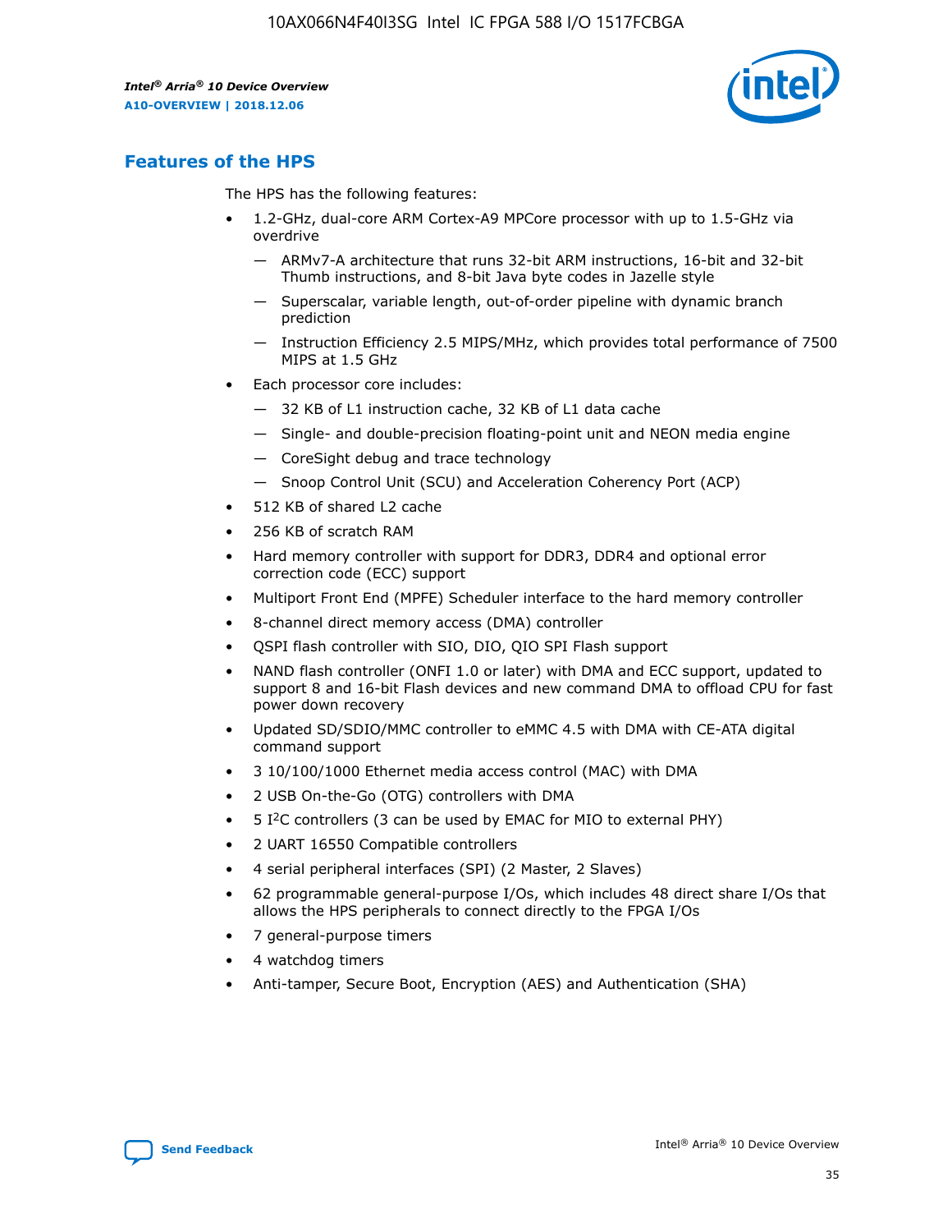## Features of the HPS

The HPS has the following features:

- 1.2-GHz, dual-core ARM Cortex-A9 MPCore processor with up to 1.5-GHz via overdrive
  - — ARMv7-A architecture that runs 32-bit ARM instructions, 16-bit and 32-bit Thumb instructions, and 8-bit Java byte codes in Jazelle style
  - — Superscalar, variable length, out-of-order pipeline with dynamic branch prediction
  - — Instruction Efficiency 2.5 MIPS/MHz, which provides total performance of 7500 MIPS at 1.5 GHz
- Each processor core includes:
  - — 32 KB of L1 instruction cache, 32 KB of L1 data cache
  - — Single- and double-precision floating-point unit and NEON media engine
  - — CoreSight debug and trace technology
  - — Snoop Control Unit (SCU) and Acceleration Coherency Port (ACP)
- 512 KB of shared L2 cache
- 256 KB of scratch RAM
- Hard memory controller with support for DDR3, DDR4 and optional error correction code (ECC) support
- Multiport Front End (MPFE) Scheduler interface to the hard memory controller
- 8-channel direct memory access (DMA) controller
- QSPI flash controller with SIO, DIO, QIO SPI Flash support
- NAND flash controller (ONFI 1.0 or later) with DMA and ECC support, updated to support 8 and 16-bit Flash devices and new command DMA to offload CPU for fast power down recovery
- Updated SD/SDIO/MMC controller to eMMC 4.5 with DMA with CE-ATA digital command support
- 3 10/100/1000 Ethernet media access control (MAC) with DMA
- 2 USB On-the-Go (OTG) controllers with DMA
- 5 I²C controllers (3 can be used by EMAC for MIO to external PHY)
- 2 UART 16550 Compatible controllers
- 4 serial peripheral interfaces (SPI) (2 Master, 2 Slaves)
- 62 programmable general-purpose I/Os, which includes 48 direct share I/Os that allows the HPS peripherals to connect directly to the FPGA I/Os
- 7 general-purpose timers
- 4 watchdog timers
- Anti-tamper, Secure Boot, Encryption (AES) and Authentication (SHA)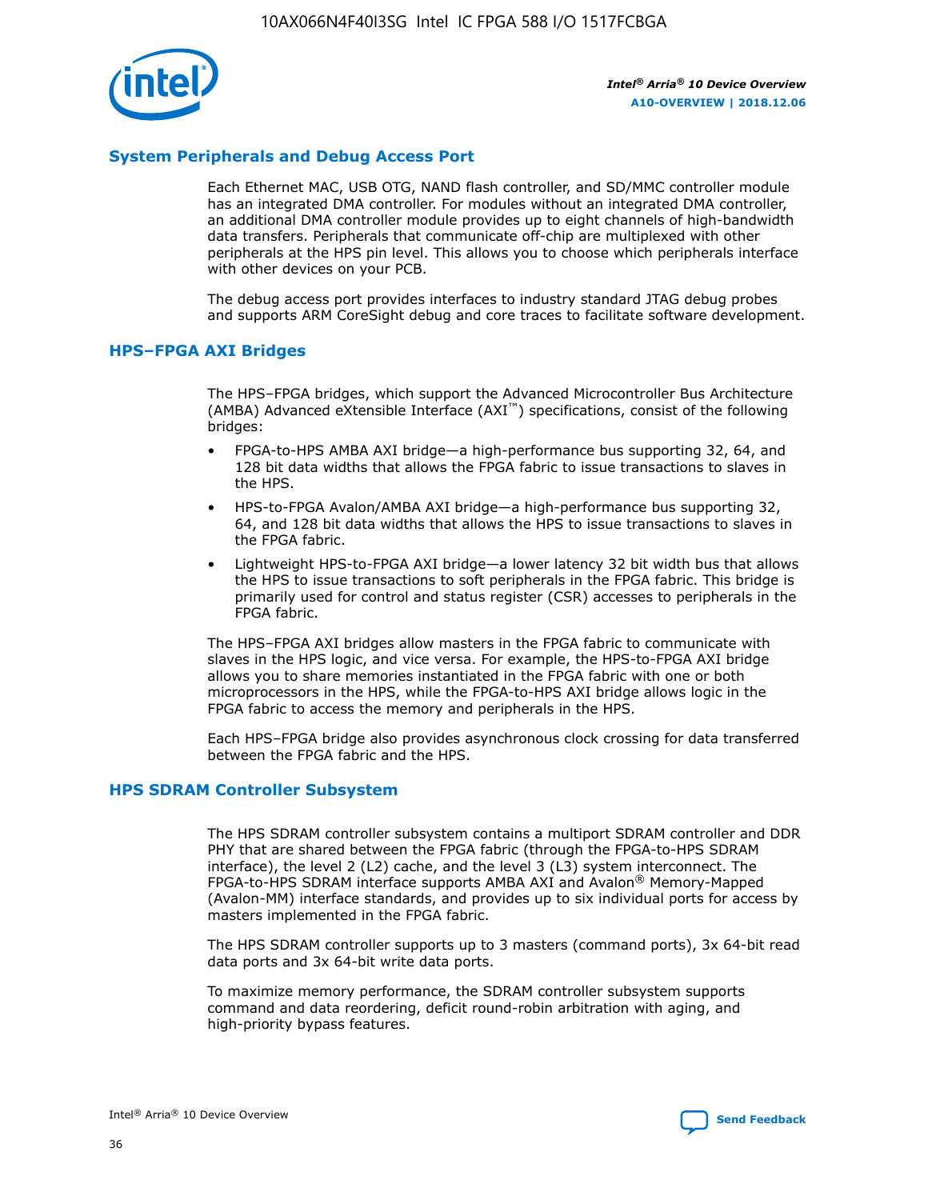## System Peripherals and Debug Access Port

Each Ethernet MAC, USB OTG, NAND flash controller, and SD/MMC controller module has an integrated DMA controller. For modules without an integrated DMA controller, an additional DMA controller module provides up to eight channels of high-bandwidth data transfers. Peripherals that communicate off-chip are multiplexed with other peripherals at the HPS pin level. This allows you to choose which peripherals interface with other devices on your PCB.

The debug access port provides interfaces to industry standard JTAG debug probes and supports ARM CoreSight debug and core traces to facilitate software development.

## HPS–FPGA AXI Bridges

The HPS–FPGA bridges, which support the Advanced Microcontroller Bus Architecture (AMBA) Advanced eXtensible Interface (AXI™) specifications, consist of the following bridges:

- FPGA-to-HPS AMBA AXI bridge—a high-performance bus supporting 32, 64, and 128 bit data widths that allows the FPGA fabric to issue transactions to slaves in the HPS.
- HPS-to-FPGA Avalon/AMBA AXI bridge—a high-performance bus supporting 32, 64, and 128 bit data widths that allows the HPS to issue transactions to slaves in the FPGA fabric.
- Lightweight HPS-to-FPGA AXI bridge—a lower latency 32 bit width bus that allows the HPS to issue transactions to soft peripherals in the FPGA fabric. This bridge is primarily used for control and status register (CSR) accesses to peripherals in the FPGA fabric.

The HPS–FPGA AXI bridges allow masters in the FPGA fabric to communicate with slaves in the HPS logic, and vice versa. For example, the HPS-to-FPGA AXI bridge allows you to share memories instantiated in the FPGA fabric with one or both microprocessors in the HPS, while the FPGA-to-HPS AXI bridge allows logic in the FPGA fabric to access the memory and peripherals in the HPS.

Each HPS–FPGA bridge also provides asynchronous clock crossing for data transferred between the FPGA fabric and the HPS.

## HPS SDRAM Controller Subsystem

The HPS SDRAM controller subsystem contains a multiport SDRAM controller and DDR PHY that are shared between the FPGA fabric (through the FPGA-to-HPS SDRAM interface), the level 2 (L2) cache, and the level 3 (L3) system interconnect. The FPGA-to-HPS SDRAM interface supports AMBA AXI and Avalon® Memory-Mapped (Avalon-MM) interface standards, and provides up to six individual ports for access by masters implemented in the FPGA fabric.

The HPS SDRAM controller supports up to 3 masters (command ports), 3x 64-bit read data ports and 3x 64-bit write data ports.

To maximize memory performance, the SDRAM controller subsystem supports command and data reordering, deficit round-robin arbitration with aging, and high-priority bypass features.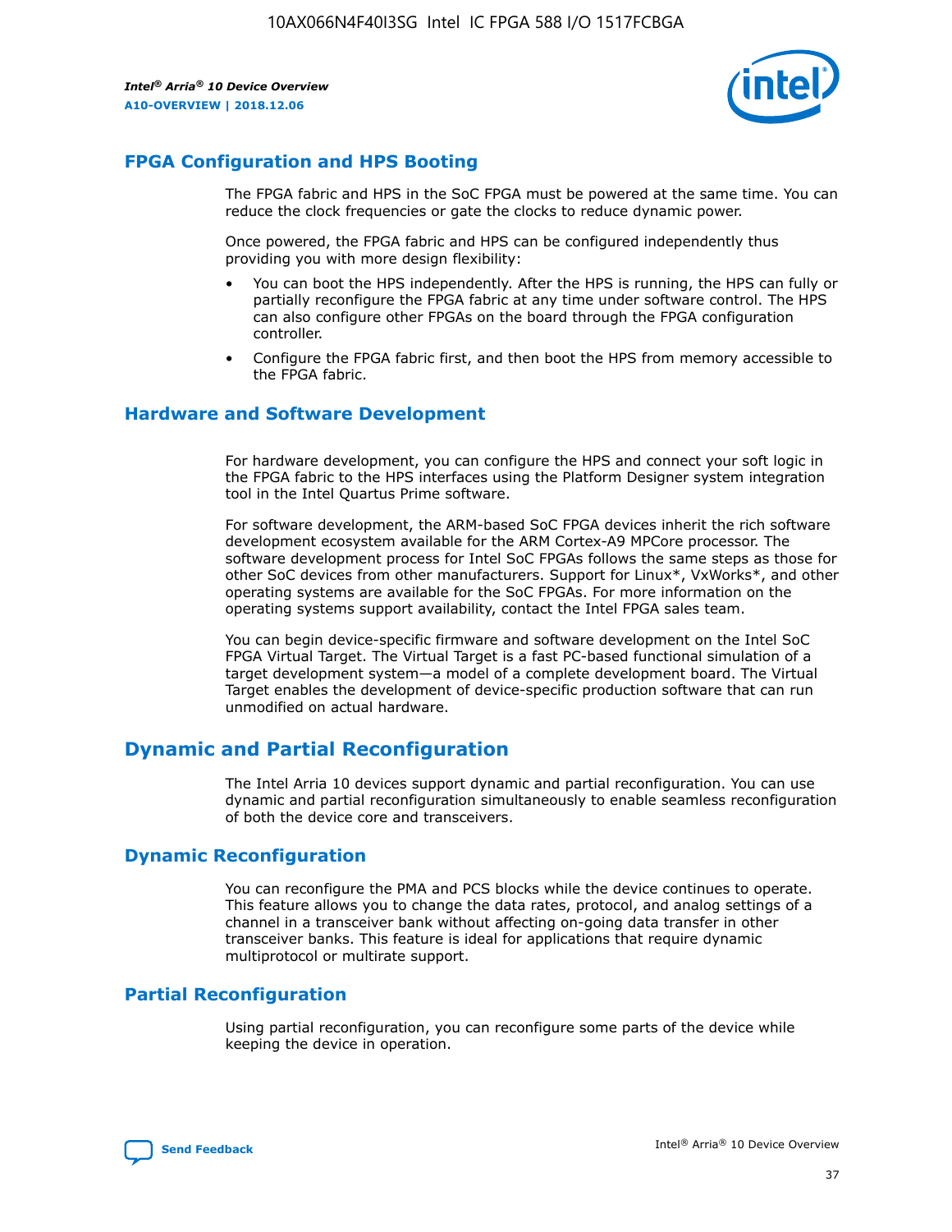## FPGA Configuration and HPS Booting

The FPGA fabric and HPS in the SoC FPGA must be powered at the same time. You can reduce the clock frequencies or gate the clocks to reduce dynamic power.

Once powered, the FPGA fabric and HPS can be configured independently thus providing you with more design flexibility:

- You can boot the HPS independently. After the HPS is running, the HPS can fully or partially reconfigure the FPGA fabric at any time under software control. The HPS can also configure other FPGAs on the board through the FPGA configuration controller.
- Configure the FPGA fabric first, and then boot the HPS from memory accessible to the FPGA fabric.

## Hardware and Software Development

For hardware development, you can configure the HPS and connect your soft logic in the FPGA fabric to the HPS interfaces using the Platform Designer system integration tool in the Intel Quartus Prime software.

For software development, the ARM-based SoC FPGA devices inherit the rich software development ecosystem available for the ARM Cortex-A9 MPCore processor. The software development process for Intel SoC FPGAs follows the same steps as those for other SoC devices from other manufacturers. Support for Linux*, VxWorks*, and other operating systems are available for the SoC FPGAs. For more information on the operating systems support availability, contact the Intel FPGA sales team.

You can begin device-specific firmware and software development on the Intel SoC FPGA Virtual Target. The Virtual Target is a fast PC-based functional simulation of a target development system—a model of a complete development board. The Virtual Target enables the development of device-specific production software that can run unmodified on actual hardware.

# Dynamic and Partial Reconfiguration

The Intel Arria 10 devices support dynamic and partial reconfiguration. You can use dynamic and partial reconfiguration simultaneously to enable seamless reconfiguration of both the device core and transceivers.

## Dynamic Reconfiguration

You can reconfigure the PMA and PCS blocks while the device continues to operate. This feature allows you to change the data rates, protocol, and analog settings of a channel in a transceiver bank without affecting on-going data transfer in other transceiver banks. This feature is ideal for applications that require dynamic multiprotocol or multirate support.

## Partial Reconfiguration

Using partial reconfiguration, you can reconfigure some parts of the device while keeping the device in operation.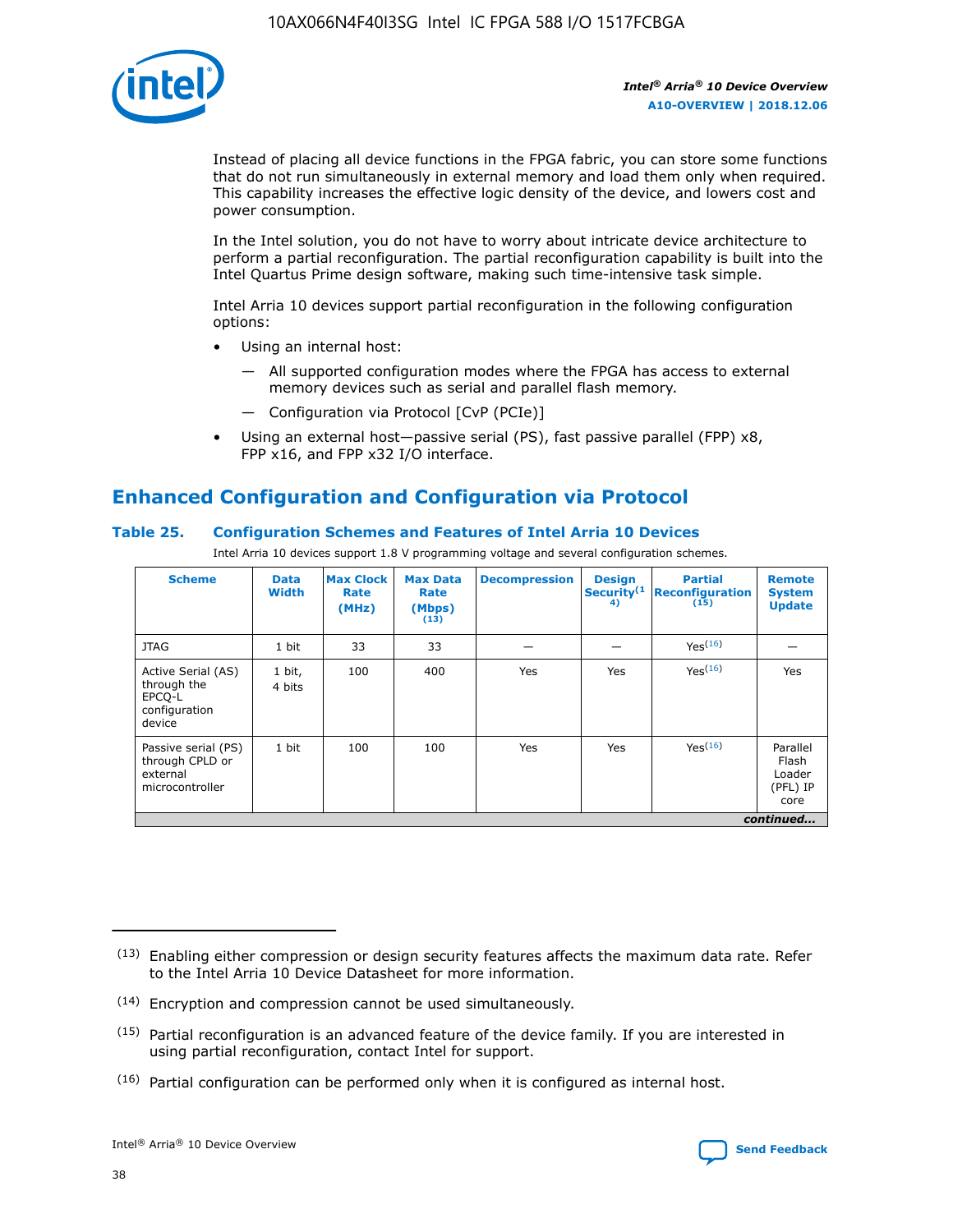Instead of placing all device functions in the FPGA fabric, you can store some functions that do not run simultaneously in external memory and load them only when required. This capability increases the effective logic density of the device, and lowers cost and power consumption.

In the Intel solution, you do not have to worry about intricate device architecture to perform a partial reconfiguration. The partial reconfiguration capability is built into the Intel Quartus Prime design software, making such time-intensive task simple.

Intel Arria 10 devices support partial reconfiguration in the following configuration options:

- Using an internal host:
  - — All supported configuration modes where the FPGA has access to external memory devices such as serial and parallel flash memory.
  - — Configuration via Protocol [CvP (PCIe)]
- Using an external host—passive serial (PS), fast passive parallel (FPP) x8, FPP x16, and FPP x32 I/O interface.

## Enhanced Configuration and Configuration via Protocol

### Table 25. Configuration Schemes and Features of Intel Arria 10 Devices

Intel Arria 10 devices support 1.8 V programming voltage and several configuration schemes.

| Scheme | Data Width | Max Clock Rate (MHz) | Max Data Rate (Mbps) (13) | Decompression | Design Security(14) | Partial Reconfiguration (15) | Remote System Update |
|---|---|---|---|---|---|---|---|
| JTAG | 1 bit | 33 | 33 | — | — | Yes(16) | — |
| Active Serial (AS) through the EPCQ-L configuration device | 1 bit, 4 bits | 100 | 400 | Yes | Yes | Yes(16) | Yes |
| Passive serial (PS) through CPLD or external microcontroller | 1 bit | 100 | 100 | Yes | Yes | Yes(16) | Parallel Flash Loader (PFL) IP core |

*continued...*

(13) Enabling either compression or design security features affects the maximum data rate. Refer to the Intel Arria 10 Device Datasheet for more information.

(14) Encryption and compression cannot be used simultaneously.

(15) Partial reconfiguration is an advanced feature of the device family. If you are interested in using partial reconfiguration, contact Intel for support.

(16) Partial configuration can be performed only when it is configured as internal host.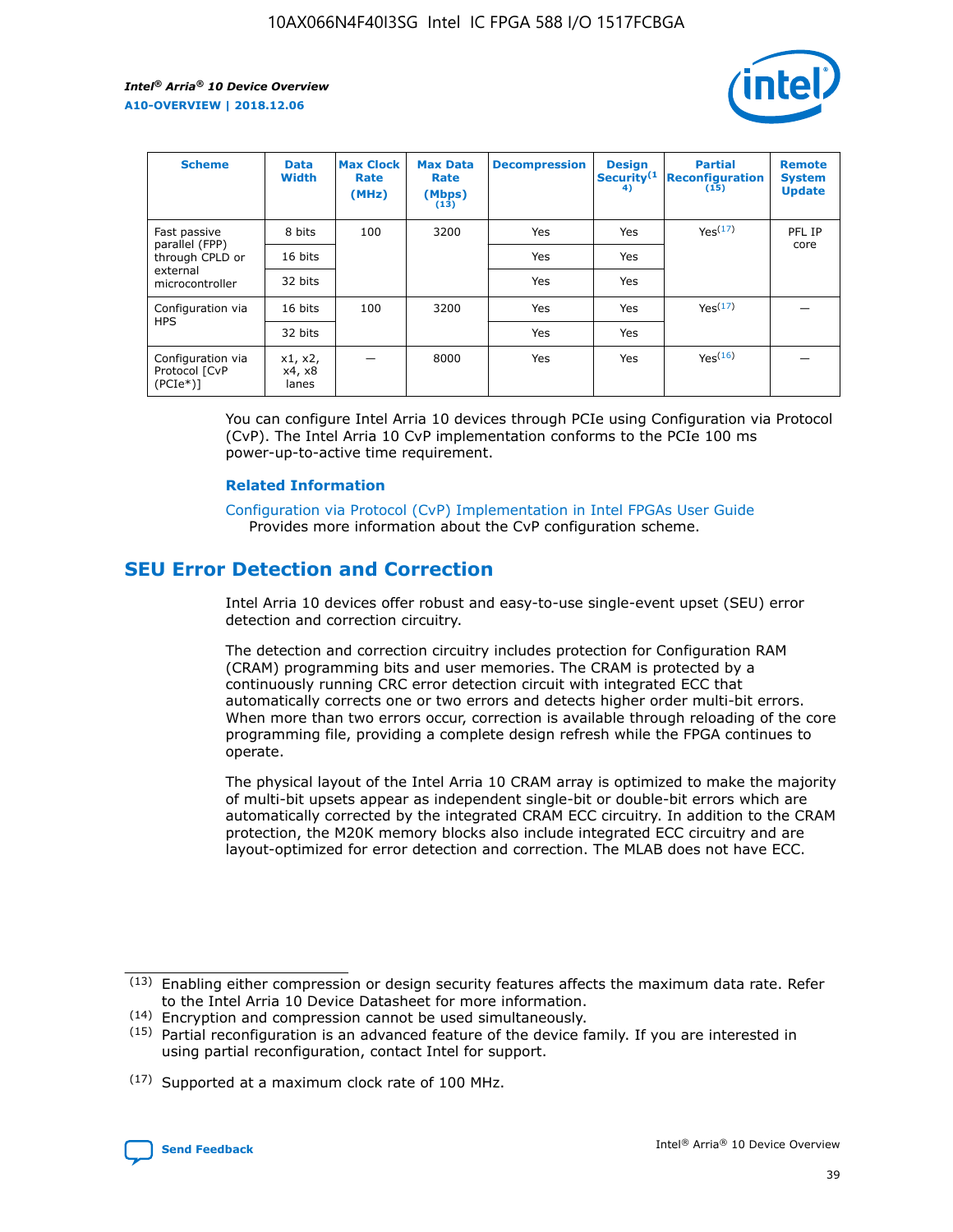| Scheme | Data Width | Max Clock Rate (MHz) | Max Data Rate (Mbps) (13) | Decompression | Design Security(14) | Partial Reconfiguration (15) | Remote System Update |
| --- | --- | --- | --- | --- | --- | --- | --- |
| Fast passive parallel (FPP) through CPLD or external microcontroller | 8 bits | 100 | 3200 | Yes | Yes | Yes(17) | PFL IP core |
| | 16 bits | | | Yes | Yes | | |
| | 32 bits | | | Yes | Yes | | |
| Configuration via HPS | 16 bits | 100 | 3200 | Yes | Yes | Yes(17) | — |
| | 32 bits | | | Yes | Yes | | |
| Configuration via Protocol [CvP (PCIe*)] | x1, x2, x4, x8 lanes | — | 8000 | Yes | Yes | Yes(16) | — |

You can configure Intel Arria 10 devices through PCIe using Configuration via Protocol (CvP). The Intel Arria 10 CvP implementation conforms to the PCIe 100 ms power-up-to-active time requirement.

### Related Information

Configuration via Protocol (CvP) Implementation in Intel FPGAs User Guide
Provides more information about the CvP configuration scheme.

## SEU Error Detection and Correction

Intel Arria 10 devices offer robust and easy-to-use single-event upset (SEU) error detection and correction circuitry.

The detection and correction circuitry includes protection for Configuration RAM (CRAM) programming bits and user memories. The CRAM is protected by a continuously running CRC error detection circuit with integrated ECC that automatically corrects one or two errors and detects higher order multi-bit errors. When more than two errors occur, correction is available through reloading of the core programming file, providing a complete design refresh while the FPGA continues to operate.

The physical layout of the Intel Arria 10 CRAM array is optimized to make the majority of multi-bit upsets appear as independent single-bit or double-bit errors which are automatically corrected by the integrated CRAM ECC circuitry. In addition to the CRAM protection, the M20K memory blocks also include integrated ECC circuitry and are layout-optimized for error detection and correction. The MLAB does not have ECC.

(13) Enabling either compression or design security features affects the maximum data rate. Refer to the Intel Arria 10 Device Datasheet for more information.

(14) Encryption and compression cannot be used simultaneously.

(15) Partial reconfiguration is an advanced feature of the device family. If you are interested in using partial reconfiguration, contact Intel for support.

(17) Supported at a maximum clock rate of 100 MHz.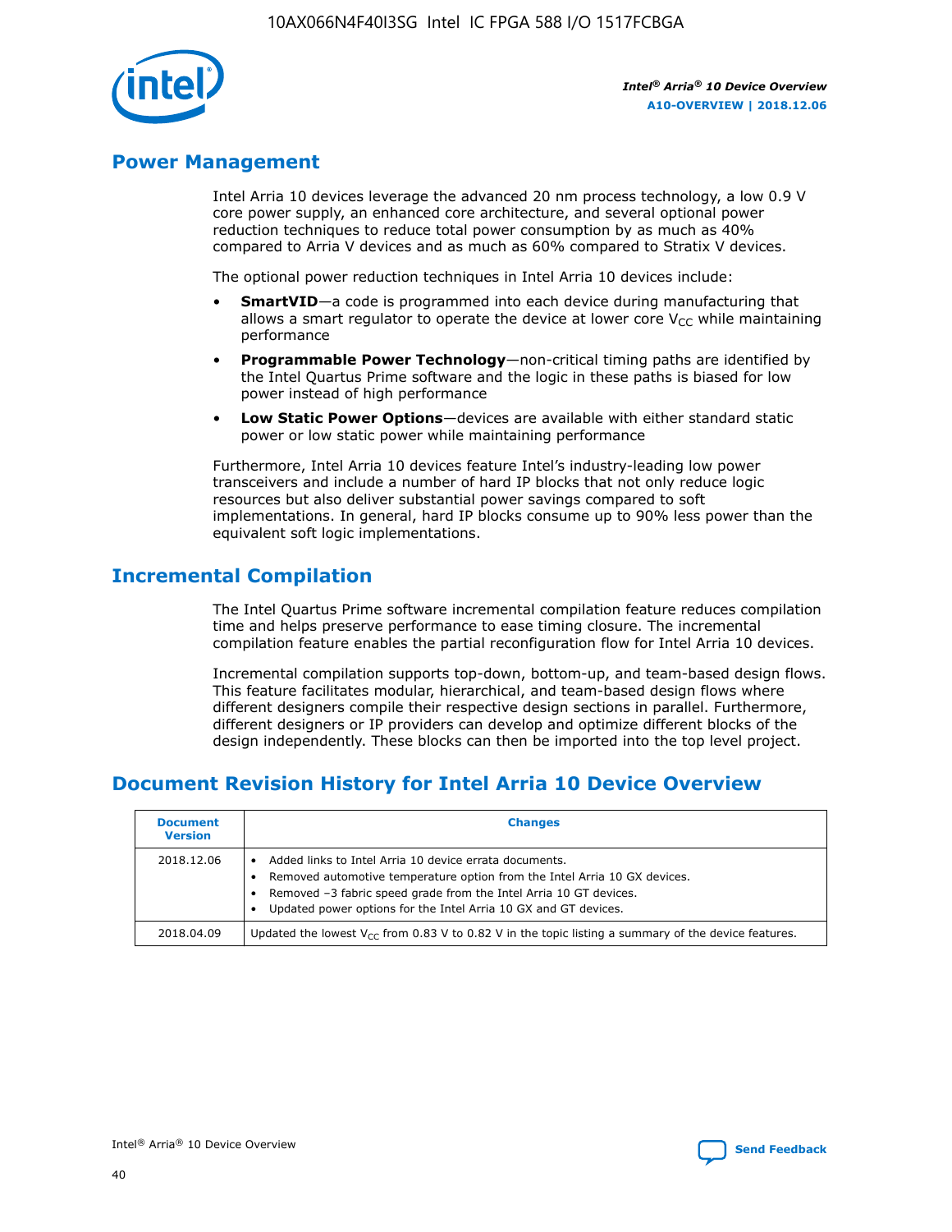## Power Management

Intel Arria 10 devices leverage the advanced 20 nm process technology, a low 0.9 V core power supply, an enhanced core architecture, and several optional power reduction techniques to reduce total power consumption by as much as 40% compared to Arria V devices and as much as 60% compared to Stratix V devices.

The optional power reduction techniques in Intel Arria 10 devices include:

- **SmartVID**—a code is programmed into each device during manufacturing that allows a smart regulator to operate the device at lower core $V_{CC}$ while maintaining performance
- **Programmable Power Technology**—non-critical timing paths are identified by the Intel Quartus Prime software and the logic in these paths is biased for low power instead of high performance
- **Low Static Power Options**—devices are available with either standard static power or low static power while maintaining performance

Furthermore, Intel Arria 10 devices feature Intel's industry-leading low power transceivers and include a number of hard IP blocks that not only reduce logic resources but also deliver substantial power savings compared to soft implementations. In general, hard IP blocks consume up to 90% less power than the equivalent soft logic implementations.

## Incremental Compilation

The Intel Quartus Prime software incremental compilation feature reduces compilation time and helps preserve performance to ease timing closure. The incremental compilation feature enables the partial reconfiguration flow for Intel Arria 10 devices.

Incremental compilation supports top-down, bottom-up, and team-based design flows. This feature facilitates modular, hierarchical, and team-based design flows where different designers compile their respective design sections in parallel. Furthermore, different designers or IP providers can develop and optimize different blocks of the design independently. These blocks can then be imported into the top level project.

## Document Revision History for Intel Arria 10 Device Overview

| Document Version | Changes |
| --- | --- |
| 2018.12.06 | • Added links to Intel Arria 10 device errata documents.<br>• Removed automotive temperature option from the Intel Arria 10 GX devices.<br>• Removed –3 fabric speed grade from the Intel Arria 10 GT devices.<br>• Updated power options for the Intel Arria 10 GX and GT devices. |
| 2018.04.09 | Updated the lowest $V_{CC}$ from 0.83 V to 0.82 V in the topic listing a summary of the device features. |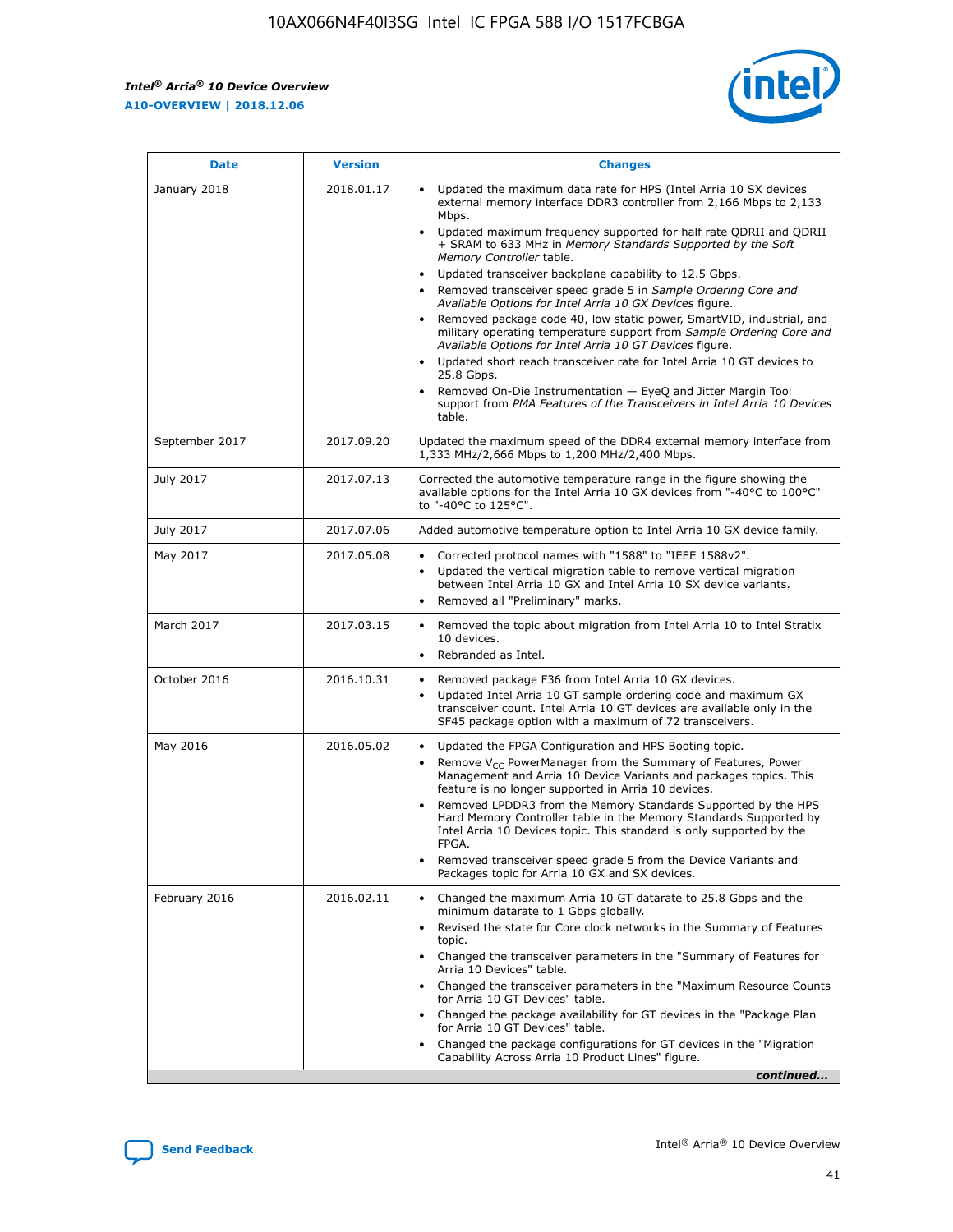| Date | Version | Changes |
| --- | --- | --- |
| January 2018 | 2018.01.17 | • Updated the maximum data rate for HPS (Intel Arria 10 SX devices external memory interface DDR3 controller from 2,166 Mbps to 2,133 Mbps.<br>• Updated maximum frequency supported for half rate QDRII and QDRII + SRAM to 633 MHz in *Memory Standards Supported by the Soft Memory Controller* table.<br>• Updated transceiver backplane capability to 12.5 Gbps.<br>• Removed transceiver speed grade 5 in *Sample Ordering Core and Available Options for Intel Arria 10 GX Devices* figure.<br>• Removed package code 40, low static power, SmartVID, industrial, and military operating temperature support from *Sample Ordering Core and Available Options for Intel Arria 10 GT Devices* figure.<br>• Updated short reach transceiver rate for Intel Arria 10 GT devices to 25.8 Gbps.<br>• Removed On-Die Instrumentation — EyeQ and Jitter Margin Tool support from *PMA Features of the Transceivers in Intel Arria 10 Devices* table. |
| September 2017 | 2017.09.20 | Updated the maximum speed of the DDR4 external memory interface from 1,333 MHz/2,666 Mbps to 1,200 MHz/2,400 Mbps. |
| July 2017 | 2017.07.13 | Corrected the automotive temperature range in the figure showing the available options for the Intel Arria 10 GX devices from "-40°C to 100°C" to "-40°C to 125°C". |
| July 2017 | 2017.07.06 | Added automotive temperature option to Intel Arria 10 GX device family. |
| May 2017 | 2017.05.08 | • Corrected protocol names with "1588" to "IEEE 1588v2".<br>• Updated the vertical migration table to remove vertical migration between Intel Arria 10 GX and Intel Arria 10 SX device variants.<br>• Removed all "Preliminary" marks. |
| March 2017 | 2017.03.15 | • Removed the topic about migration from Intel Arria 10 to Intel Stratix 10 devices.<br>• Rebranded as Intel. |
| October 2016 | 2016.10.31 | • Removed package F36 from Intel Arria 10 GX devices.<br>• Updated Intel Arria 10 GT sample ordering code and maximum GX transceiver count. Intel Arria 10 GT devices are available only in the SF45 package option with a maximum of 72 transceivers. |
| May 2016 | 2016.05.02 | • Updated the FPGA Configuration and HPS Booting topic.<br>• Remove $V_{CC}$ PowerManager from the Summary of Features, Power Management and Arria 10 Device Variants and packages topics. This feature is no longer supported in Arria 10 devices.<br>• Removed LPDDR3 from the Memory Standards Supported by the HPS Hard Memory Controller table in the Memory Standards Supported by Intel Arria 10 Devices topic. This standard is only supported by the FPGA.<br>• Removed transceiver speed grade 5 from the Device Variants and Packages topic for Arria 10 GX and SX devices. |
| February 2016 | 2016.02.11 | • Changed the maximum Arria 10 GT datarate to 25.8 Gbps and the minimum datarate to 1 Gbps globally.<br>• Revised the state for Core clock networks in the Summary of Features topic.<br>• Changed the transceiver parameters in the "Summary of Features for Arria 10 Devices" table.<br>• Changed the transceiver parameters in the "Maximum Resource Counts for Arria 10 GT Devices" table.<br>• Changed the package availability for GT devices in the "Package Plan for Arria 10 GT Devices" table.<br>• Changed the package configurations for GT devices in the "Migration Capability Across Arria 10 Product Lines" figure. |

*continued...*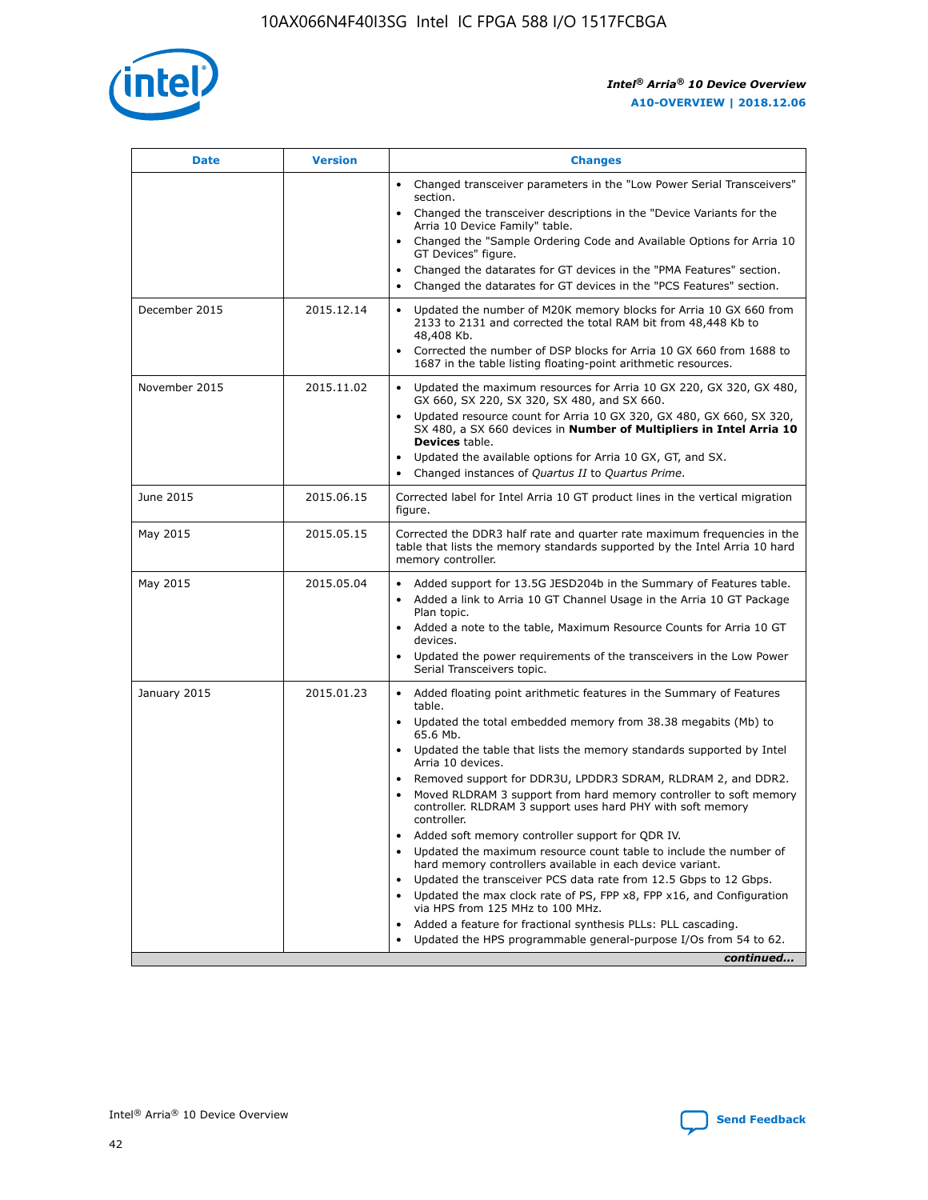| Date | Version | Changes |
| --- | --- | --- |
| | | • Changed transceiver parameters in the "Low Power Serial Transceivers" section.<br>• Changed the transceiver descriptions in the "Device Variants for the Arria 10 Device Family" table.<br>• Changed the "Sample Ordering Code and Available Options for Arria 10 GT Devices" figure.<br>• Changed the datarates for GT devices in the "PMA Features" section.<br>• Changed the datarates for GT devices in the "PCS Features" section. |
| December 2015 | 2015.12.14 | • Updated the number of M20K memory blocks for Arria 10 GX 660 from 2133 to 2131 and corrected the total RAM bit from 48,448 Kb to 48,408 Kb.<br>• Corrected the number of DSP blocks for Arria 10 GX 660 from 1688 to 1687 in the table listing floating-point arithmetic resources. |
| November 2015 | 2015.11.02 | • Updated the maximum resources for Arria 10 GX 220, GX 320, GX 480, GX 660, SX 220, SX 320, SX 480, and SX 660.<br>• Updated resource count for Arria 10 GX 320, GX 480, GX 660, SX 320, SX 480, a SX 660 devices in **Number of Multipliers in Intel Arria 10 Devices** table.<br>• Updated the available options for Arria 10 GX, GT, and SX.<br>• Changed instances of *Quartus II* to *Quartus Prime*. |
| June 2015 | 2015.06.15 | Corrected label for Intel Arria 10 GT product lines in the vertical migration figure. |
| May 2015 | 2015.05.15 | Corrected the DDR3 half rate and quarter rate maximum frequencies in the table that lists the memory standards supported by the Intel Arria 10 hard memory controller. |
| May 2015 | 2015.05.04 | • Added support for 13.5G JESD204b in the Summary of Features table.<br>• Added a link to Arria 10 GT Channel Usage in the Arria 10 GT Package Plan topic.<br>• Added a note to the table, Maximum Resource Counts for Arria 10 GT devices.<br>• Updated the power requirements of the transceivers in the Low Power Serial Transceivers topic. |
| January 2015 | 2015.01.23 | • Added floating point arithmetic features in the Summary of Features table.<br>• Updated the total embedded memory from 38.38 megabits (Mb) to 65.6 Mb.<br>• Updated the table that lists the memory standards supported by Intel Arria 10 devices.<br>• Removed support for DDR3U, LPDDR3 SDRAM, RLDRAM 2, and DDR2.<br>• Moved RLDRAM 3 support from hard memory controller to soft memory controller. RLDRAM 3 support uses hard PHY with soft memory controller.<br>• Added soft memory controller support for QDR IV.<br>• Updated the maximum resource count table to include the number of hard memory controllers available in each device variant.<br>• Updated the transceiver PCS data rate from 12.5 Gbps to 12 Gbps.<br>• Updated the max clock rate of PS, FPP x8, FPP x16, and Configuration via HPS from 125 MHz to 100 MHz.<br>• Added a feature for fractional synthesis PLLs: PLL cascading.<br>• Updated the HPS programmable general-purpose I/Os from 54 to 62. |

*continued...*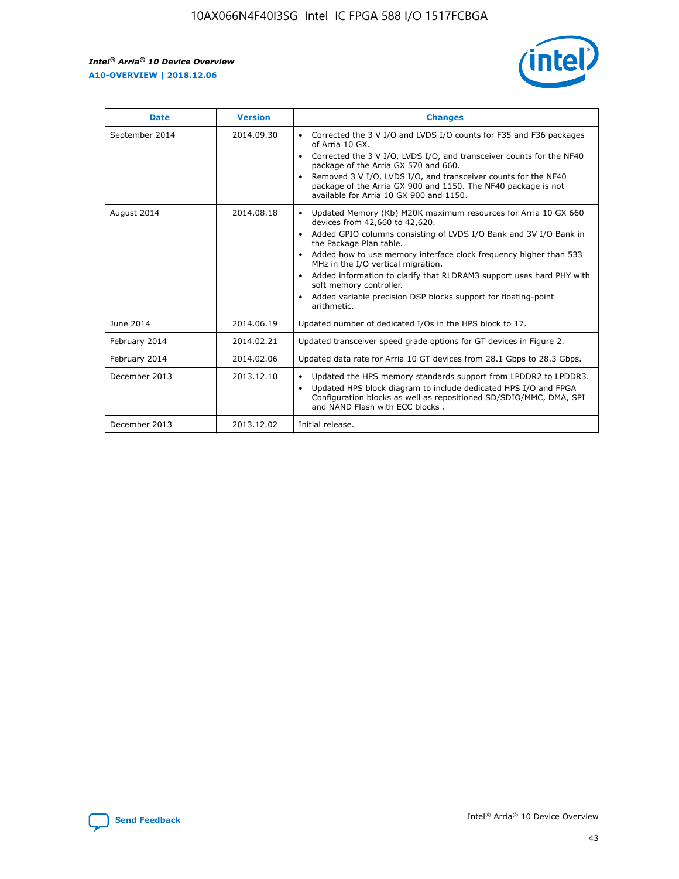| Date | Version | Changes |
| --- | --- | --- |
| September 2014 | 2014.09.30 | • Corrected the 3 V I/O and LVDS I/O counts for F35 and F36 packages of Arria 10 GX.<br>• Corrected the 3 V I/O, LVDS I/O, and transceiver counts for the NF40 package of the Arria GX 570 and 660.<br>• Removed 3 V I/O, LVDS I/O, and transceiver counts for the NF40 package of the Arria GX 900 and 1150. The NF40 package is not available for Arria 10 GX 900 and 1150. |
| August 2014 | 2014.08.18 | • Updated Memory (Kb) M20K maximum resources for Arria 10 GX 660 devices from 42,660 to 42,620.<br>• Added GPIO columns consisting of LVDS I/O Bank and 3V I/O Bank in the Package Plan table.<br>• Added how to use memory interface clock frequency higher than 533 MHz in the I/O vertical migration.<br>• Added information to clarify that RLDRAM3 support uses hard PHY with soft memory controller.<br>• Added variable precision DSP blocks support for floating-point arithmetic. |
| June 2014 | 2014.06.19 | Updated number of dedicated I/Os in the HPS block to 17. |
| February 2014 | 2014.02.21 | Updated transceiver speed grade options for GT devices in Figure 2. |
| February 2014 | 2014.02.06 | Updated data rate for Arria 10 GT devices from 28.1 Gbps to 28.3 Gbps. |
| December 2013 | 2013.12.10 | • Updated the HPS memory standards support from LPDDR2 to LPDDR3.<br>• Updated HPS block diagram to include dedicated HPS I/O and FPGA Configuration blocks as well as repositioned SD/SDIO/MMC, DMA, SPI and NAND Flash with ECC blocks . |
| December 2013 | 2013.12.02 | Initial release. |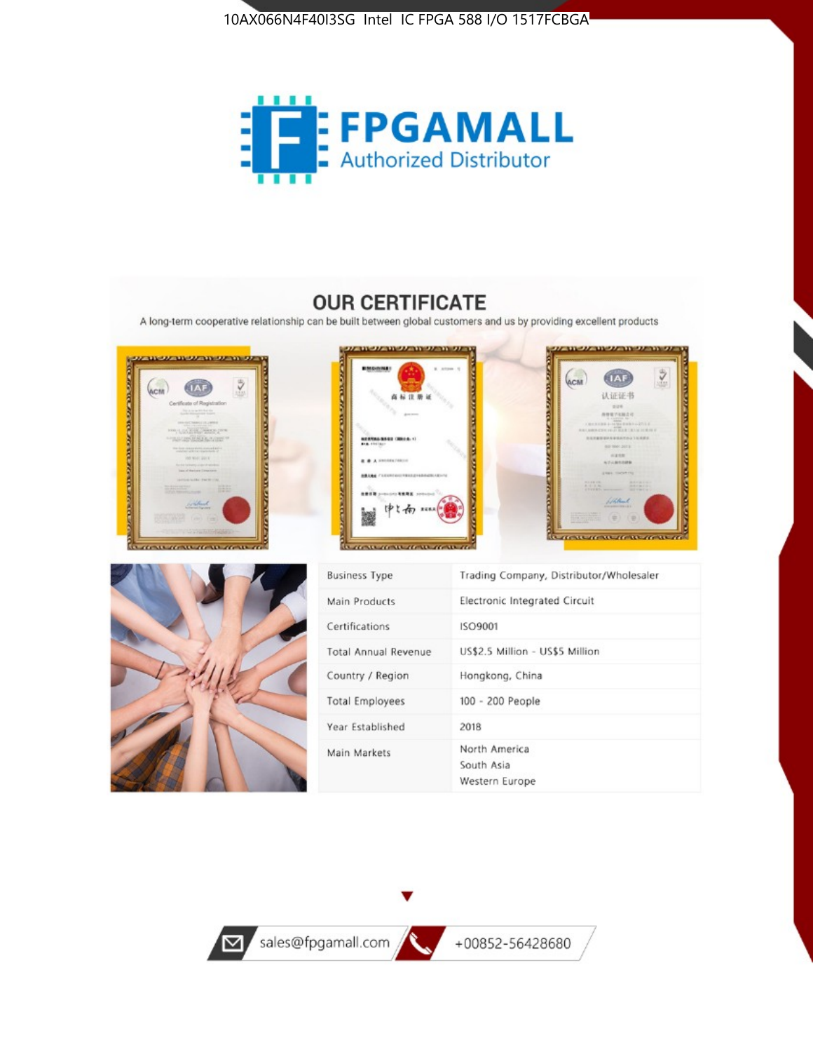FPGAMALL
Authorized Distributor

# OUR CERTIFICATE

A long-term cooperative relationship can be built between global customers and us by providing excellent products

| | |
|---|---|
| Business Type | Trading Company, Distributor/Wholesaler |
| Main Products | Electronic Integrated Circuit |
| Certifications | ISO9001 |
| Total Annual Revenue | US$2.5 Million - US$5 Million |
| Country / Region | Hongkong, China |
| Total Employees | 100 - 200 People |
| Year Established | 2018 |
| Main Markets | North America<br>South Asia<br>Western Europe |

sales@fpgamall.com

+00852-56428680